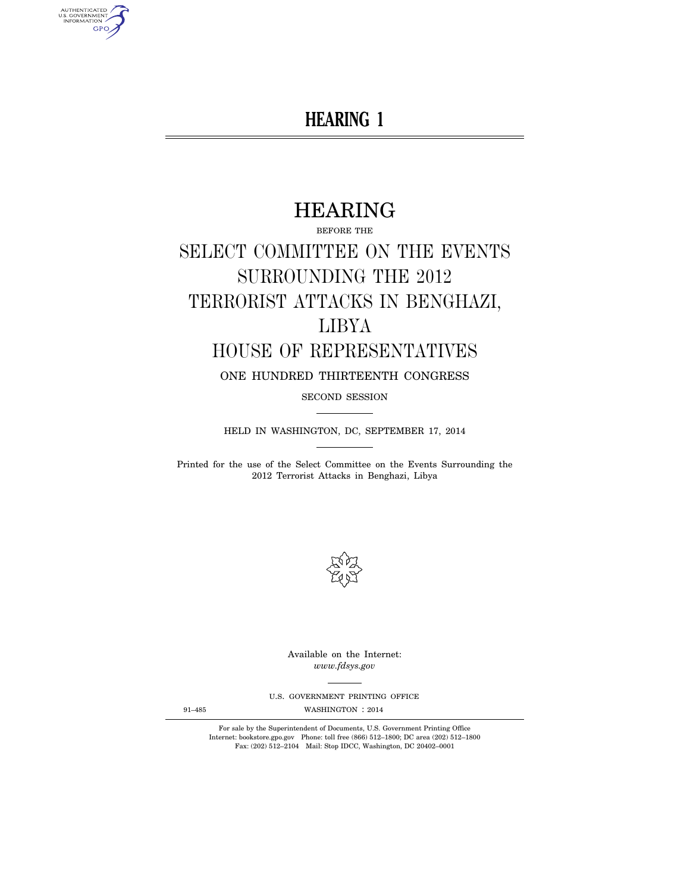# HEARING 1

# HEARING

BEFORE THE

# SELECT COMMITTEE ON THE EVENTS SURROUNDING THE 2012 TERRORIST ATTACKS IN BENGHAZI, LIBYA

# HOUSE OF REPRESENTATIVES

ONE HUNDRED THIRTEENTH CONGRESS

SECOND SESSION

HELD IN WASHINGTON, DC, SEPTEMBER 17, 2014

Printed for the use of the Select Committee on the Events Surrounding the 2012 Terrorist Attacks in Benghazi, Libya

Available on the Internet:
*www.fdsys.gov*

U.S. GOVERNMENT PRINTING OFFICE

91–485 WASHINGTON : 2014

For sale by the Superintendent of Documents, U.S. Government Printing Office
Internet: bookstore.gpo.gov Phone: toll free (866) 512–1800; DC area (202) 512–1800
Fax: (202) 512–2104 Mail: Stop IDCC, Washington, DC 20402–0001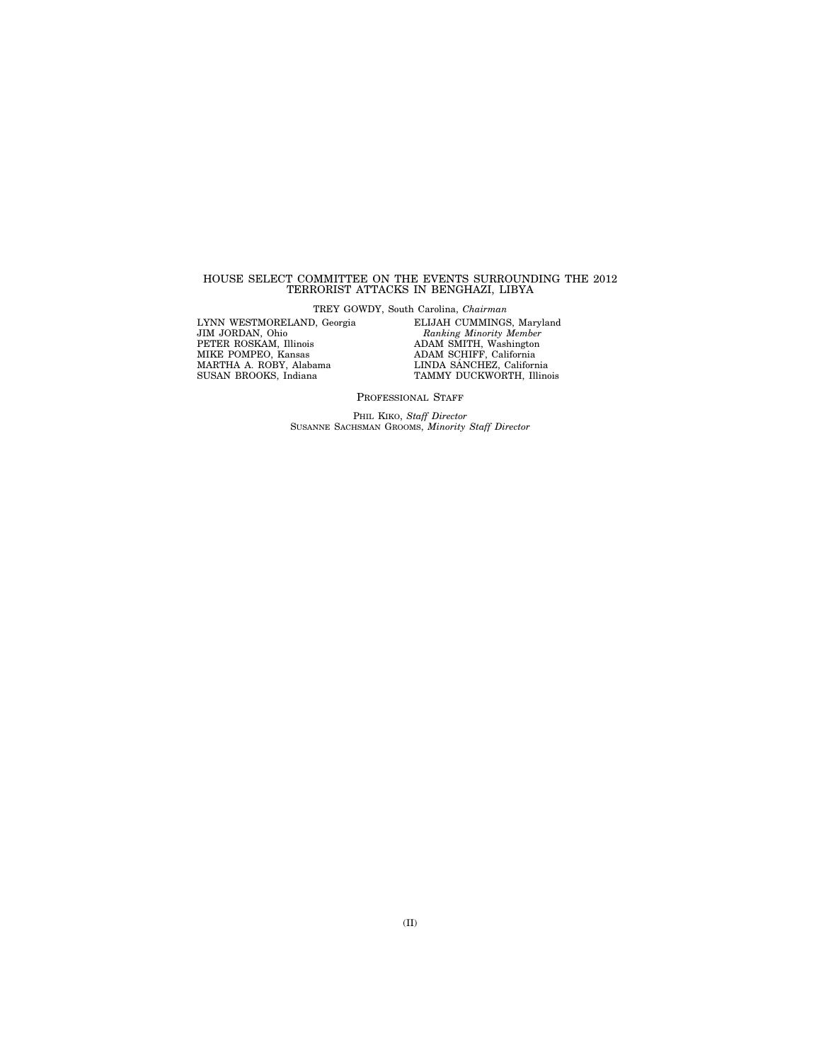HOUSE SELECT COMMITTEE ON THE EVENTS SURROUNDING THE 2012 TERRORIST ATTACKS IN BENGHAZI, LIBYA

TREY GOWDY, South Carolina, *Chairman*

LYNN WESTMORELAND, Georgia
JIM JORDAN, Ohio
PETER ROSKAM, Illinois
MIKE POMPEO, Kansas
MARTHA A. ROBY, Alabama
SUSAN BROOKS, Indiana

ELIJAH CUMMINGS, Maryland
*Ranking Minority Member*
ADAM SMITH, Washington
ADAM SCHIFF, California
LINDA SÁNCHEZ, California
TAMMY DUCKWORTH, Illinois

PROFESSIONAL STAFF

PHIL KIKO, *Staff Director*
SUSANNE SACHSMAN GROOMS, *Minority Staff Director*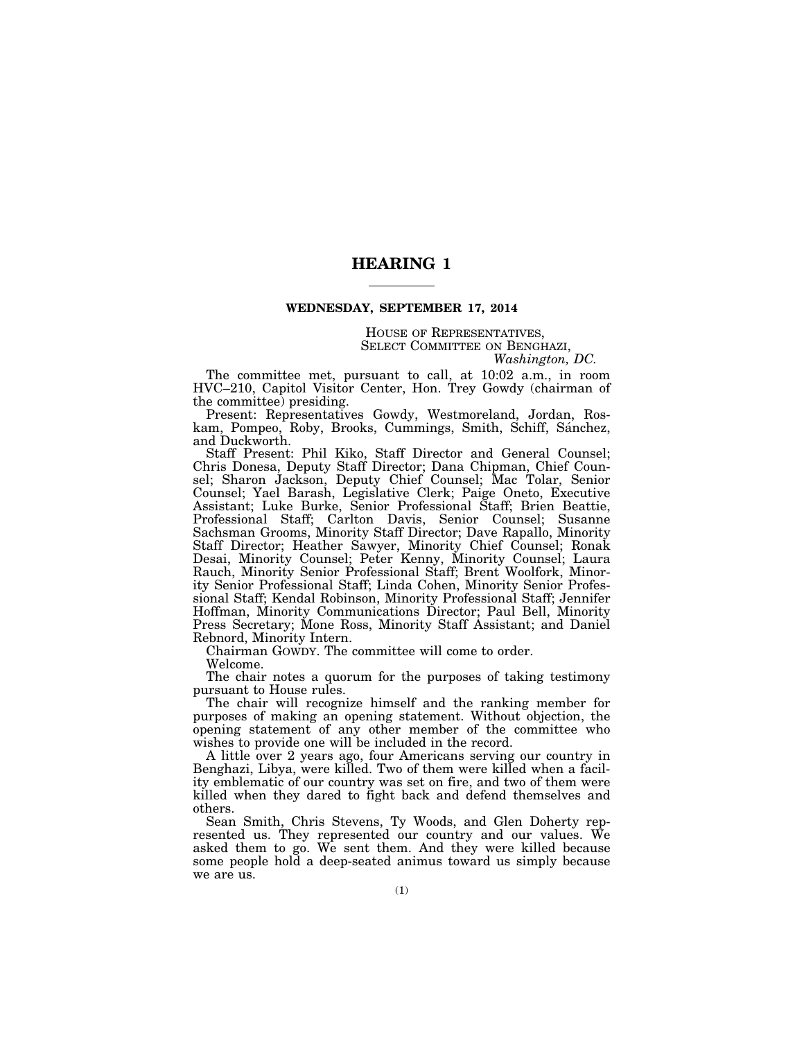# HEARING 1

**WEDNESDAY, SEPTEMBER 17, 2014**

HOUSE OF REPRESENTATIVES,
SELECT COMMITTEE ON BENGHAZI,
*Washington, DC.*

The committee met, pursuant to call, at 10:02 a.m., in room HVC–210, Capitol Visitor Center, Hon. Trey Gowdy (chairman of the committee) presiding.

Present: Representatives Gowdy, Westmoreland, Jordan, Roskam, Pompeo, Roby, Brooks, Cummings, Smith, Schiff, Sánchez, and Duckworth.

Staff Present: Phil Kiko, Staff Director and General Counsel; Chris Donesa, Deputy Staff Director; Dana Chipman, Chief Counsel; Sharon Jackson, Deputy Chief Counsel; Mac Tolar, Senior Counsel; Yael Barash, Legislative Clerk; Paige Oneto, Executive Assistant; Luke Burke, Senior Professional Staff; Brien Beattie, Professional Staff; Carlton Davis, Senior Counsel; Susanne Sachsman Grooms, Minority Staff Director; Dave Rapallo, Minority Staff Director; Heather Sawyer, Minority Chief Counsel; Ronak Desai, Minority Counsel; Peter Kenny, Minority Counsel; Laura Rauch, Minority Senior Professional Staff; Brent Woolfork, Minority Senior Professional Staff; Linda Cohen, Minority Senior Professional Staff; Kendal Robinson, Minority Professional Staff; Jennifer Hoffman, Minority Communications Director; Paul Bell, Minority Press Secretary; Mone Ross, Minority Staff Assistant; and Daniel Rebnord, Minority Intern.

Chairman GOWDY. The committee will come to order.

Welcome.

The chair notes a quorum for the purposes of taking testimony pursuant to House rules.

The chair will recognize himself and the ranking member for purposes of making an opening statement. Without objection, the opening statement of any other member of the committee who wishes to provide one will be included in the record.

A little over 2 years ago, four Americans serving our country in Benghazi, Libya, were killed. Two of them were killed when a facility emblematic of our country was set on fire, and two of them were killed when they dared to fight back and defend themselves and others.

Sean Smith, Chris Stevens, Ty Woods, and Glen Doherty represented us. They represented our country and our values. We asked them to go. We sent them. And they were killed because some people hold a deep-seated animus toward us simply because we are us.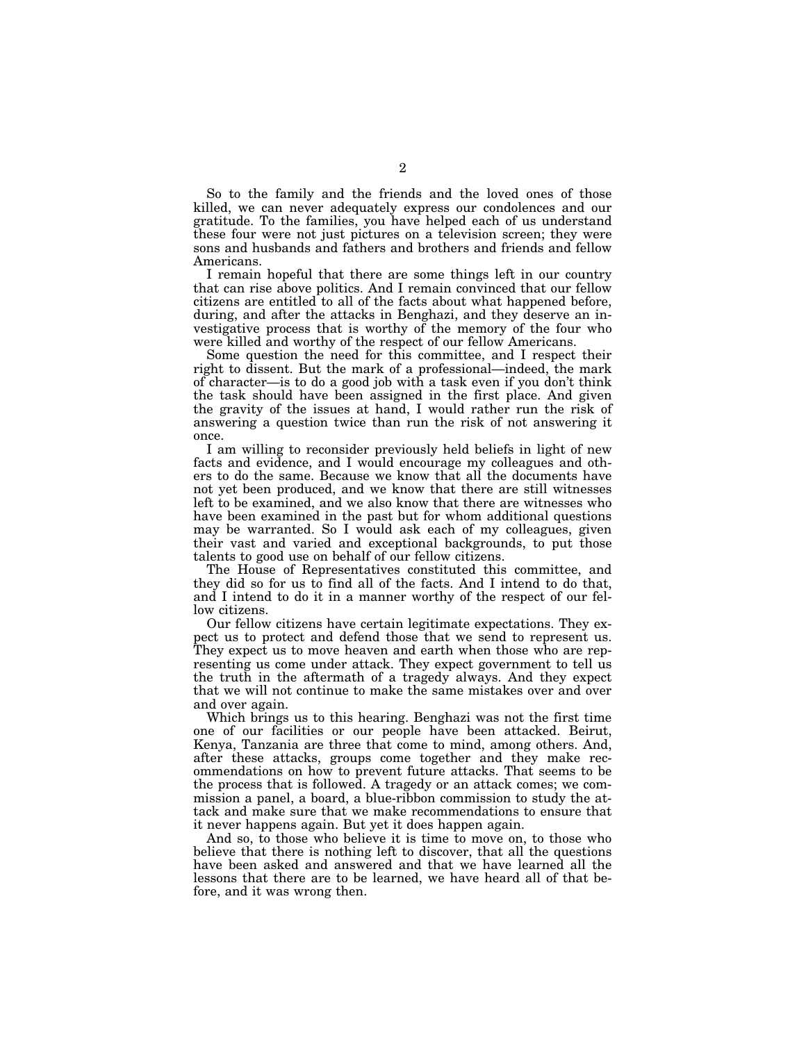So to the family and the friends and the loved ones of those killed, we can never adequately express our condolences and our gratitude. To the families, you have helped each of us understand these four were not just pictures on a television screen; they were sons and husbands and fathers and brothers and friends and fellow Americans.

I remain hopeful that there are some things left in our country that can rise above politics. And I remain convinced that our fellow citizens are entitled to all of the facts about what happened before, during, and after the attacks in Benghazi, and they deserve an investigative process that is worthy of the memory of the four who were killed and worthy of the respect of our fellow Americans.

Some question the need for this committee, and I respect their right to dissent. But the mark of a professional—indeed, the mark of character—is to do a good job with a task even if you don't think the task should have been assigned in the first place. And given the gravity of the issues at hand, I would rather run the risk of answering a question twice than run the risk of not answering it once.

I am willing to reconsider previously held beliefs in light of new facts and evidence, and I would encourage my colleagues and others to do the same. Because we know that all the documents have not yet been produced, and we know that there are still witnesses left to be examined, and we also know that there are witnesses who have been examined in the past but for whom additional questions may be warranted. So I would ask each of my colleagues, given their vast and varied and exceptional backgrounds, to put those talents to good use on behalf of our fellow citizens.

The House of Representatives constituted this committee, and they did so for us to find all of the facts. And I intend to do that, and I intend to do it in a manner worthy of the respect of our fellow citizens.

Our fellow citizens have certain legitimate expectations. They expect us to protect and defend those that we send to represent us. They expect us to move heaven and earth when those who are representing us come under attack. They expect government to tell us the truth in the aftermath of a tragedy always. And they expect that we will not continue to make the same mistakes over and over and over again.

Which brings us to this hearing. Benghazi was not the first time one of our facilities or our people have been attacked. Beirut, Kenya, Tanzania are three that come to mind, among others. And, after these attacks, groups come together and they make recommendations on how to prevent future attacks. That seems to be the process that is followed. A tragedy or an attack comes; we commission a panel, a board, a blue-ribbon commission to study the attack and make sure that we make recommendations to ensure that it never happens again. But yet it does happen again.

And so, to those who believe it is time to move on, to those who believe that there is nothing left to discover, that all the questions have been asked and answered and that we have learned all the lessons that there are to be learned, we have heard all of that before, and it was wrong then.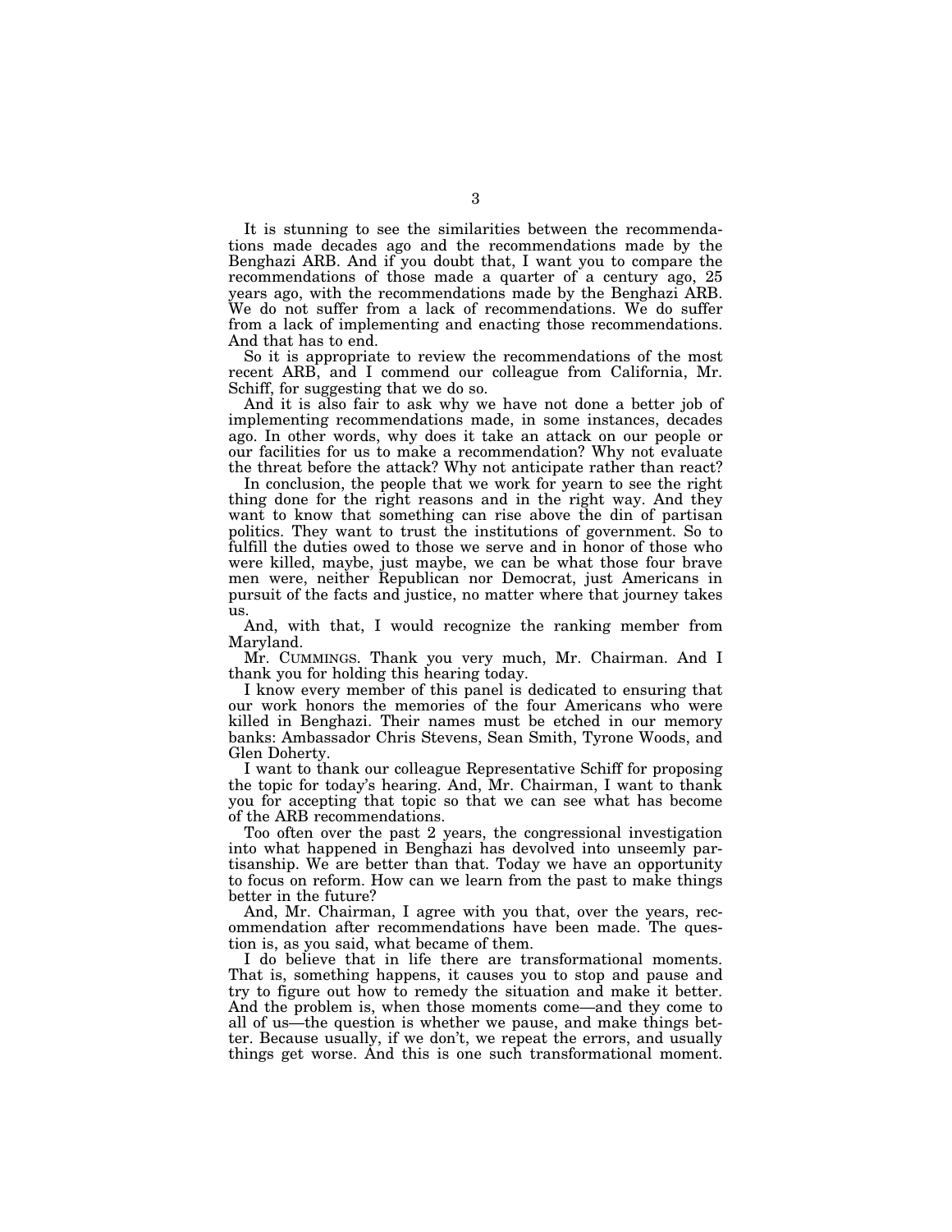It is stunning to see the similarities between the recommendations made decades ago and the recommendations made by the Benghazi ARB. And if you doubt that, I want you to compare the recommendations of those made a quarter of a century ago, 25 years ago, with the recommendations made by the Benghazi ARB. We do not suffer from a lack of recommendations. We do suffer from a lack of implementing and enacting those recommendations. And that has to end.

So it is appropriate to review the recommendations of the most recent ARB, and I commend our colleague from California, Mr. Schiff, for suggesting that we do so.

And it is also fair to ask why we have not done a better job of implementing recommendations made, in some instances, decades ago. In other words, why does it take an attack on our people or our facilities for us to make a recommendation? Why not evaluate the threat before the attack? Why not anticipate rather than react?

In conclusion, the people that we work for yearn to see the right thing done for the right reasons and in the right way. And they want to know that something can rise above the din of partisan politics. They want to trust the institutions of government. So to fulfill the duties owed to those we serve and in honor of those who were killed, maybe, just maybe, we can be what those four brave men were, neither Republican nor Democrat, just Americans in pursuit of the facts and justice, no matter where that journey takes us.

And, with that, I would recognize the ranking member from Maryland.

Mr. CUMMINGS. Thank you very much, Mr. Chairman. And I thank you for holding this hearing today.

I know every member of this panel is dedicated to ensuring that our work honors the memories of the four Americans who were killed in Benghazi. Their names must be etched in our memory banks: Ambassador Chris Stevens, Sean Smith, Tyrone Woods, and Glen Doherty.

I want to thank our colleague Representative Schiff for proposing the topic for today's hearing. And, Mr. Chairman, I want to thank you for accepting that topic so that we can see what has become of the ARB recommendations.

Too often over the past 2 years, the congressional investigation into what happened in Benghazi has devolved into unseemly partisanship. We are better than that. Today we have an opportunity to focus on reform. How can we learn from the past to make things better in the future?

And, Mr. Chairman, I agree with you that, over the years, recommendation after recommendation have been made. The question is, as you said, what became of them.

I do believe that in life there are transformational moments. That is, something happens, it causes you to stop and pause and try to figure out how to remedy the situation and make it better. And the problem is, when those moments come—and they come to all of us—the question is whether we pause, and make things better. Because usually, if we don't, we repeat the errors, and usually things get worse. And this is one such transformational moment.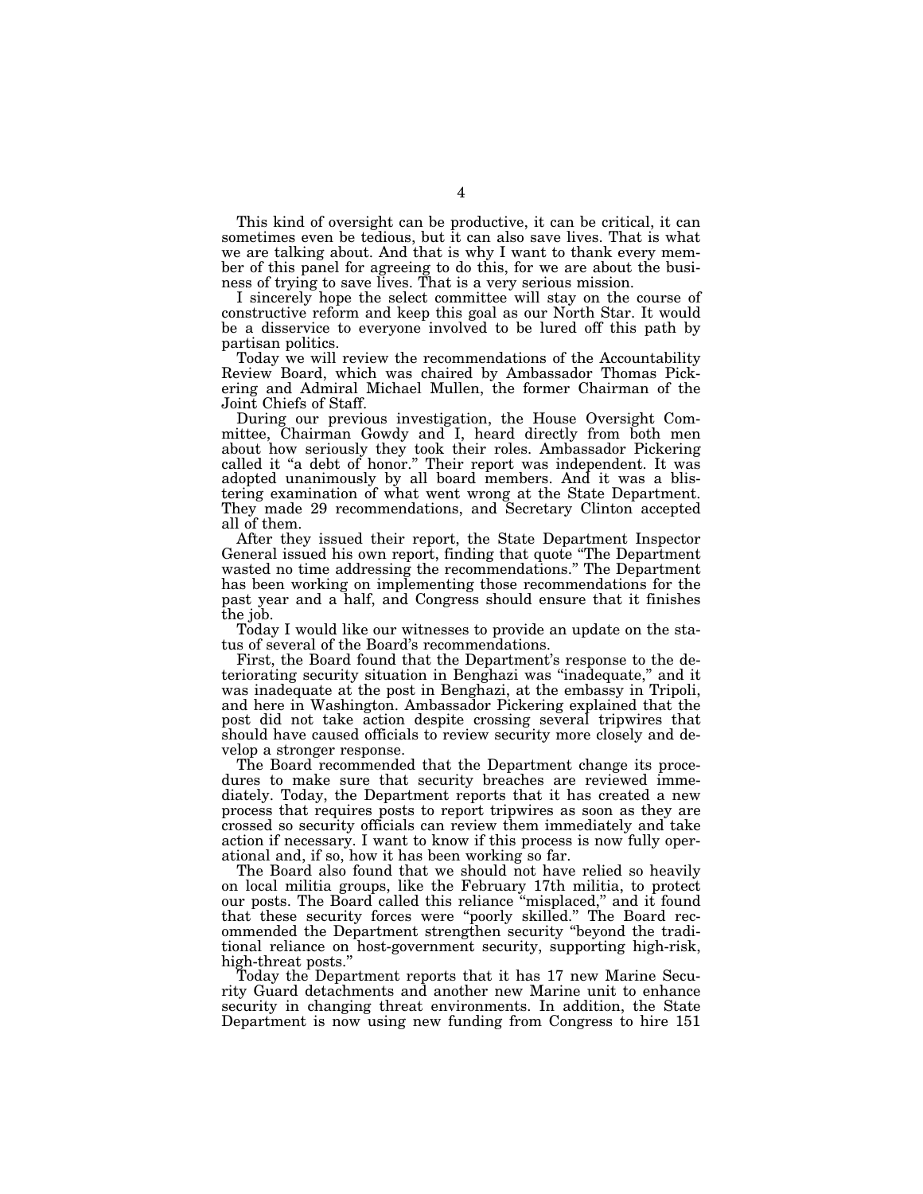This kind of oversight can be productive, it can be critical, it can sometimes even be tedious, but it can also save lives. That is what we are talking about. And that is why I want to thank every member of this panel for agreeing to do this, for we are about the business of trying to save lives. That is a very serious mission.

I sincerely hope the select committee will stay on the course of constructive reform and keep this goal as our North Star. It would be a disservice to everyone involved to be lured off this path by partisan politics.

Today we will review the recommendations of the Accountability Review Board, which was chaired by Ambassador Thomas Pickering and Admiral Michael Mullen, the former Chairman of the Joint Chiefs of Staff.

During our previous investigation, the House Oversight Committee, Chairman Gowdy and I, heard directly from both men about how seriously they took their roles. Ambassador Pickering called it "a debt of honor." Their report was independent. It was adopted unanimously by all board members. And it was a blistering examination of what went wrong at the State Department. They made 29 recommendations, and Secretary Clinton accepted all of them.

After they issued their report, the State Department Inspector General issued his own report, finding that quote "The Department wasted no time addressing the recommendations." The Department has been working on implementing those recommendations for the past year and a half, and Congress should ensure that it finishes the job.

Today I would like our witnesses to provide an update on the status of several of the Board's recommendations.

First, the Board found that the Department's response to the deteriorating security situation in Benghazi was "inadequate," and it was inadequate at the post in Benghazi, at the embassy in Tripoli, and here in Washington. Ambassador Pickering explained that the post did not take action despite crossing several tripwires that should have caused officials to review security more closely and develop a stronger response.

The Board recommended that the Department change its procedures to make sure that security breaches are reviewed immediately. Today, the Department reports that it has created a new process that requires posts to report tripwires as soon as they are crossed so security officials can review them immediately and take action if necessary. I want to know if this process is now fully operational and, if so, how it has been working so far.

The Board also found that we should not have relied so heavily on local militia groups, like the February 17th militia, to protect our posts. The Board called this reliance "misplaced," and it found that these security forces were "poorly skilled." The Board recommended the Department strengthen security "beyond the traditional reliance on host-government security, supporting high-risk, high-threat posts."

Today the Department reports that it has 17 new Marine Security Guard detachments and another new Marine unit to enhance security in changing threat environments. In addition, the State Department is now using new funding from Congress to hire 151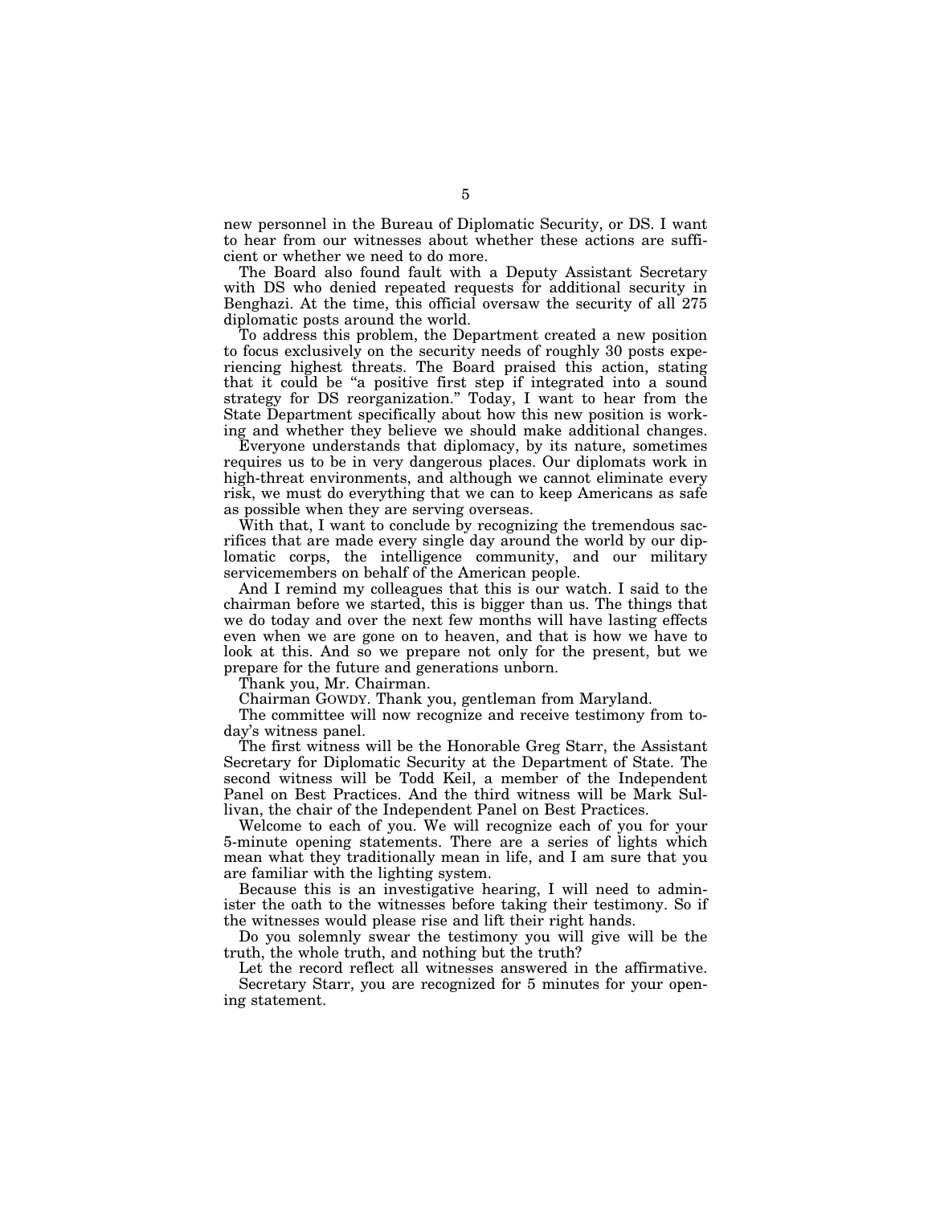new personnel in the Bureau of Diplomatic Security, or DS. I want to hear from our witnesses about whether these actions are sufficient or whether we need to do more.

The Board also found fault with a Deputy Assistant Secretary with DS who denied repeated requests for additional security in Benghazi. At the time, this official oversaw the security of all 275 diplomatic posts around the world.

To address this problem, the Department created a new position to focus exclusively on the security needs of roughly 30 posts experiencing highest threats. The Board praised this action, stating that it could be "a positive first step if integrated into a sound strategy for DS reorganization." Today, I want to hear from the State Department specifically about how this new position is working and whether they believe we should make additional changes.

Everyone understands that diplomacy, by its nature, sometimes requires us to be in very dangerous places. Our diplomats work in high-threat environments, and although we cannot eliminate every risk, we must do everything that we can to keep Americans as safe as possible when they are serving overseas.

With that, I want to conclude by recognizing the tremendous sacrifices that are made every single day around the world by our diplomatic corps, the intelligence community, and our military servicemembers on behalf of the American people.

And I remind my colleagues that this is our watch. I said to the chairman before we started, this is bigger than us. The things that we do today and over the next few months will have lasting effects even when we are gone on to heaven, and that is how we have to look at this. And so we prepare not only for the present, but we prepare for the future and generations unborn.

Thank you, Mr. Chairman.

Chairman GOWDY. Thank you, gentleman from Maryland.

The committee will now recognize and receive testimony from today's witness panel.

The first witness will be the Honorable Greg Starr, the Assistant Secretary for Diplomatic Security at the Department of State. The second witness will be Todd Keil, a member of the Independent Panel on Best Practices. And the third witness will be Mark Sullivan, the chair of the Independent Panel on Best Practices.

Welcome to each of you. We will recognize each of you for your 5-minute opening statements. There are a series of lights which mean what they traditionally mean in life, and I am sure that you are familiar with the lighting system.

Because this is an investigative hearing, I will need to administer the oath to the witnesses before taking their testimony. So if the witnesses would please rise and lift their right hands.

Do you solemnly swear the testimony you will give will be the truth, the whole truth, and nothing but the truth?

Let the record reflect all witnesses answered in the affirmative.

Secretary Starr, you are recognized for 5 minutes for your opening statement.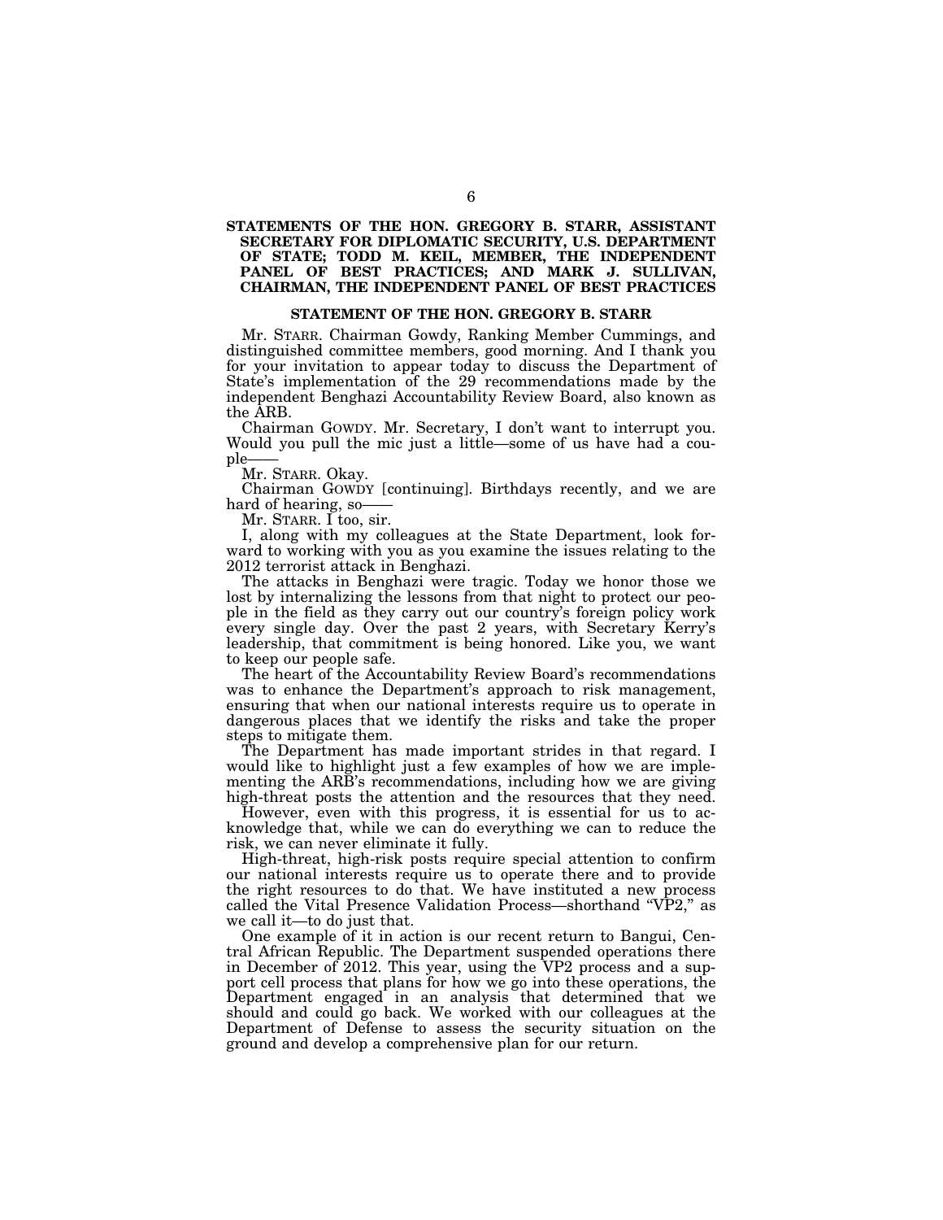## STATEMENTS OF THE HON. GREGORY B. STARR, ASSISTANT SECRETARY FOR DIPLOMATIC SECURITY, U.S. DEPARTMENT OF STATE; TODD M. KEIL, MEMBER, THE INDEPENDENT PANEL OF BEST PRACTICES; AND MARK J. SULLIVAN, CHAIRMAN, THE INDEPENDENT PANEL OF BEST PRACTICES

### STATEMENT OF THE HON. GREGORY B. STARR

Mr. STARR. Chairman Gowdy, Ranking Member Cummings, and distinguished committee members, good morning. And I thank you for your invitation to appear today to discuss the Department of State's implementation of the 29 recommendations made by the independent Benghazi Accountability Review Board, also known as the ARB.

Chairman GOWDY. Mr. Secretary, I don't want to interrupt you. Would you pull the mic just a little—some of us have had a couple——

Mr. STARR. Okay.

Chairman GOWDY [continuing]. Birthdays recently, and we are hard of hearing, so——

Mr. STARR. I too, sir.

I, along with my colleagues at the State Department, look forward to working with you as you examine the issues relating to the 2012 terrorist attack in Benghazi.

The attacks in Benghazi were tragic. Today we honor those we lost by internalizing the lessons from that night to protect our people in the field as they carry out our country's foreign policy work every single day. Over the past 2 years, with Secretary Kerry's leadership, that commitment is being honored. Like you, we want to keep our people safe.

The heart of the Accountability Review Board's recommendations was to enhance the Department's approach to risk management, ensuring that when our national interests require us to operate in dangerous places that we identify the risks and take the proper steps to mitigate them.

The Department has made important strides in that regard. I would like to highlight just a few examples of how we are implementing the ARB's recommendations, including how we are giving high-threat posts the attention and the resources that they need.

However, even with this progress, it is essential for us to acknowledge that, while we can do everything we can to reduce the risk, we can never eliminate it fully.

High-threat, high-risk posts require special attention to confirm our national interests require us to operate there and to provide the right resources to do that. We have instituted a new process called the Vital Presence Validation Process—shorthand "VP2," as we call it—to do just that.

One example of it in action is our recent return to Bangui, Central African Republic. The Department suspended operations there in December of 2012. This year, using the VP2 process and a support cell process that plans for how we go into these operations, the Department engaged in an analysis that determined that we should and could go back. We worked with our colleagues at the Department of Defense to assess the security situation on the ground and develop a comprehensive plan for our return.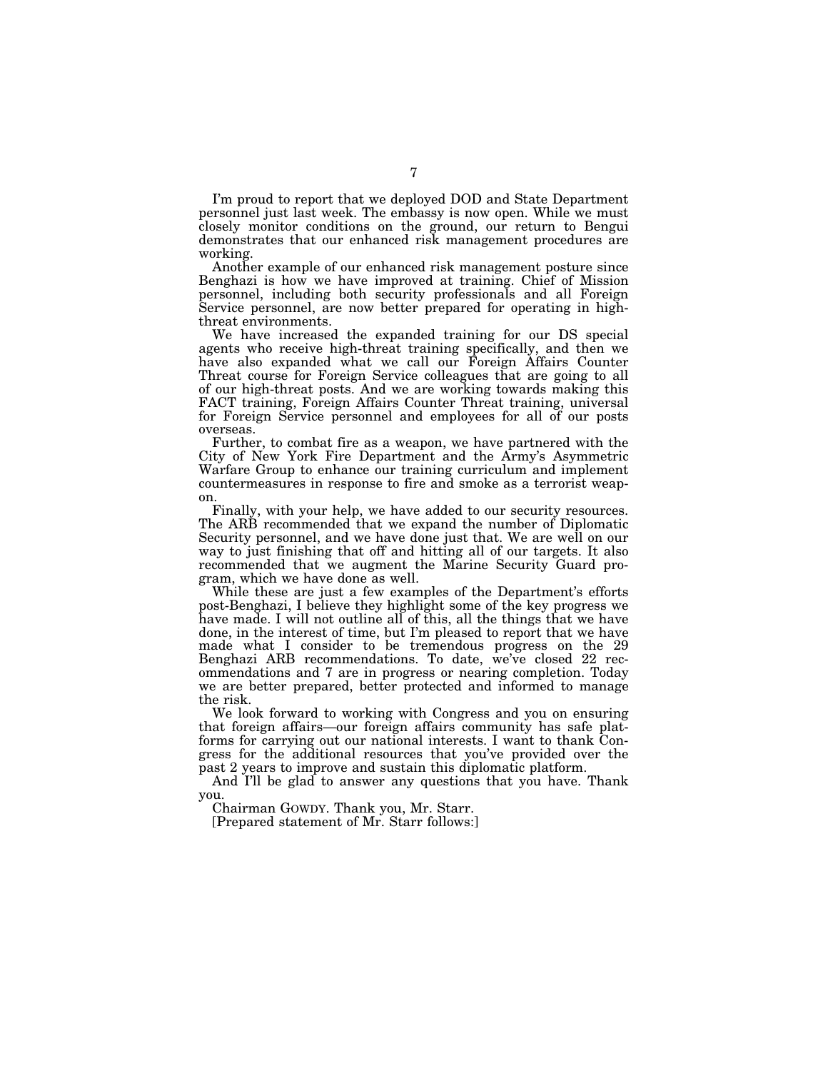I'm proud to report that we deployed DOD and State Department personnel just last week. The embassy is now open. While we must closely monitor conditions on the ground, our return to Bengui demonstrates that our enhanced risk management procedures are working.

Another example of our enhanced risk management posture since Benghazi is how we have improved at training. Chief of Mission personnel, including both security professionals and all Foreign Service personnel, are now better prepared for operating in high-threat environments.

We have increased the expanded training for our DS special agents who receive high-threat training specifically, and then we have also expanded what we call our Foreign Affairs Counter Threat course for Foreign Service colleagues that are going to all of our high-threat posts. And we are working towards making this FACT training, Foreign Affairs Counter Threat training, universal for Foreign Service personnel and employees for all of our posts overseas.

Further, to combat fire as a weapon, we have partnered with the City of New York Fire Department and the Army's Asymmetric Warfare Group to enhance our training curriculum and implement countermeasures in response to fire and smoke as a terrorist weapon.

Finally, with your help, we have added to our security resources. The ARB recommended that we expand the number of Diplomatic Security personnel, and we have done just that. We are well on our way to just finishing that off and hitting all of our targets. It also recommended that we augment the Marine Security Guard program, which we have done as well.

While these are just a few examples of the Department's efforts post-Benghazi, I believe they highlight some of the key progress we have made. I will not outline all of this, all the things that we have done, in the interest of time, but I'm pleased to report that we have made what I consider to be tremendous progress on the 29 Benghazi ARB recommendations. To date, we've closed 22 recommendations and 7 are in progress or nearing completion. Today we are better prepared, better protected and informed to manage the risk.

We look forward to working with Congress and you on ensuring that foreign affairs—our foreign affairs community has safe platforms for carrying out our national interests. I want to thank Congress for the additional resources that you've provided over the past 2 years to improve and sustain this diplomatic platform.

And I'll be glad to answer any questions that you have. Thank you.

Chairman GOWDY. Thank you, Mr. Starr.

[Prepared statement of Mr. Starr follows:]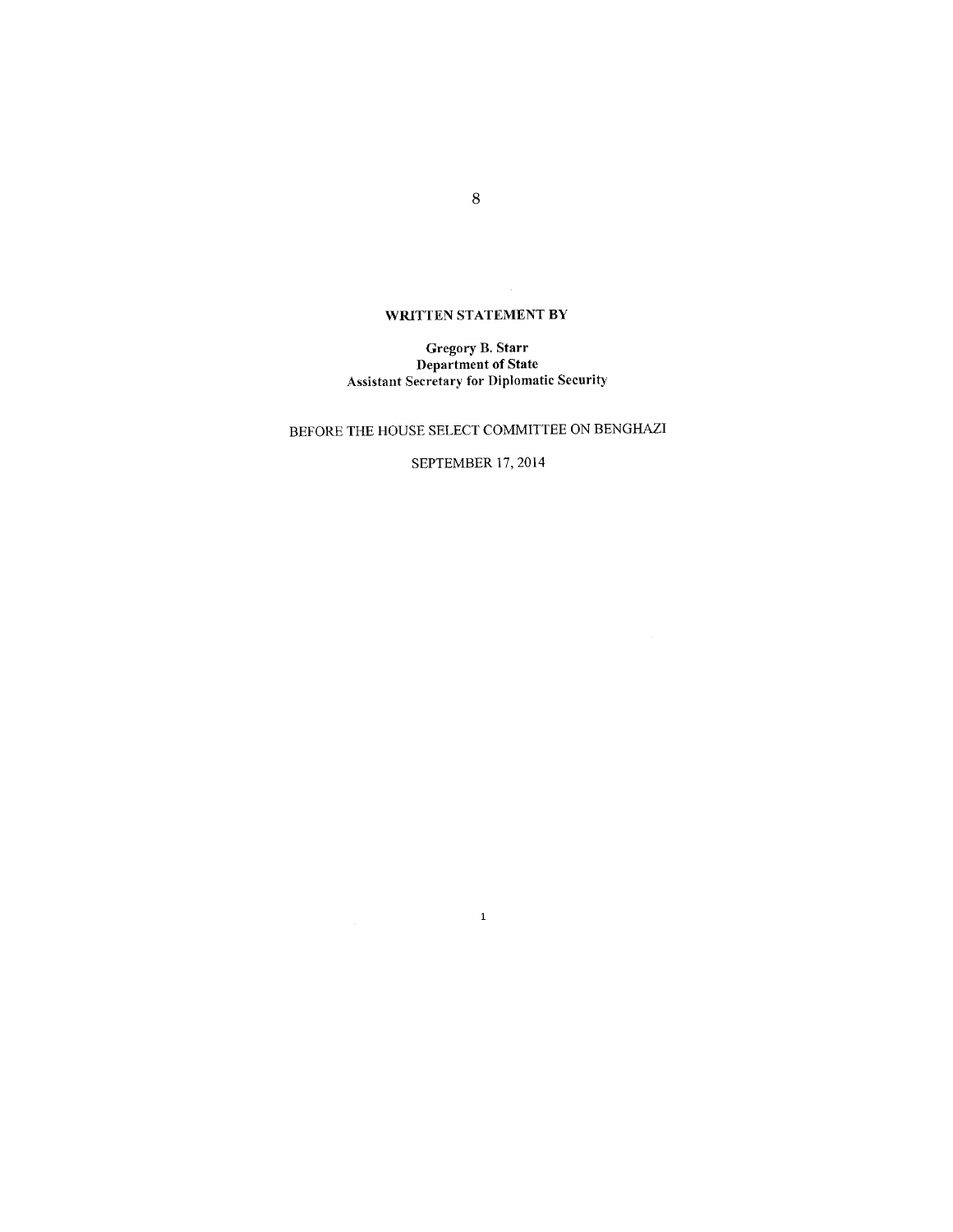**WRITTEN STATEMENT BY**

**Gregory B. Starr**
**Department of State**
**Assistant Secretary for Diplomatic Security**

BEFORE THE HOUSE SELECT COMMITTEE ON BENGHAZI

SEPTEMBER 17, 2014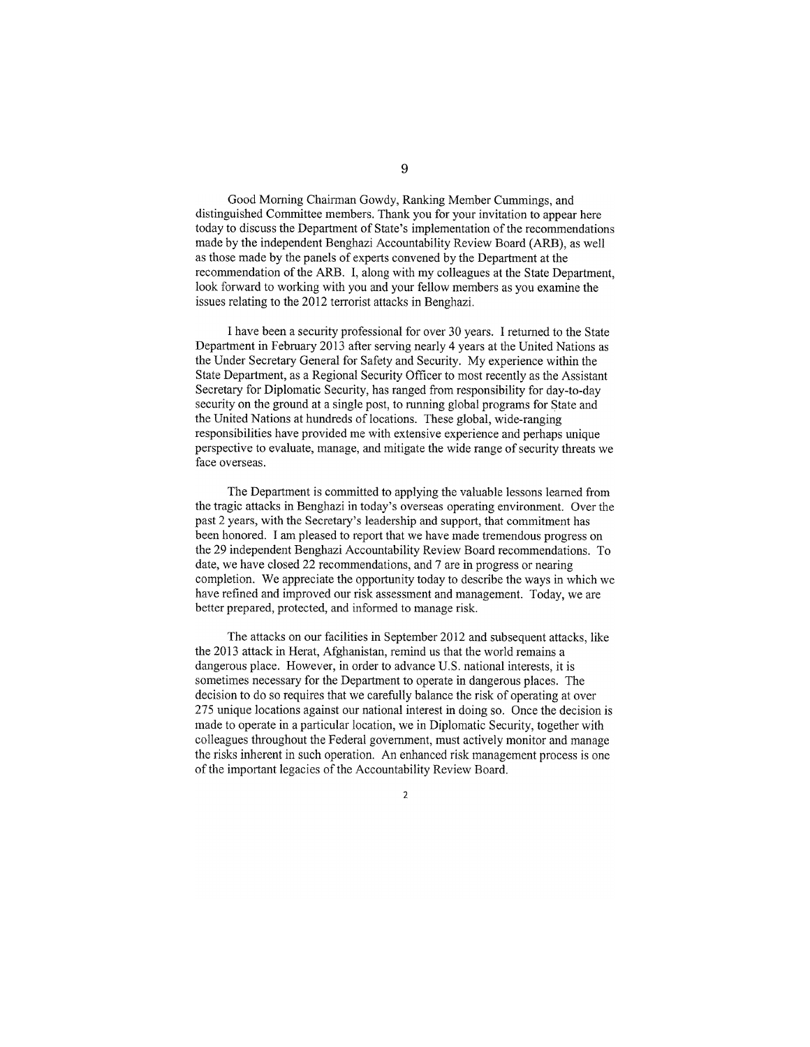Good Morning Chairman Gowdy, Ranking Member Cummings, and distinguished Committee members. Thank you for your invitation to appear here today to discuss the Department of State's implementation of the recommendations made by the independent Benghazi Accountability Review Board (ARB), as well as those made by the panels of experts convened by the Department at the recommendation of the ARB. I, along with my colleagues at the State Department, look forward to working with you and your fellow members as you examine the issues relating to the 2012 terrorist attacks in Benghazi.

I have been a security professional for over 30 years. I returned to the State Department in February 2013 after serving nearly 4 years at the United Nations as the Under Secretary General for Safety and Security. My experience within the State Department, as a Regional Security Officer to most recently as the Assistant Secretary for Diplomatic Security, has ranged from responsibility for day-to-day security on the ground at a single post, to running global programs for State and the United Nations at hundreds of locations. These global, wide-ranging responsibilities have provided me with extensive experience and perhaps unique perspective to evaluate, manage, and mitigate the wide range of security threats we face overseas.

The Department is committed to applying the valuable lessons learned from the tragic attacks in Benghazi in today's overseas operating environment. Over the past 2 years, with the Secretary's leadership and support, that commitment has been honored. I am pleased to report that we have made tremendous progress on the 29 independent Benghazi Accountability Review Board recommendations. To date, we have closed 22 recommendations, and 7 are in progress or nearing completion. We appreciate the opportunity today to describe the ways in which we have refined and improved our risk assessment and management. Today, we are better prepared, protected, and informed to manage risk.

The attacks on our facilities in September 2012 and subsequent attacks, like the 2013 attack in Herat, Afghanistan, remind us that the world remains a dangerous place. However, in order to advance U.S. national interests, it is sometimes necessary for the Department to operate in dangerous places. The decision to do so requires that we carefully balance the risk of operating at over 275 unique locations against our national interest in doing so. Once the decision is made to operate in a particular location, we in Diplomatic Security, together with colleagues throughout the Federal government, must actively monitor and manage the risks inherent in such operation. An enhanced risk management process is one of the important legacies of the Accountability Review Board.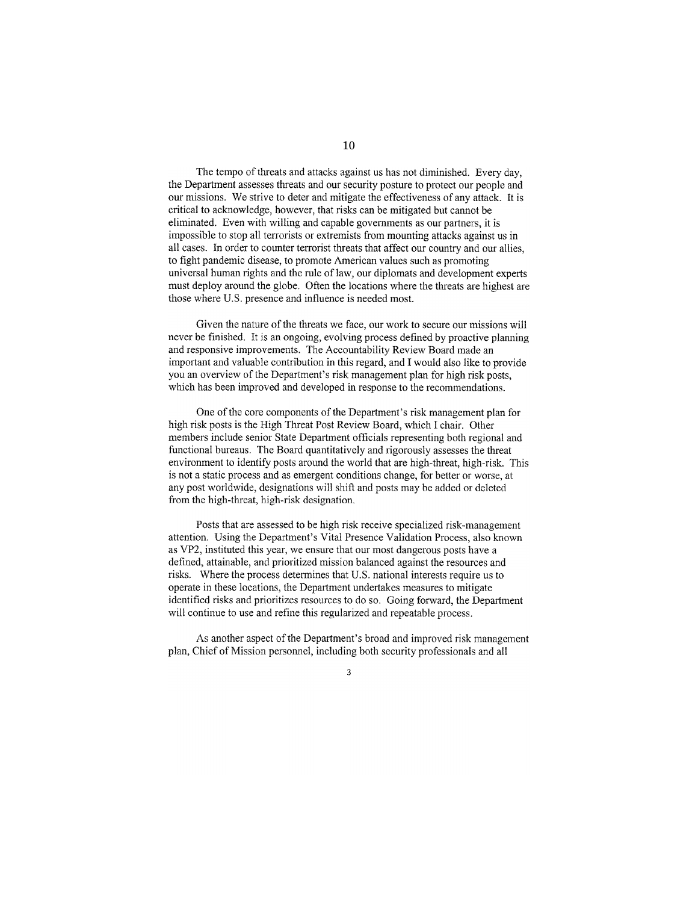The tempo of threats and attacks against us has not diminished. Every day, the Department assesses threats and our security posture to protect our people and our missions. We strive to deter and mitigate the effectiveness of any attack. It is critical to acknowledge, however, that risks can be mitigated but cannot be eliminated. Even with willing and capable governments as our partners, it is impossible to stop all terrorists or extremists from mounting attacks against us in all cases. In order to counter terrorist threats that affect our country and our allies, to fight pandemic disease, to promote American values such as promoting universal human rights and the rule of law, our diplomats and development experts must deploy around the globe. Often the locations where the threats are highest are those where U.S. presence and influence is needed most.

Given the nature of the threats we face, our work to secure our missions will never be finished. It is an ongoing, evolving process defined by proactive planning and responsive improvements. The Accountability Review Board made an important and valuable contribution in this regard, and I would also like to provide you an overview of the Department's risk management plan for high risk posts, which has been improved and developed in response to the recommendations.

One of the core components of the Department's risk management plan for high risk posts is the High Threat Post Review Board, which I chair. Other members include senior State Department officials representing both regional and functional bureaus. The Board quantitatively and rigorously assesses the threat environment to identify posts around the world that are high-threat, high-risk. This is not a static process and as emergent conditions change, for better or worse, at any post worldwide, designations will shift and posts may be added or deleted from the high-threat, high-risk designation.

Posts that are assessed to be high risk receive specialized risk-management attention. Using the Department's Vital Presence Validation Process, also known as VP2, instituted this year, we ensure that our most dangerous posts have a defined, attainable, and prioritized mission balanced against the resources and risks. Where the process determines that U.S. national interests require us to operate in these locations, the Department undertakes measures to mitigate identified risks and prioritizes resources to do so. Going forward, the Department will continue to use and refine this regularized and repeatable process.

As another aspect of the Department's broad and improved risk management plan, Chief of Mission personnel, including both security professionals and all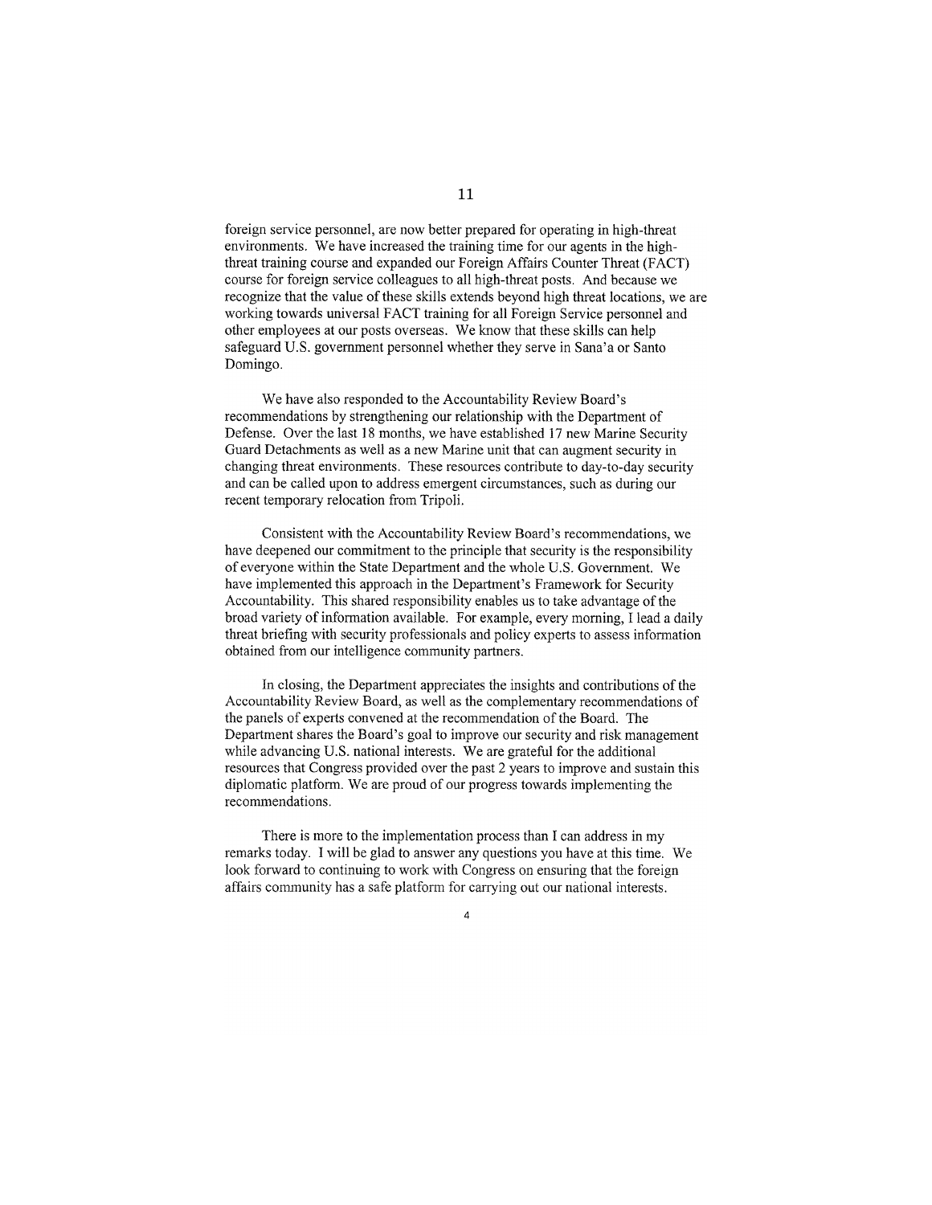foreign service personnel, are now better prepared for operating in high-threat environments. We have increased the training time for our agents in the high-threat training course and expanded our Foreign Affairs Counter Threat (FACT) course for foreign service colleagues to all high-threat posts. And because we recognize that the value of these skills extends beyond high threat locations, we are working towards universal FACT training for all Foreign Service personnel and other employees at our posts overseas. We know that these skills can help safeguard U.S. government personnel whether they serve in Sana'a or Santo Domingo.

We have also responded to the Accountability Review Board's recommendations by strengthening our relationship with the Department of Defense. Over the last 18 months, we have established 17 new Marine Security Guard Detachments as well as a new Marine unit that can augment security in changing threat environments. These resources contribute to day-to-day security and can be called upon to address emergent circumstances, such as during our recent temporary relocation from Tripoli.

Consistent with the Accountability Review Board's recommendations, we have deepened our commitment to the principle that security is the responsibility of everyone within the State Department and the whole U.S. Government. We have implemented this approach in the Department's Framework for Security Accountability. This shared responsibility enables us to take advantage of the broad variety of information available. For example, every morning, I lead a daily threat briefing with security professionals and policy experts to assess information obtained from our intelligence community partners.

In closing, the Department appreciates the insights and contributions of the Accountability Review Board, as well as the complementary recommendations of the panels of experts convened at the recommendation of the Board. The Department shares the Board's goal to improve our security and risk management while advancing U.S. national interests. We are grateful for the additional resources that Congress provided over the past 2 years to improve and sustain this diplomatic platform. We are proud of our progress towards implementing the recommendations.

There is more to the implementation process than I can address in my remarks today. I will be glad to answer any questions you have at this time. We look forward to continuing to work with Congress on ensuring that the foreign affairs community has a safe platform for carrying out our national interests.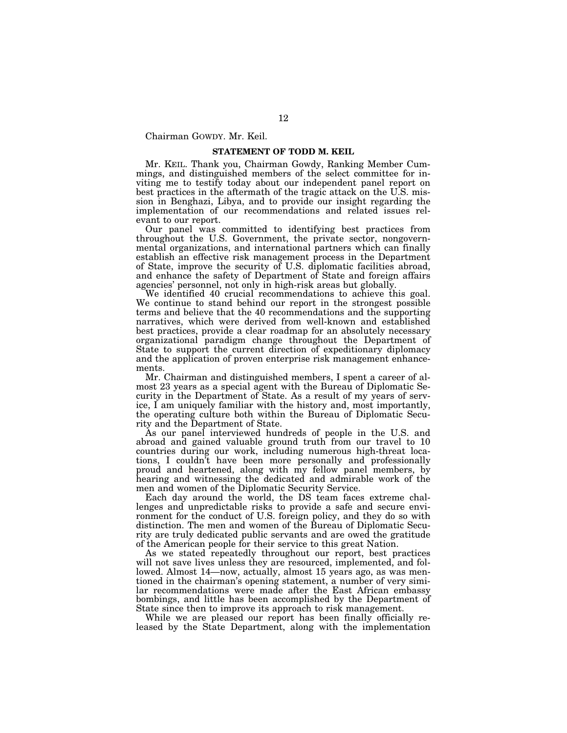Chairman GOWDY. Mr. Keil.

## STATEMENT OF TODD M. KEIL

Mr. KEIL. Thank you, Chairman Gowdy, Ranking Member Cummings, and distinguished members of the select committee for inviting me to testify today about our independent panel report on best practices in the aftermath of the tragic attack on the U.S. mission in Benghazi, Libya, and to provide our insight regarding the implementation of our recommendations and related issues relevant to our report.

Our panel was committed to identifying best practices from throughout the U.S. Government, the private sector, nongovernmental organizations, and international partners which can finally establish an effective risk management process in the Department of State, improve the security of U.S. diplomatic facilities abroad, and enhance the safety of Department of State and foreign affairs agencies' personnel, not only in high-risk areas but globally.

We identified 40 crucial recommendations to achieve this goal. We continue to stand behind our report in the strongest possible terms and believe that the 40 recommendations and the supporting narratives, which were derived from well-known and established best practices, provide a clear roadmap for an absolutely necessary organizational paradigm change throughout the Department of State to support the current direction of expeditionary diplomacy and the application of proven enterprise risk management enhancements.

Mr. Chairman and distinguished members, I spent a career of almost 23 years as a special agent with the Bureau of Diplomatic Security in the Department of State. As a result of my years of service, I am uniquely familiar with the history and, most importantly, the operating culture both within the Bureau of Diplomatic Security and the Department of State.

As our panel interviewed hundreds of people in the U.S. and abroad and gained valuable ground truth from our travel to 10 countries during our work, including numerous high-threat locations, I couldn't have been more personally and professionally proud and heartened, along with my fellow panel members, by hearing and witnessing the dedicated and admirable work of the men and women of the Diplomatic Security Service.

Each day around the world, the DS team faces extreme challenges and unpredictable risks to provide a safe and secure environment for the conduct of U.S. foreign policy, and they do so with distinction. The men and women of the Bureau of Diplomatic Security are truly dedicated public servants and are owed the gratitude of the American people for their service to this great Nation.

As we stated repeatedly throughout our report, best practices will not save lives unless they are resourced, implemented, and followed. Almost 14—now, actually, almost 15 years ago, as was mentioned in the chairman's opening statement, a number of very similar recommendations were made after the East African embassy bombings, and little has been accomplished by the Department of State since then to improve its approach to risk management.

While we are pleased our report has been finally officially released by the State Department, along with the implementation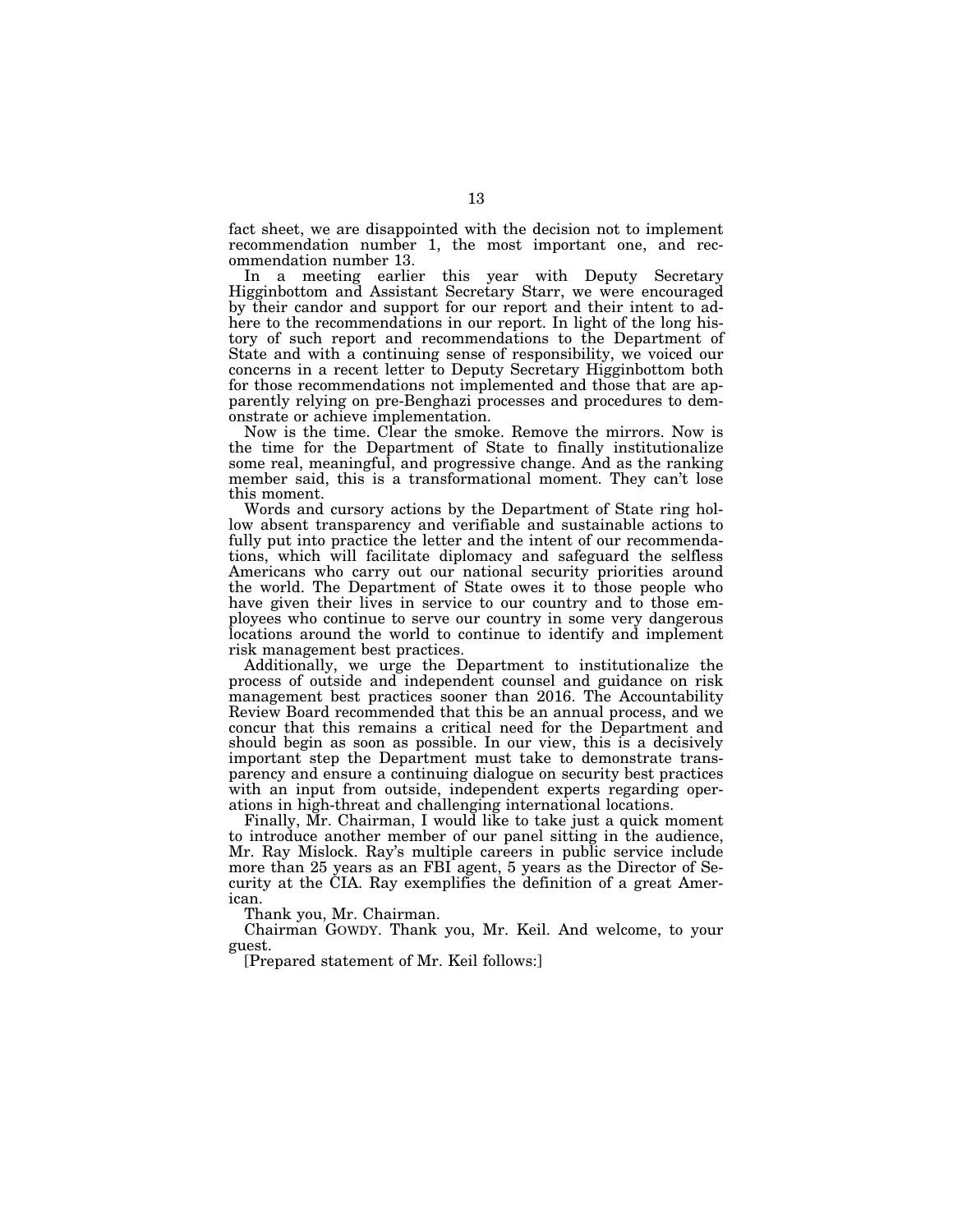fact sheet, we are disappointed with the decision not to implement recommendation number 1, the most important one, and recommendation number 13.

In a meeting earlier this year with Deputy Secretary Higginbottom and Assistant Secretary Starr, we were encouraged by their candor and support for our report and their intent to adhere to the recommendations in our report. In light of the long history of such report and recommendations to the Department of State and with a continuing sense of responsibility, we voiced our concerns in a recent letter to Deputy Secretary Higginbottom both for those recommendations not implemented and those that are apparently relying on pre-Benghazi processes and procedures to demonstrate or achieve implementation.

Now is the time. Clear the smoke. Remove the mirrors. Now is the time for the Department of State to finally institutionalize some real, meaningful, and progressive change. And as the ranking member said, this is a transformational moment. They can't lose this moment.

Words and cursory actions by the Department of State ring hollow absent transparency and verifiable and sustainable actions to fully put into practice the letter and the intent of our recommendations, which will facilitate diplomacy and safeguard the selfless Americans who carry out our national security priorities around the world. The Department of State owes it to those people who have given their lives in service to our country and to those employees who continue to serve our country in some very dangerous locations around the world to continue to identify and implement risk management best practices.

Additionally, we urge the Department to institutionalize the process of outside and independent counsel and guidance on risk management best practices sooner than 2016. The Accountability Review Board recommended that this be an annual process, and we concur that this remains a critical need for the Department and should begin as soon as possible. In our view, this is a decisively important step the Department must take to demonstrate transparency and ensure a continuing dialogue on security best practices with an input from outside, independent experts regarding operations in high-threat and challenging international locations.

Finally, Mr. Chairman, I would like to take just a quick moment to introduce another member of our panel sitting in the audience, Mr. Ray Mislock. Ray's multiple careers in public service include more than 25 years as an FBI agent, 5 years as the Director of Security at the CIA. Ray exemplifies the definition of a great American.

Thank you, Mr. Chairman.

Chairman GOWDY. Thank you, Mr. Keil. And welcome, to your guest.

[Prepared statement of Mr. Keil follows:]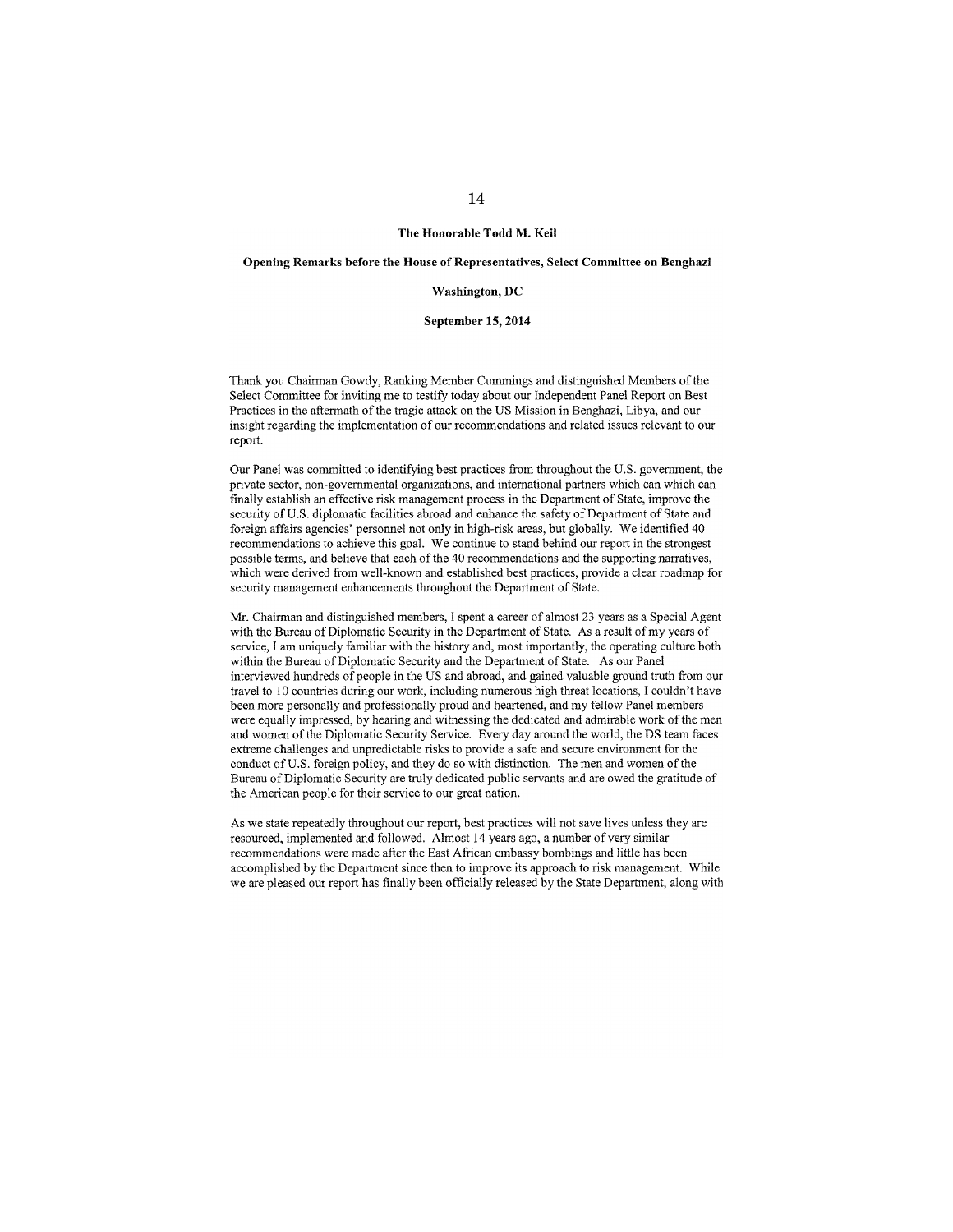**The Honorable Todd M. Keil**

**Opening Remarks before the House of Representatives, Select Committee on Benghazi**

**Washington, DC**

**September 15, 2014**

Thank you Chairman Gowdy, Ranking Member Cummings and distinguished Members of the Select Committee for inviting me to testify today about our Independent Panel Report on Best Practices in the aftermath of the tragic attack on the US Mission in Benghazi, Libya, and our insight regarding the implementation of our recommendations and related issues relevant to our report.

Our Panel was committed to identifying best practices from throughout the U.S. government, the private sector, non-governmental organizations, and international partners which can which can finally establish an effective risk management process in the Department of State, improve the security of U.S. diplomatic facilities abroad and enhance the safety of Department of State and foreign affairs agencies' personnel not only in high-risk areas, but globally. We identified 40 recommendations to achieve this goal. We continue to stand behind our report in the strongest possible terms, and believe that each of the 40 recommendations and the supporting narratives, which were derived from well-known and established best practices, provide a clear roadmap for security management enhancements throughout the Department of State.

Mr. Chairman and distinguished members, I spent a career of almost 23 years as a Special Agent with the Bureau of Diplomatic Security in the Department of State. As a result of my years of service, I am uniquely familiar with the history and, most importantly, the operating culture both within the Bureau of Diplomatic Security and the Department of State. As our Panel interviewed hundreds of people in the US and abroad, and gained valuable ground truth from our travel to 10 countries during our work, including numerous high threat locations, I couldn't have been more personally and professionally proud and heartened, and my fellow Panel members were equally impressed, by hearing and witnessing the dedicated and admirable work of the men and women of the Diplomatic Security Service. Every day around the world, the DS team faces extreme challenges and unpredictable risks to provide a safe and secure environment for the conduct of U.S. foreign policy, and they do so with distinction. The men and women of the Bureau of Diplomatic Security are truly dedicated public servants and are owed the gratitude of the American people for their service to our great nation.

As we state repeatedly throughout our report, best practices will not save lives unless they are resourced, implemented and followed. Almost 14 years ago, a number of very similar recommendations were made after the East African embassy bombings and little has been accomplished by the Department since then to improve its approach to risk management. While we are pleased our report has finally been officially released by the State Department, along with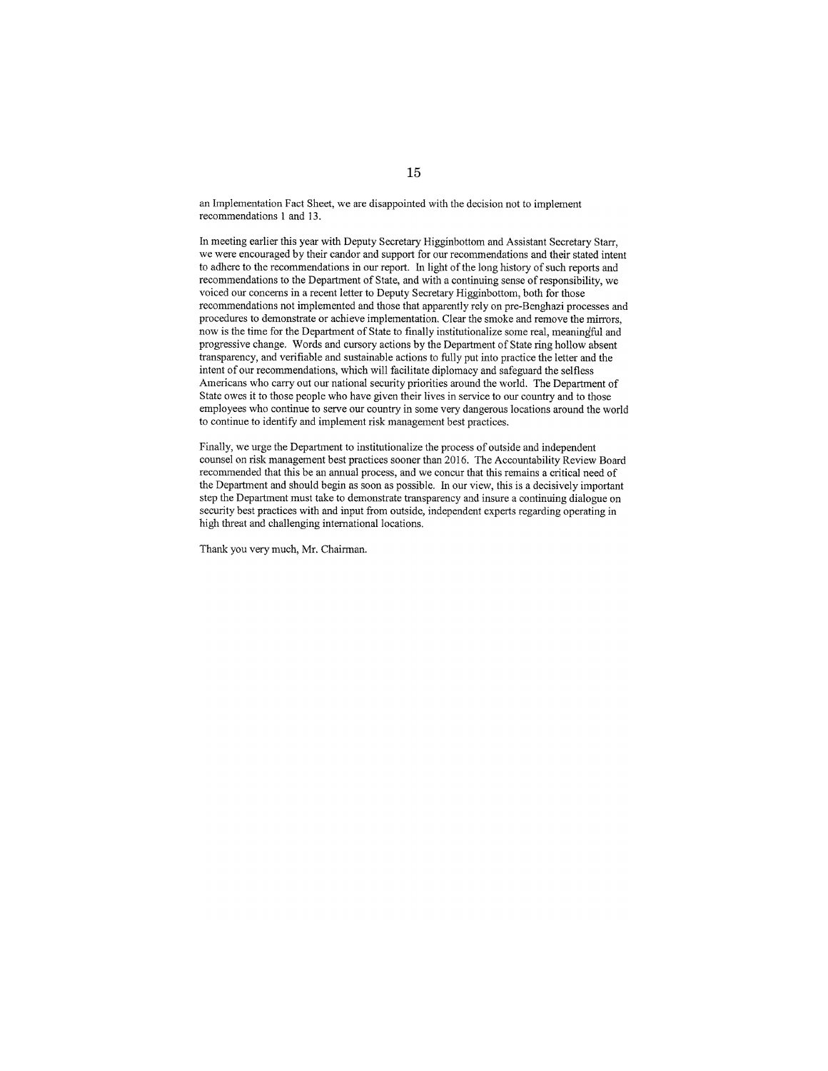an Implementation Fact Sheet, we are disappointed with the decision not to implement recommendations 1 and 13.

In meeting earlier this year with Deputy Secretary Higginbottom and Assistant Secretary Starr, we were encouraged by their candor and support for our recommendations and their stated intent to adhere to the recommendations in our report. In light of the long history of such reports and recommendations to the Department of State, and with a continuing sense of responsibility, we voiced our concerns in a recent letter to Deputy Secretary Higginbottom, both for those recommendations not implemented and those that apparently rely on pre-Benghazi processes and procedures to demonstrate or achieve implementation. Clear the smoke and remove the mirrors, now is the time for the Department of State to finally institutionalize some real, meaningful and progressive change. Words and cursory actions by the Department of State ring hollow absent transparency, and verifiable and sustainable actions to fully put into practice the letter and the intent of our recommendations, which will facilitate diplomacy and safeguard the selfless Americans who carry out our national security priorities around the world. The Department of State owes it to those people who have given their lives in service to our country and to those employees who continue to serve our country in some very dangerous locations around the world to continue to identify and implement risk management best practices.

Finally, we urge the Department to institutionalize the process of outside and independent counsel on risk management best practices sooner than 2016. The Accountability Review Board recommended that this be an annual process, and we concur that this remains a critical need of the Department and should begin as soon as possible. In our view, this is a decisively important step the Department must take to demonstrate transparency and insure a continuing dialogue on security best practices with and input from outside, independent experts regarding operating in high threat and challenging international locations.

Thank you very much, Mr. Chairman.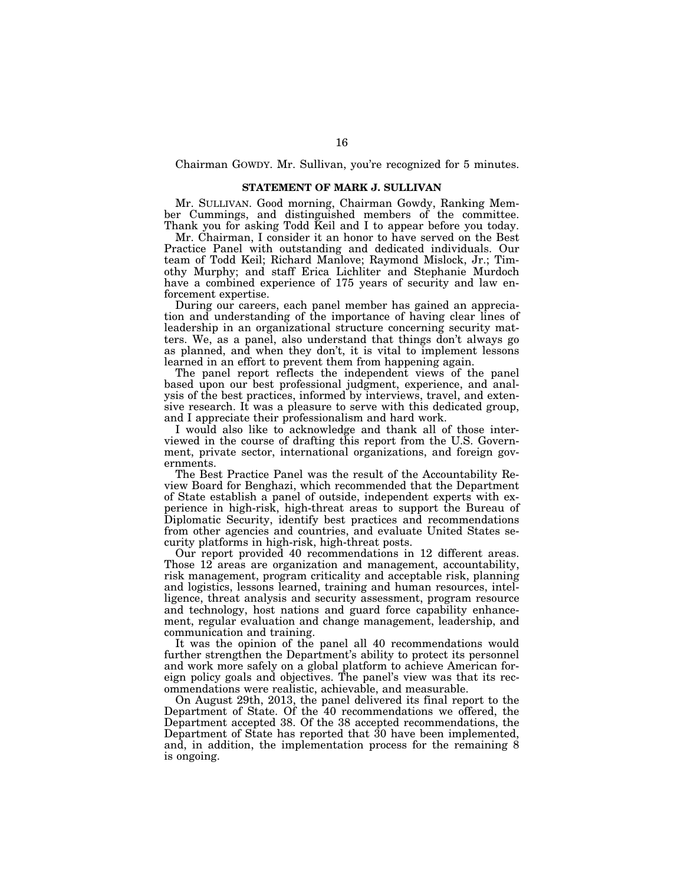Chairman GOWDY. Mr. Sullivan, you're recognized for 5 minutes.

### STATEMENT OF MARK J. SULLIVAN

Mr. SULLIVAN. Good morning, Chairman Gowdy, Ranking Member Cummings, and distinguished members of the committee. Thank you for asking Todd Keil and I to appear before you today.

Mr. Chairman, I consider it an honor to have served on the Best Practice Panel with outstanding and dedicated individuals. Our team of Todd Keil; Richard Manlove; Raymond Mislock, Jr.; Timothy Murphy; and staff Erica Lichliter and Stephanie Murdoch have a combined experience of 175 years of security and law enforcement expertise.

During our careers, each panel member has gained an appreciation and understanding of the importance of having clear lines of leadership in an organizational structure concerning security matters. We, as a panel, also understand that things don't always go as planned, and when they don't, it is vital to implement lessons learned in an effort to prevent them from happening again.

The panel report reflects the independent views of the panel based upon our best professional judgment, experience, and analysis of the best practices, informed by interviews, travel, and extensive research. It was a pleasure to serve with this dedicated group, and I appreciate their professionalism and hard work.

I would also like to acknowledge and thank all of those interviewed in the course of drafting this report from the U.S. Government, private sector, international organizations, and foreign governments.

The Best Practice Panel was the result of the Accountability Review Board for Benghazi, which recommended that the Department of State establish a panel of outside, independent experts with experience in high-risk, high-threat areas to support the Bureau of Diplomatic Security, identify best practices and recommendations from other agencies and countries, and evaluate United States security platforms in high-risk, high-threat posts.

Our report provided 40 recommendations in 12 different areas. Those 12 areas are organization and management, accountability, risk management, program criticality and acceptable risk, planning and logistics, lessons learned, training and human resources, intelligence, threat analysis and security assessment, program resource and technology, host nations and guard force capability enhancement, regular evaluation and change management, leadership, and communication and training.

It was the opinion of the panel all 40 recommendations would further strengthen the Department's ability to protect its personnel and work more safely on a global platform to achieve American foreign policy goals and objectives. The panel's view was that its recommendations were realistic, achievable, and measurable.

On August 29th, 2013, the panel delivered its final report to the Department of State. Of the 40 recommendations we offered, the Department accepted 38. Of the 38 accepted recommendations, the Department of State has reported that 30 have been implemented, and, in addition, the implementation process for the remaining 8 is ongoing.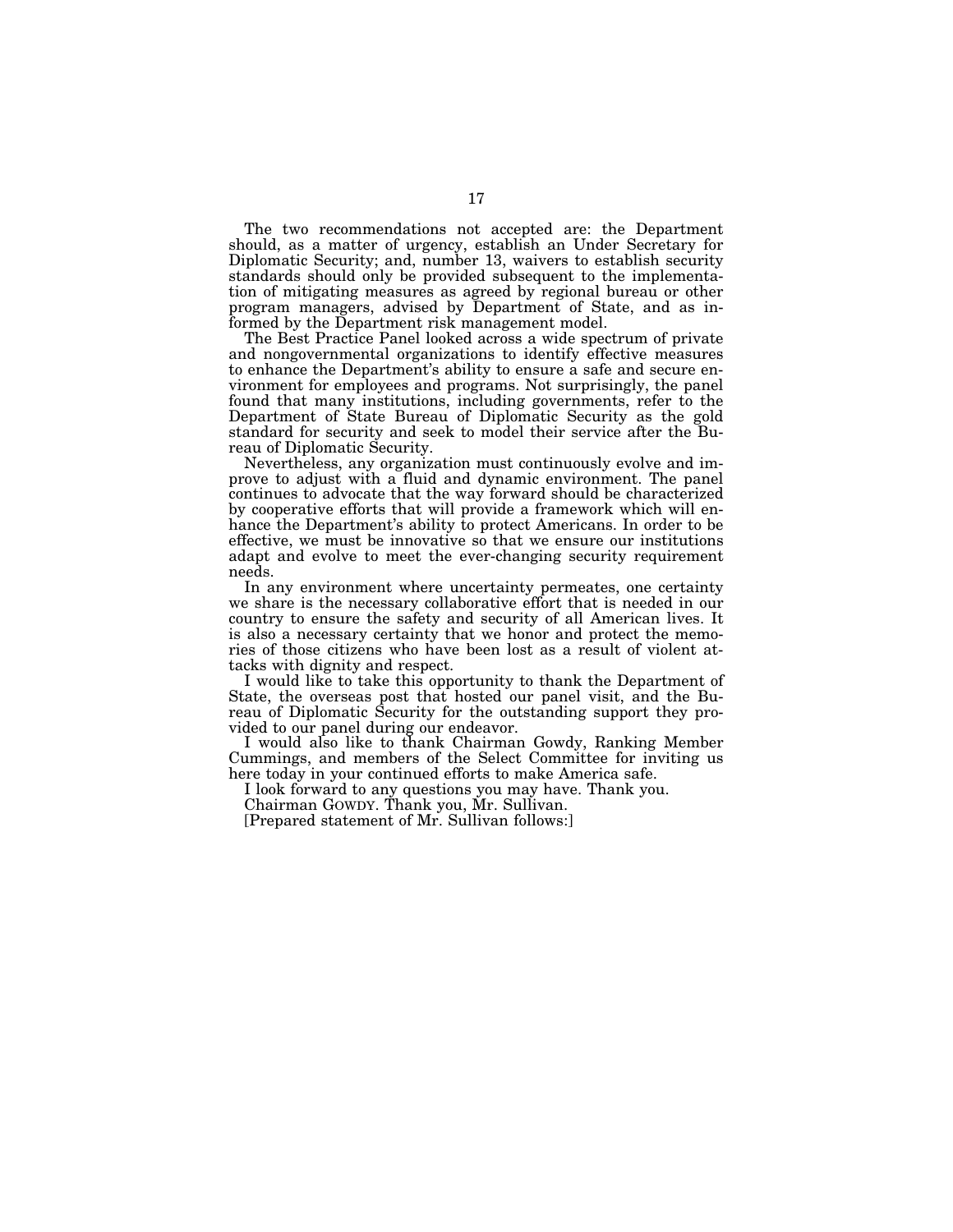The two recommendations not accepted are: the Department should, as a matter of urgency, establish an Under Secretary for Diplomatic Security; and, number 13, waivers to establish security standards should only be provided subsequent to the implementation of mitigating measures as agreed by regional bureau or other program managers, advised by Department of State, and as informed by the Department risk management model.

The Best Practice Panel looked across a wide spectrum of private and nongovernmental organizations to identify effective measures to enhance the Department's ability to ensure a safe and secure environment for employees and programs. Not surprisingly, the panel found that many institutions, including governments, refer to the Department of State Bureau of Diplomatic Security as the gold standard for security and seek to model their service after the Bureau of Diplomatic Security.

Nevertheless, any organization must continuously evolve and improve to adjust with a fluid and dynamic environment. The panel continues to advocate that the way forward should be characterized by cooperative efforts that will provide a framework which will enhance the Department's ability to protect Americans. In order to be effective, we must be innovative so that we ensure our institutions adapt and evolve to meet the ever-changing security requirement needs.

In any environment where uncertainty permeates, one certainty we share is the necessary collaborative effort that is needed in our country to ensure the safety and security of all American lives. It is also a necessary certainty that we honor and protect the memories of those citizens who have been lost as a result of violent attacks with dignity and respect.

I would like to take this opportunity to thank the Department of State, the overseas post that hosted our panel visit, and the Bureau of Diplomatic Security for the outstanding support they provided to our panel during our endeavor.

I would also like to thank Chairman Gowdy, Ranking Member Cummings, and members of the Select Committee for inviting us here today in your continued efforts to make America safe.

I look forward to any questions you may have. Thank you.

Chairman GOWDY. Thank you, Mr. Sullivan.

[Prepared statement of Mr. Sullivan follows:]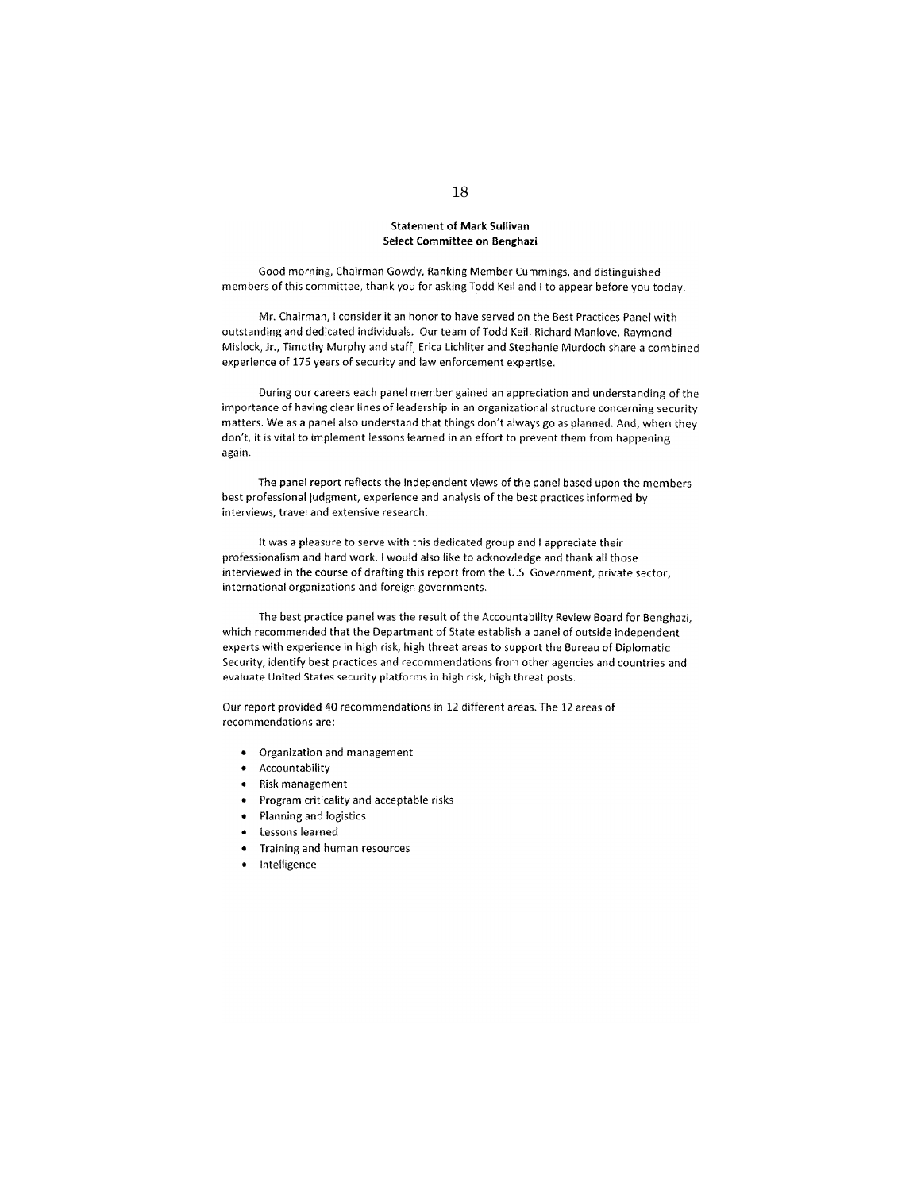**Statement of Mark Sullivan**
**Select Committee on Benghazi**

Good morning, Chairman Gowdy, Ranking Member Cummings, and distinguished members of this committee, thank you for asking Todd Keil and I to appear before you today.

Mr. Chairman, I consider it an honor to have served on the Best Practices Panel with outstanding and dedicated individuals. Our team of Todd Keil, Richard Manlove, Raymond Mislock, Jr., Timothy Murphy and staff, Erica Lichliter and Stephanie Murdoch share a combined experience of 175 years of security and law enforcement expertise.

During our careers each panel member gained an appreciation and understanding of the importance of having clear lines of leadership in an organizational structure concerning security matters. We as a panel also understand that things don't always go as planned. And, when they don't, it is vital to implement lessons learned in an effort to prevent them from happening again.

The panel report reflects the independent views of the panel based upon the members best professional judgment, experience and analysis of the best practices informed by interviews, travel and extensive research.

It was a pleasure to serve with this dedicated group and I appreciate their professionalism and hard work. I would also like to acknowledge and thank all those interviewed in the course of drafting this report from the U.S. Government, private sector, international organizations and foreign governments.

The best practice panel was the result of the Accountability Review Board for Benghazi, which recommended that the Department of State establish a panel of outside independent experts with experience in high risk, high threat areas to support the Bureau of Diplomatic Security, identify best practices and recommendations from other agencies and countries and evaluate United States security platforms in high risk, high threat posts.

Our report provided 40 recommendations in 12 different areas. The 12 areas of recommendations are:

- Organization and management
- Accountability
- Risk management
- Program criticality and acceptable risks
- Planning and logistics
- Lessons learned
- Training and human resources
- Intelligence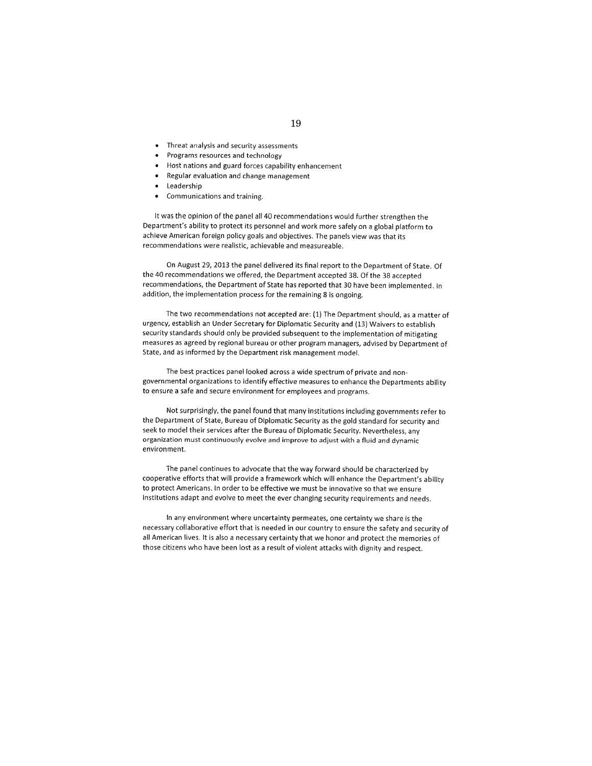- Threat analysis and security assessments
- Programs resources and technology
- Host nations and guard forces capability enhancement
- Regular evaluation and change management
- Leadership
- Communications and training.

It was the opinion of the panel all 40 recommendations would further strengthen the Department's ability to protect its personnel and work more safely on a global platform to achieve American foreign policy goals and objectives. The panels view was that its recommendations were realistic, achievable and measureable.

On August 29, 2013 the panel delivered its final report to the Department of State. Of the 40 recommendations we offered, the Department accepted 38. Of the 38 accepted recommendations, the Department of State has reported that 30 have been implemented. In addition, the implementation process for the remaining 8 is ongoing.

The two recommendations not accepted are: (1) The Department should, as a matter of urgency, establish an Under Secretary for Diplomatic Security and (13) Waivers to establish security standards should only be provided subsequent to the implementation of mitigating measures as agreed by regional bureau or other program managers, advised by Department of State, and as informed by the Department risk management model.

The best practices panel looked across a wide spectrum of private and non-governmental organizations to identify effective measures to enhance the Departments ability to ensure a safe and secure environment for employees and programs.

Not surprisingly, the panel found that many institutions including governments refer to the Department of State, Bureau of Diplomatic Security as the gold standard for security and seek to model their services after the Bureau of Diplomatic Security. Nevertheless, any organization must continuously evolve and improve to adjust with a fluid and dynamic environment.

The panel continues to advocate that the way forward should be characterized by cooperative efforts that will provide a framework which will enhance the Department's ability to protect Americans. In order to be effective we must be innovative so that we ensure institutions adapt and evolve to meet the ever changing security requirements and needs.

In any environment where uncertainty permeates, one certainty we share is the necessary collaborative effort that is needed in our country to ensure the safety and security of all American lives. It is also a necessary certainty that we honor and protect the memories of those citizens who have been lost as a result of violent attacks with dignity and respect.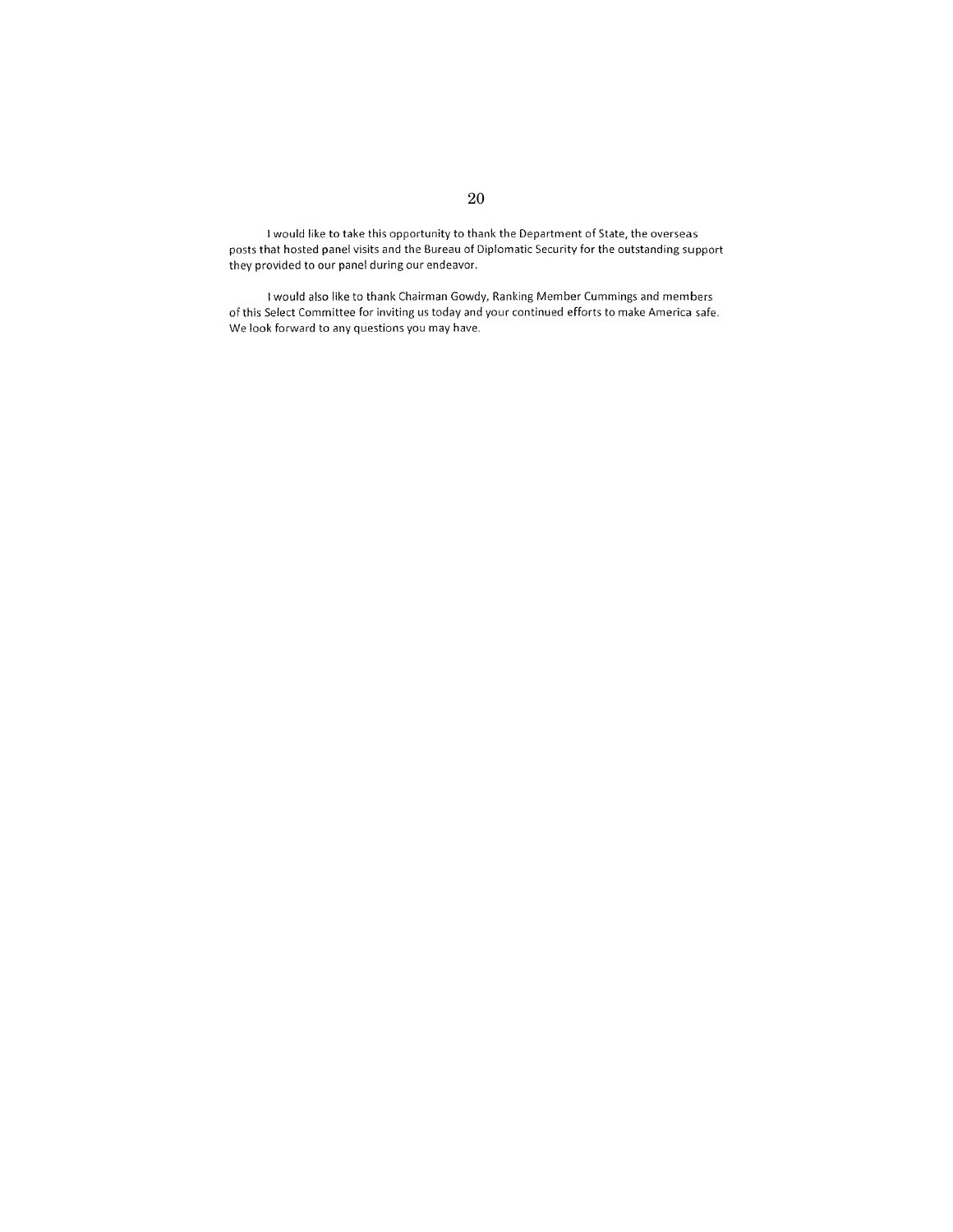I would like to take this opportunity to thank the Department of State, the overseas posts that hosted panel visits and the Bureau of Diplomatic Security for the outstanding support they provided to our panel during our endeavor.

I would also like to thank Chairman Gowdy, Ranking Member Cummings and members of this Select Committee for inviting us today and your continued efforts to make America safe. We look forward to any questions you may have.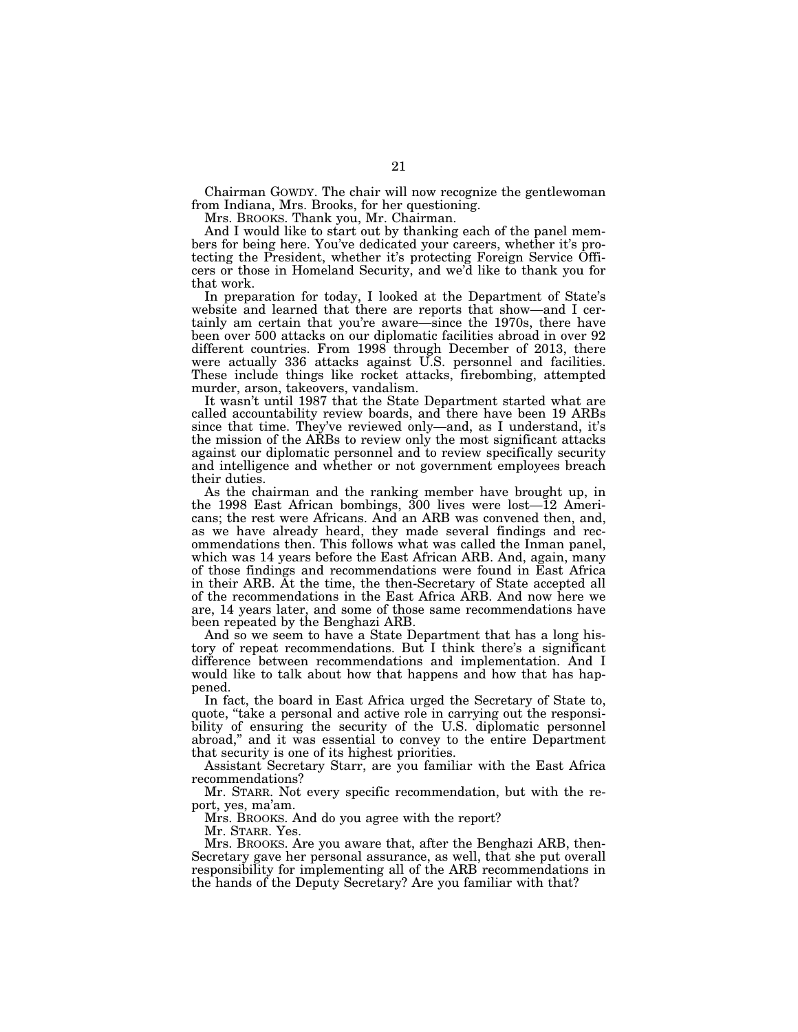Chairman GOWDY. The chair will now recognize the gentlewoman from Indiana, Mrs. Brooks, for her questioning.

Mrs. BROOKS. Thank you, Mr. Chairman.

And I would like to start out by thanking each of the panel members for being here. You've dedicated your careers, whether it's protecting the President, whether it's protecting Foreign Service Officers or those in Homeland Security, and we'd like to thank you for that work.

In preparation for today, I looked at the Department of State's website and learned that there are reports that show—and I certainly am certain that you're aware—since the 1970s, there have been over 500 attacks on our diplomatic facilities abroad in over 92 different countries. From 1998 through December of 2013, there were actually 336 attacks against U.S. personnel and facilities. These include things like rocket attacks, firebombing, attempted murder, arson, takeovers, vandalism.

It wasn't until 1987 that the State Department started what are called accountability review boards, and there have been 19 ARBs since that time. They've reviewed only—and, as I understand, it's the mission of the ARBs to review only the most significant attacks against our diplomatic personnel and to review specifically security and intelligence and whether or not government employees breach their duties.

As the chairman and the ranking member have brought up, in the 1998 East African bombings, 300 lives were lost—12 Americans; the rest were Africans. And an ARB was convened then, and, as we have already heard, they made several findings and recommendations then. This follows what was called the Inman panel, which was 14 years before the East African ARB. And, again, many of those findings and recommendations were found in East Africa in their ARB. At the time, the then-Secretary of State accepted all of the recommendations in the East Africa ARB. And now here we are, 14 years later, and some of those same recommendations have been repeated by the Benghazi ARB.

And so we seem to have a State Department that has a long history of repeat recommendations. But I think there's a significant difference between recommendations and implementation. And I would like to talk about how that happens and how that has happened.

In fact, the board in East Africa urged the Secretary of State to, quote, "take a personal and active role in carrying out the responsibility of ensuring the security of the U.S. diplomatic personnel abroad," and it was essential to convey to the entire Department that security is one of its highest priorities.

Assistant Secretary Starr, are you familiar with the East Africa recommendations?

Mr. STARR. Not every specific recommendation, but with the report, yes, ma'am.

Mrs. BROOKS. And do you agree with the report?

Mr. STARR. Yes.

Mrs. BROOKS. Are you aware that, after the Benghazi ARB, then-Secretary gave her personal assurance, as well, that she put overall responsibility for implementing all of the ARB recommendations in the hands of the Deputy Secretary? Are you familiar with that?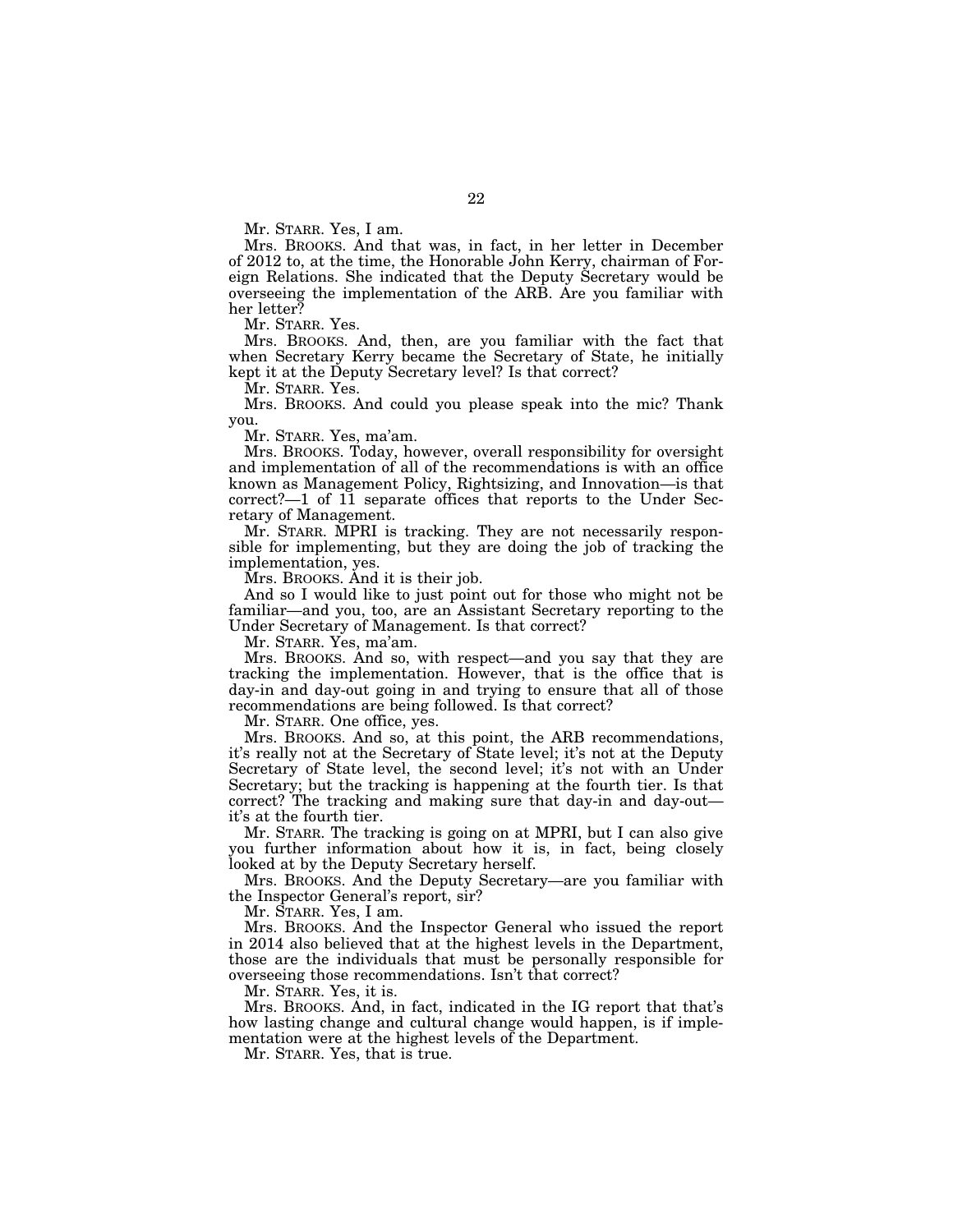Mr. STARR. Yes, I am.

Mrs. BROOKS. And that was, in fact, in her letter in December of 2012 to, at the time, the Honorable John Kerry, chairman of Foreign Relations. She indicated that the Deputy Secretary would be overseeing the implementation of the ARB. Are you familiar with her letter?

Mr. STARR. Yes.

Mrs. BROOKS. And, then, are you familiar with the fact that when Secretary Kerry became the Secretary of State, he initially kept it at the Deputy Secretary level? Is that correct?

Mr. STARR. Yes.

Mrs. BROOKS. And could you please speak into the mic? Thank you.

Mr. STARR. Yes, ma'am.

Mrs. BROOKS. Today, however, overall responsibility for oversight and implementation of all of the recommendations is with an office known as Management Policy, Rightsizing, and Innovation—is that correct?—1 of 11 separate offices that reports to the Under Secretary of Management.

Mr. STARR. MPRI is tracking. They are not necessarily responsible for implementing, but they are doing the job of tracking the implementation, yes.

Mrs. BROOKS. And it is their job.

And so I would like to just point out for those who might not be familiar—and you, too, are an Assistant Secretary reporting to the Under Secretary of Management. Is that correct?

Mr. STARR. Yes, ma'am.

Mrs. BROOKS. And so, with respect—and you say that they are tracking the implementation. However, that is the office that is day-in and day-out going in and trying to ensure that all of those recommendations are being followed. Is that correct?

Mr. STARR. One office, yes.

Mrs. BROOKS. And so, at this point, the ARB recommendations, it's really not at the Secretary of State level; it's not at the Deputy Secretary of State level, the second level; it's not with an Under Secretary; but the tracking is happening at the fourth tier. Is that correct? The tracking and making sure that day-in and day-out—it's at the fourth tier.

Mr. STARR. The tracking is going on at MPRI, but I can also give you further information about how it is, in fact, being closely looked at by the Deputy Secretary herself.

Mrs. BROOKS. And the Deputy Secretary—are you familiar with the Inspector General's report, sir?

Mr. STARR. Yes, I am.

Mrs. BROOKS. And the Inspector General who issued the report in 2014 also believed that at the highest levels in the Department, those are the individuals that must be personally responsible for overseeing those recommendations. Isn't that correct?

Mr. STARR. Yes, it is.

Mrs. BROOKS. And, in fact, indicated in the IG report that that's how lasting change and cultural change would happen, is if implementation were at the highest levels of the Department.

Mr. STARR. Yes, that is true.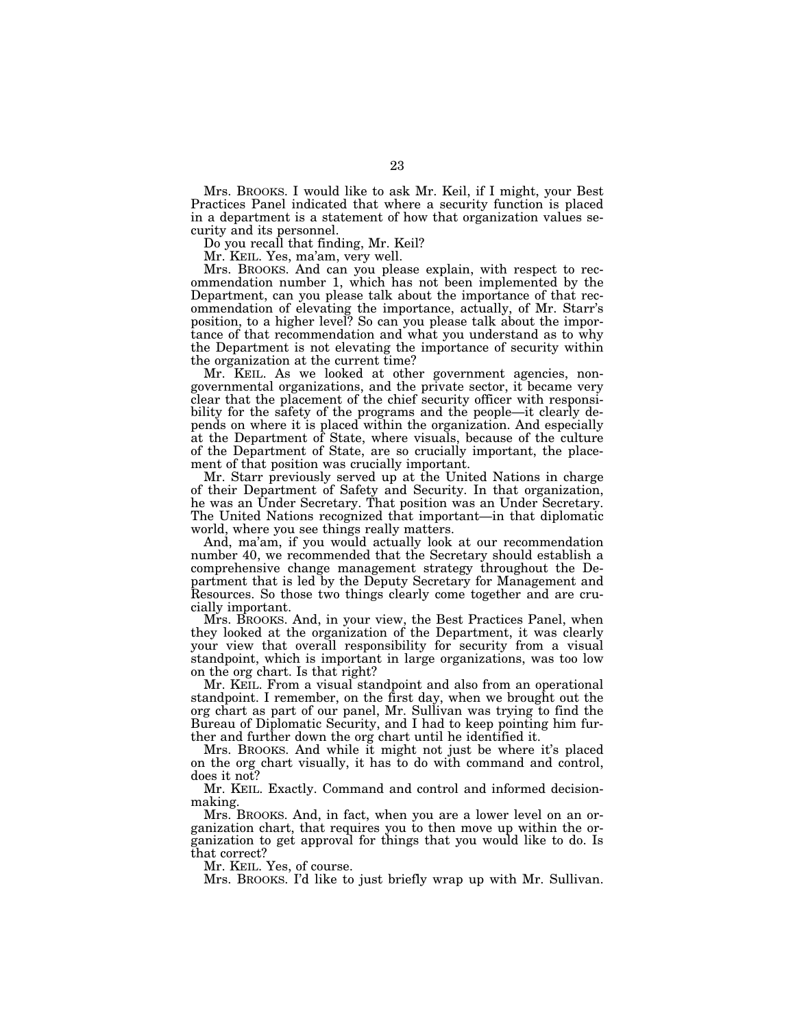Mrs. BROOKS. I would like to ask Mr. Keil, if I might, your Best Practices Panel indicated that where a security function is placed in a department is a statement of how that organization values security and its personnel.

Do you recall that finding, Mr. Keil?

Mr. KEIL. Yes, ma'am, very well.

Mrs. BROOKS. And can you please explain, with respect to recommendation number 1, which has not been implemented by the Department, can you please talk about the importance of that recommendation of elevating the importance, actually, of Mr. Starr's position, to a higher level? So can you please talk about the importance of that recommendation and what you understand as to why the Department is not elevating the importance of security within the organization at the current time?

Mr. KEIL. As we looked at other government agencies, nongovernmental organizations, and the private sector, it became very clear that the placement of the chief security officer with responsibility for the safety of the programs and the people—it clearly depends on where it is placed within the organization. And especially at the Department of State, where visuals, because of the culture of the Department of State, are so crucially important, the placement of that position was crucially important.

Mr. Starr previously served up at the United Nations in charge of their Department of Safety and Security. In that organization, he was an Under Secretary. That position was an Under Secretary. The United Nations recognized that important—in that diplomatic world, where you see things really matters.

And, ma'am, if you would actually look at our recommendation number 40, we recommended that the Secretary should establish a comprehensive change management strategy throughout the Department that is led by the Deputy Secretary for Management and Resources. So those two things clearly come together and are crucially important.

Mrs. BROOKS. And, in your view, the Best Practices Panel, when they looked at the organization of the Department, it was clearly your view that overall responsibility for security from a visual standpoint, which is important in large organizations, was too low on the org chart. Is that right?

Mr. KEIL. From a visual standpoint and also from an operational standpoint. I remember, on the first day, when we brought out the org chart as part of our panel, Mr. Sullivan was trying to find the Bureau of Diplomatic Security, and I had to keep pointing him further and further down the org chart until he identified it.

Mrs. BROOKS. And while it might not just be where it's placed on the org chart visually, it has to do with command and control, does it not?

Mr. KEIL. Exactly. Command and control and informed decisionmaking.

Mrs. BROOKS. And, in fact, when you are a lower level on an organization chart, that requires you to then move up within the organization to get approval for things that you would like to do. Is that correct?

Mr. KEIL. Yes, of course.

Mrs. BROOKS. I'd like to just briefly wrap up with Mr. Sullivan.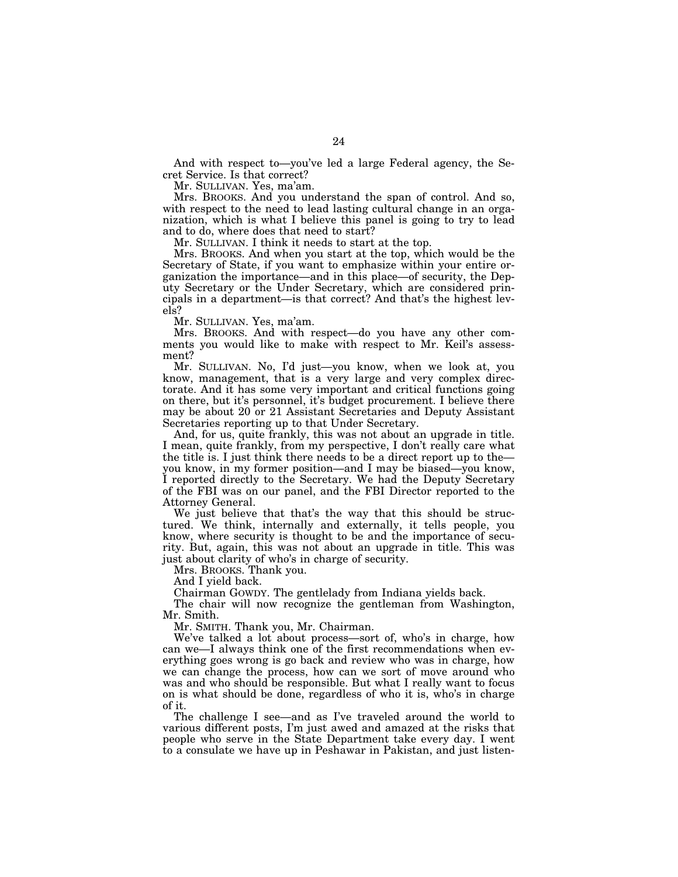And with respect to—you've led a large Federal agency, the Secret Service. Is that correct?

Mr. SULLIVAN. Yes, ma'am.

Mrs. BROOKS. And you understand the span of control. And so, with respect to the need to lead lasting cultural change in an organization, which is what I believe this panel is going to try to lead and to do, where does that need to start?

Mr. SULLIVAN. I think it needs to start at the top.

Mrs. BROOKS. And when you start at the top, which would be the Secretary of State, if you want to emphasize within your entire organization the importance—and in this place—of security, the Deputy Secretary or the Under Secretary, which are considered principals in a department—is that correct? And that's the highest levels?

Mr. SULLIVAN. Yes, ma'am.

Mrs. BROOKS. And with respect—do you have any other comments you would like to make with respect to Mr. Keil's assessment?

Mr. SULLIVAN. No, I'd just—you know, when we look at, you know, management, that is a very large and very complex directorate. And it has some very important and critical functions going on there, but it's personnel, it's budget procurement. I believe there may be about 20 or 21 Assistant Secretaries and Deputy Assistant Secretaries reporting up to that Under Secretary.

And, for us, quite frankly, this was not about an upgrade in title. I mean, quite frankly, from my perspective, I don't really care what the title is. I just think there needs to be a direct report up to the—you know, in my former position—and I may be biased—you know, I reported directly to the Secretary. We had the Deputy Secretary of the FBI was on our panel, and the FBI Director reported to the Attorney General.

We just believe that that's the way that this should be structured. We think, internally and externally, it tells people, you know, where security is thought to be and the importance of security. But, again, this was not about an upgrade in title. This was just about clarity of who's in charge of security.

Mrs. BROOKS. Thank you.

And I yield back.

Chairman GOWDY. The gentlelady from Indiana yields back.

The chair will now recognize the gentleman from Washington, Mr. Smith.

Mr. SMITH. Thank you, Mr. Chairman.

We've talked a lot about process—sort of, who's in charge, how can we—I always think one of the first recommendations when everything goes wrong is go back and review who was in charge, how we can change the process, how can we sort of move around who was and who should be responsible. But what I really want to focus on is what should be done, regardless of who it is, who's in charge of it.

The challenge I see—and as I've traveled around the world to various different posts, I'm just awed and amazed at the risks that people who serve in the State Department take every day. I went to a consulate we have up in Peshawar in Pakistan, and just listen-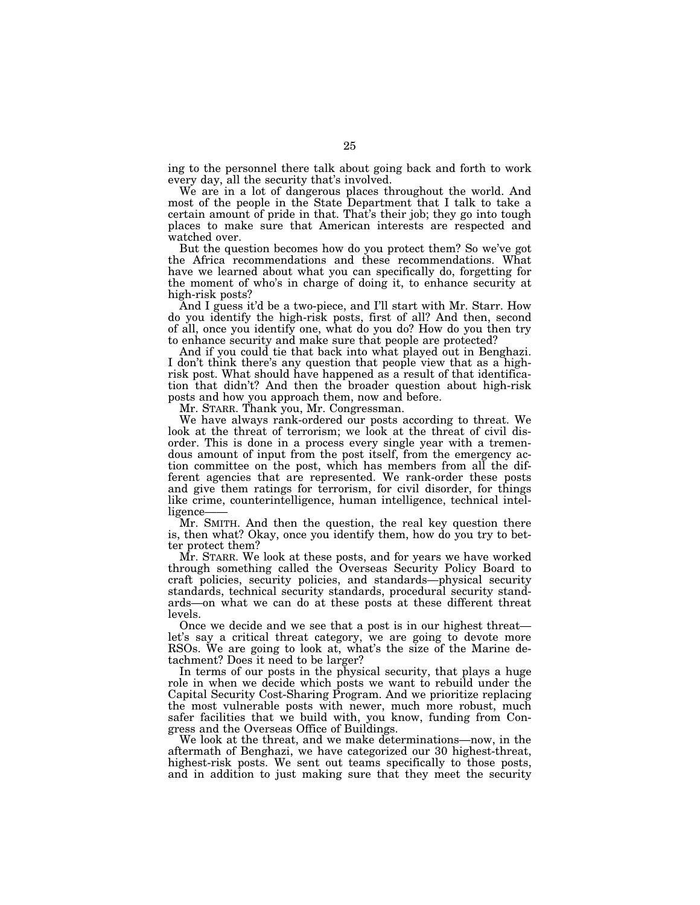ing to the personnel there talk about going back and forth to work every day, all the security that's involved.

We are in a lot of dangerous places throughout the world. And most of the people in the State Department that I talk to take a certain amount of pride in that. That's their job; they go into tough places to make sure that American interests are respected and watched over.

But the question becomes how do you protect them? So we've got the Africa recommendations and these recommendations. What have we learned about what you can specifically do, forgetting for the moment of who's in charge of doing it, to enhance security at high-risk posts?

And I guess it'd be a two-piece, and I'll start with Mr. Starr. How do you identify the high-risk posts, first of all? And then, second of all, once you identify one, what do you do? How do you then try to enhance security and make sure that people are protected?

And if you could tie that back into what played out in Benghazi. I don't think there's any question that people view that as a high-risk post. What should have happened as a result of that identification that didn't? And then the broader question about high-risk posts and how you approach them, now and before.

Mr. STARR. Thank you, Mr. Congressman.

We have always rank-ordered our posts according to threat. We look at the threat of terrorism; we look at the threat of civil disorder. This is done in a process every single year with a tremendous amount of input from the post itself, from the emergency action committee on the post, which has members from all the different agencies that are represented. We rank-order these posts and give them ratings for terrorism, for civil disorder, for things like crime, counterintelligence, human intelligence, technical intelligence——

Mr. SMITH. And then the question, the real key question there is, then what? Okay, once you identify them, how do you try to better protect them?

Mr. STARR. We look at these posts, and for years we have worked through something called the Overseas Security Policy Board to craft policies, security policies, and standards—physical security standards, technical security standards, procedural security standards—on what we can do at these posts at these different threat levels.

Once we decide and we see that a post is in our highest threat—let's say a critical threat category, we are going to devote more RSOs. We are going to look at, what's the size of the Marine detachment? Does it need to be larger?

In terms of our posts in the physical security, that plays a huge role in when we decide which posts we want to rebuild under the Capital Security Cost-Sharing Program. And we prioritize replacing the most vulnerable posts with newer, much more robust, much safer facilities that we build with, you know, funding from Congress and the Overseas Office of Buildings.

We look at the threat, and we make determinations—now, in the aftermath of Benghazi, we have categorized our 30 highest-threat, highest-risk posts. We sent out teams specifically to those posts, and in addition to just making sure that they meet the security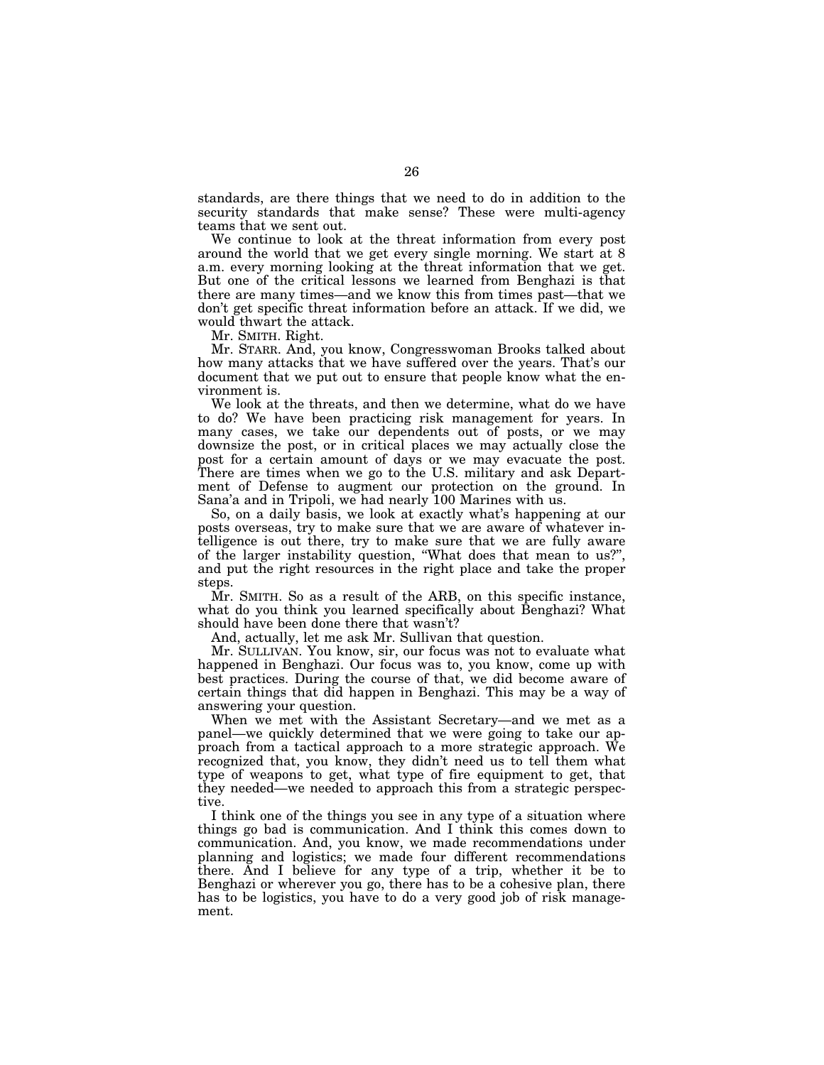standards, are there things that we need to do in addition to the security standards that make sense? These were multi-agency teams that we sent out.

We continue to look at the threat information from every post around the world that we get every single morning. We start at 8 a.m. every morning looking at the threat information that we get. But one of the critical lessons we learned from Benghazi is that there are many times—and we know this from times past—that we don't get specific threat information before an attack. If we did, we would thwart the attack.

Mr. SMITH. Right.

Mr. STARR. And, you know, Congresswoman Brooks talked about how many attacks that we have suffered over the years. That's our document that we put out to ensure that people know what the environment is.

We look at the threats, and then we determine, what do we have to do? We have been practicing risk management for years. In many cases, we take our dependents out of posts, or we may downsize the post, or in critical places we may actually close the post for a certain amount of days or we may evacuate the post. There are times when we go to the U.S. military and ask Department of Defense to augment our protection on the ground. In Sana'a and in Tripoli, we had nearly 100 Marines with us.

So, on a daily basis, we look at exactly what's happening at our posts overseas, try to make sure that we are aware of whatever intelligence is out there, try to make sure that we are fully aware of the larger instability question, "What does that mean to us?", and put the right resources in the right place and take the proper steps.

Mr. SMITH. So as a result of the ARB, on this specific instance, what do you think you learned specifically about Benghazi? What should have been done there that wasn't?

And, actually, let me ask Mr. Sullivan that question.

Mr. SULLIVAN. You know, sir, our focus was not to evaluate what happened in Benghazi. Our focus was to, you know, come up with best practices. During the course of that, we did become aware of certain things that did happen in Benghazi. This may be a way of answering your question.

When we met with the Assistant Secretary—and we met as a panel—we quickly determined that we were going to take our approach from a tactical approach to a more strategic approach. We recognized that, you know, they didn't need us to tell them what type of weapons to get, what type of fire equipment to get, that they needed—we needed to approach this from a strategic perspective.

I think one of the things you see in any type of a situation where things go bad is communication. And I think this comes down to communication. And, you know, we made recommendations under planning and logistics; we made four different recommendations there. And I believe for any type of a trip, whether it be to Benghazi or wherever you go, there has to be a cohesive plan, there has to be logistics, you have to do a very good job of risk management.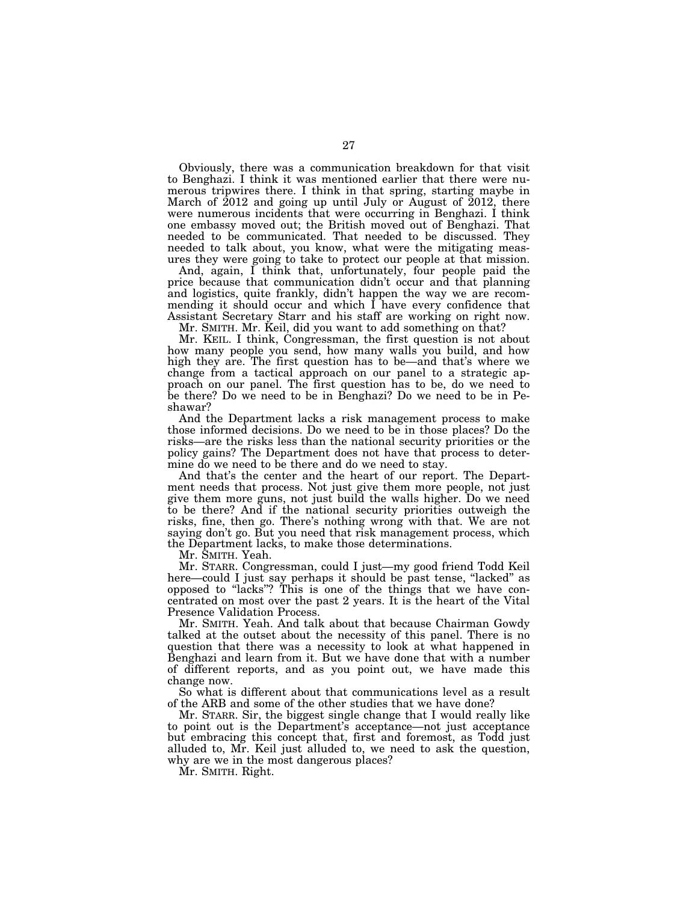Obviously, there was a communication breakdown for that visit to Benghazi. I think it was mentioned earlier that there were numerous tripwires there. I think in that spring, starting maybe in March of 2012 and going up until July or August of 2012, there were numerous incidents that were occurring in Benghazi. I think one embassy moved out; the British moved out of Benghazi. That needed to be communicated. That needed to be discussed. They needed to talk about, you know, what were the mitigating measures they were going to take to protect our people at that mission.

And, again, I think that, unfortunately, four people paid the price because that communication didn't occur and that planning and logistics, quite frankly, didn't happen the way we are recommending it should occur and which I have every confidence that Assistant Secretary Starr and his staff are working on right now.

Mr. SMITH. Mr. Keil, did you want to add something on that?

Mr. KEIL. I think, Congressman, the first question is not about how many people you send, how many walls you build, and how high they are. The first question has to be—and that's where we change from a tactical approach on our panel to a strategic approach on our panel. The first question has to be, do we need to be there? Do we need to be in Benghazi? Do we need to be in Peshawar?

And the Department lacks a risk management process to make those informed decisions. Do we need to be in those places? Do the risks—are the risks less than the national security priorities or the policy gains? The Department does not have that process to determine do we need to be there and do we need to stay.

And that's the center and the heart of our report. The Department needs that process. Not just give them more people, not just give them more guns, not just build the walls higher. Do we need to be there? And if the national security priorities outweigh the risks, fine, then go. There's nothing wrong with that. We are not saying don't go. But you need that risk management process, which the Department lacks, to make those determinations.

Mr. SMITH. Yeah.

Mr. STARR. Congressman, could I just—my good friend Todd Keil here—could I just say perhaps it should be past tense, "lacked" as opposed to "lacks"? This is one of the things that we have concentrated on most over the past 2 years. It is the heart of the Vital Presence Validation Process.

Mr. SMITH. Yeah. And talk about that because Chairman Gowdy talked at the outset about the necessity of this panel. There is no question that there was a necessity to look at what happened in Benghazi and learn from it. But we have done that with a number of different reports, and as you point out, we have made this change now.

So what is different about that communications level as a result of the ARB and some of the other studies that we have done?

Mr. STARR. Sir, the biggest single change that I would really like to point out is the Department's acceptance—not just acceptance but embracing this concept that, first and foremost, as Todd just alluded to, Mr. Keil just alluded to, we need to ask the question, why are we in the most dangerous places?

Mr. SMITH. Right.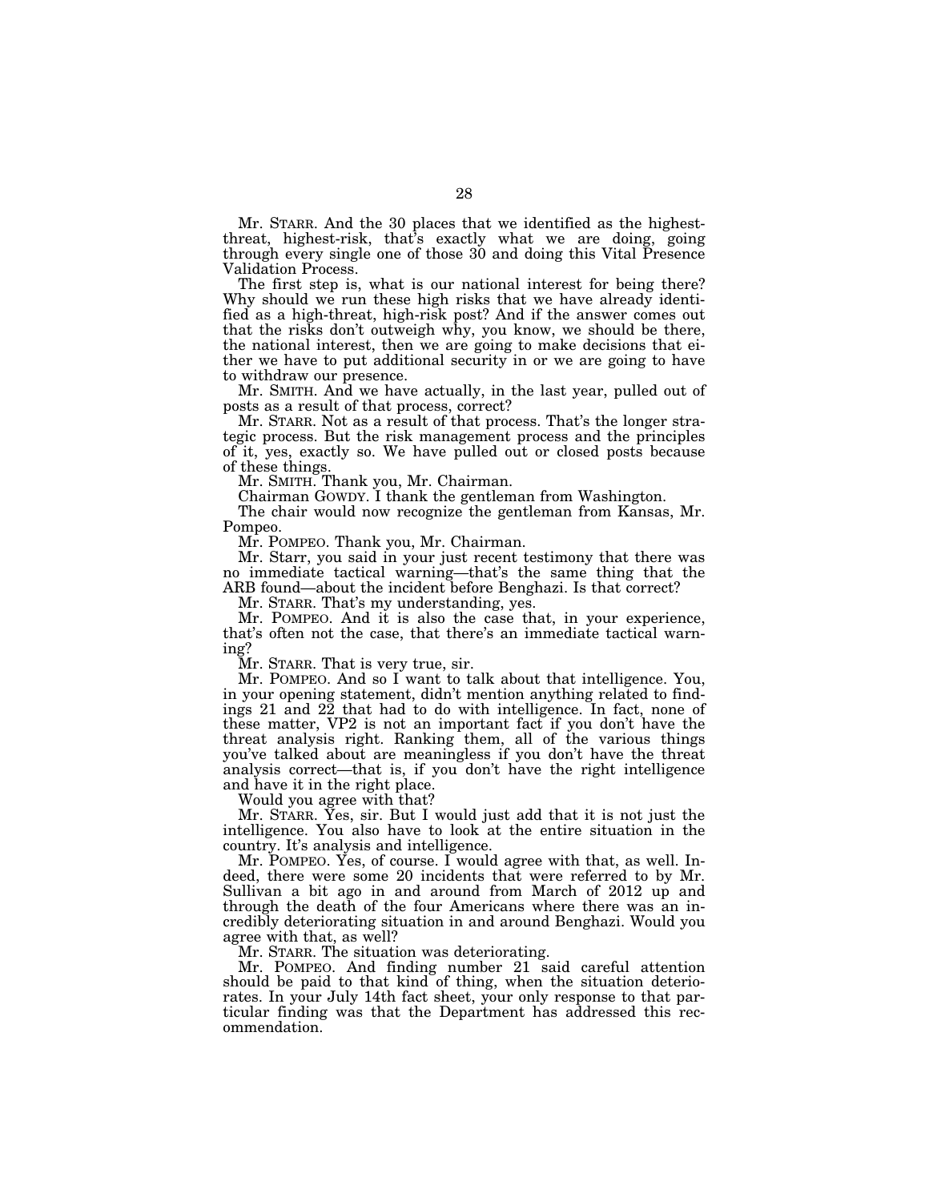Mr. STARR. And the 30 places that we identified as the highest-threat, highest-risk, that's exactly what we are doing, going through every single one of those 30 and doing this Vital Presence Validation Process.

The first step is, what is our national interest for being there? Why should we run these high risks that we have already identified as a high-threat, high-risk post? And if the answer comes out that the risks don't outweigh why, you know, we should be there, the national interest, then we are going to make decisions that either we have to put additional security in or we are going to have to withdraw our presence.

Mr. SMITH. And we have actually, in the last year, pulled out of posts as a result of that process, correct?

Mr. STARR. Not as a result of that process. That's the longer strategic process. But the risk management process and the principles of it, yes, exactly so. We have pulled out or closed posts because of these things.

Mr. SMITH. Thank you, Mr. Chairman.

Chairman GOWDY. I thank the gentleman from Washington.

The chair would now recognize the gentleman from Kansas, Mr. Pompeo.

Mr. POMPEO. Thank you, Mr. Chairman.

Mr. Starr, you said in your just recent testimony that there was no immediate tactical warning—that's the same thing that the ARB found—about the incident before Benghazi. Is that correct?

Mr. STARR. That's my understanding, yes.

Mr. POMPEO. And it is also the case that, in your experience, that's often not the case, that there's an immediate tactical warning?

Mr. STARR. That is very true, sir.

Mr. POMPEO. And so I want to talk about that intelligence. You, in your opening statement, didn't mention anything related to findings 21 and 22 that had to do with intelligence. In fact, none of these matter, VP2 is not an important fact if you don't have the threat analysis right. Ranking them, all of the various things you've talked about are meaningless if you don't have the threat analysis correct—that is, if you don't have the right intelligence and have it in the right place.

Would you agree with that?

Mr. STARR. Yes, sir. But I would just add that it is not just the intelligence. You also have to look at the entire situation in the country. It's analysis and intelligence.

Mr. POMPEO. Yes, of course. I would agree with that, as well. Indeed, there were some 20 incidents that were referred to by Mr. Sullivan a bit ago in and around from March of 2012 up and through the death of the four Americans where there was an incredibly deteriorating situation in and around Benghazi. Would you agree with that, as well?

Mr. STARR. The situation was deteriorating.

Mr. POMPEO. And finding number 21 said careful attention should be paid to that kind of thing, when the situation deteriorates. In your July 14th fact sheet, your only response to that particular finding was that the Department has addressed this recommendation.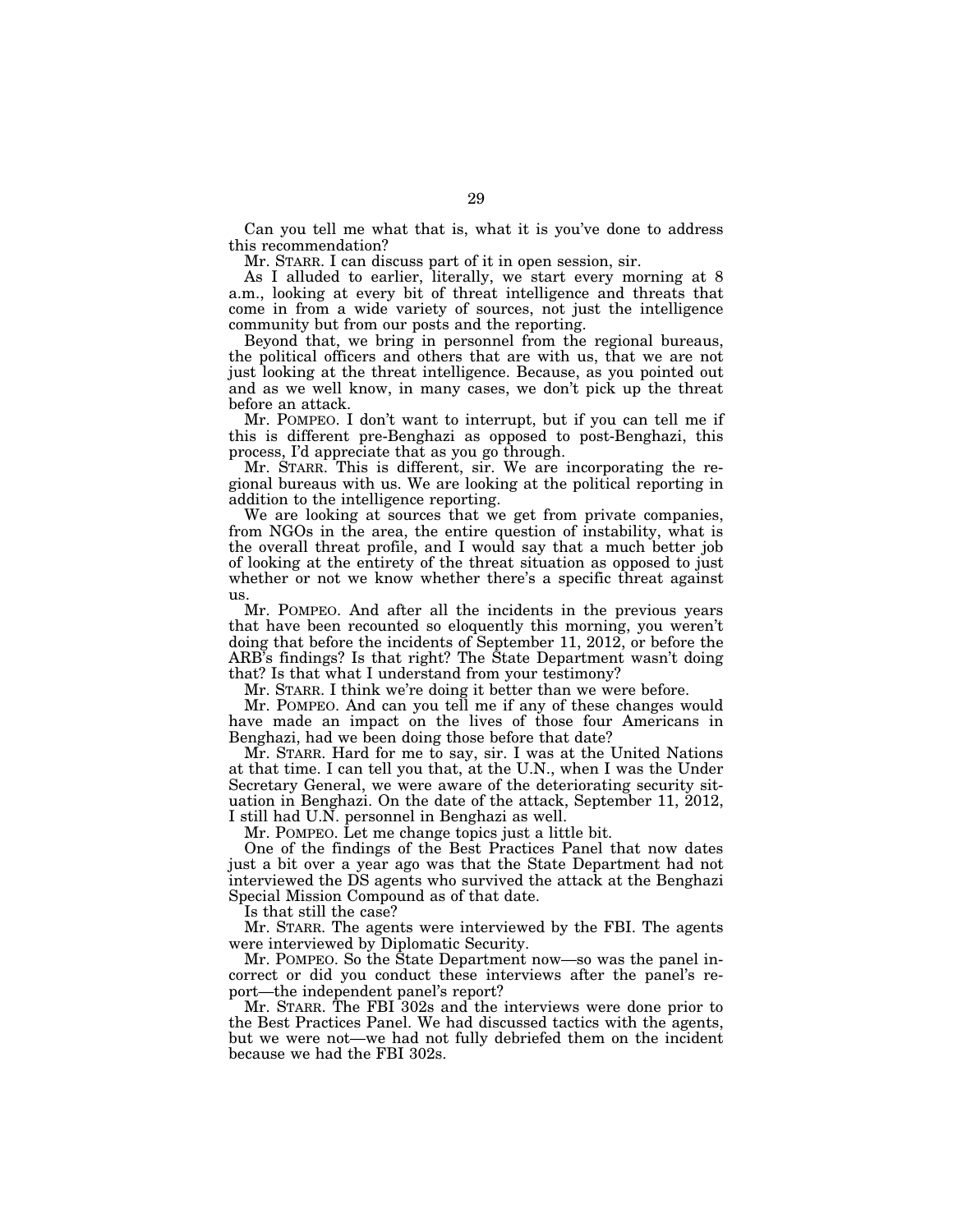Can you tell me what that is, what it is you've done to address this recommendation?

Mr. STARR. I can discuss part of it in open session, sir.

As I alluded to earlier, literally, we start every morning at 8 a.m., looking at every bit of threat intelligence and threats that come in from a wide variety of sources, not just the intelligence community but from our posts and the reporting.

Beyond that, we bring in personnel from the regional bureaus, the political officers and others that are with us, that we are not just looking at the threat intelligence. Because, as you pointed out and as we well know, in many cases, we don't pick up the threat before an attack.

Mr. POMPEO. I don't want to interrupt, but if you can tell me if this is different pre-Benghazi as opposed to post-Benghazi, this process, I'd appreciate that as you go through.

Mr. STARR. This is different, sir. We are incorporating the regional bureaus with us. We are looking at the political reporting in addition to the intelligence reporting.

We are looking at sources that we get from private companies, from NGOs in the area, the entire question of instability, what is the overall threat profile, and I would say that a much better job of looking at the entirety of the threat situation as opposed to just whether or not we know whether there's a specific threat against us.

Mr. POMPEO. And after all the incidents in the previous years that have been recounted so eloquently this morning, you weren't doing that before the incidents of September 11, 2012, or before the ARB's findings? Is that right? The State Department wasn't doing that? Is that what I understand from your testimony?

Mr. STARR. I think we're doing it better than we were before.

Mr. POMPEO. And can you tell me if any of these changes would have made an impact on the lives of those four Americans in Benghazi, had we been doing those before that date?

Mr. STARR. Hard for me to say, sir. I was at the United Nations at that time. I can tell you that, at the U.N., when I was the Under Secretary General, we were aware of the deteriorating security situation in Benghazi. On the date of the attack, September 11, 2012, I still had U.N. personnel in Benghazi as well.

Mr. POMPEO. Let me change topics just a little bit.

One of the findings of the Best Practices Panel that now dates just a bit over a year ago was that the State Department had not interviewed the DS agents who survived the attack at the Benghazi Special Mission Compound as of that date.

Is that still the case?

Mr. STARR. The agents were interviewed by the FBI. The agents were interviewed by Diplomatic Security.

Mr. POMPEO. So the State Department now—so was the panel incorrect or did you conduct these interviews after the panel's report—the independent panel's report?

Mr. STARR. The FBI 302s and the interviews were done prior to the Best Practices Panel. We had discussed tactics with the agents, but we were not—we had not fully debriefed them on the incident because we had the FBI 302s.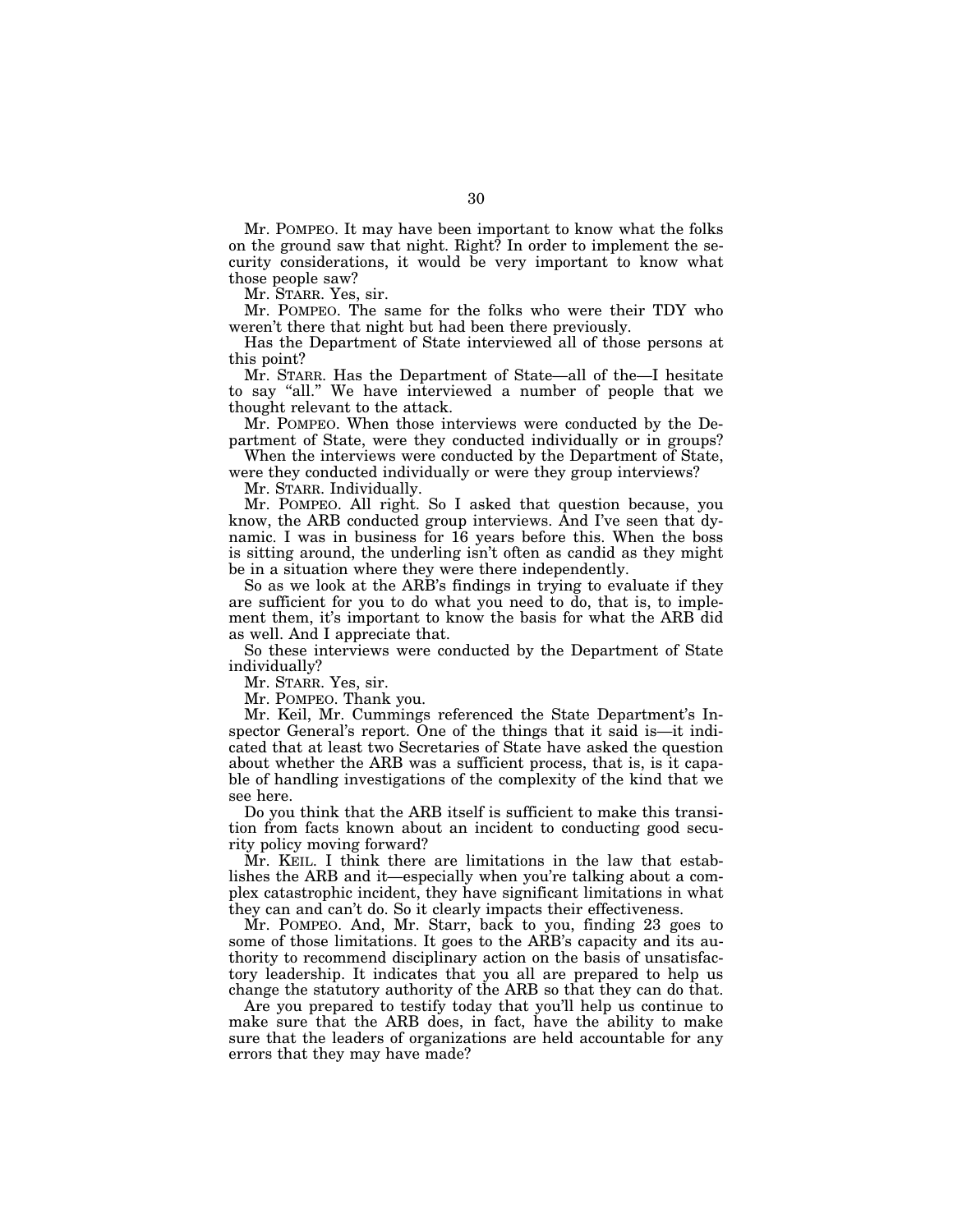Mr. POMPEO. It may have been important to know what the folks on the ground saw that night. Right? In order to implement the security considerations, it would be very important to know what those people saw?

Mr. STARR. Yes, sir.

Mr. POMPEO. The same for the folks who were their TDY who weren't there that night but had been there previously.

Has the Department of State interviewed all of those persons at this point?

Mr. STARR. Has the Department of State—all of the—I hesitate to say "all." We have interviewed a number of people that we thought relevant to the attack.

Mr. POMPEO. When those interviews were conducted by the Department of State, were they conducted individually or in groups?

When the interviews were conducted by the Department of State, were they conducted individually or were they group interviews?

Mr. STARR. Individually.

Mr. POMPEO. All right. So I asked that question because, you know, the ARB conducted group interviews. And I've seen that dynamic. I was in business for 16 years before this. When the boss is sitting around, the underling isn't often as candid as they might be in a situation where they were there independently.

So as we look at the ARB's findings in trying to evaluate if they are sufficient for you to do what you need to do, that is, to implement them, it's important to know the basis for what the ARB did as well. And I appreciate that.

So these interviews were conducted by the Department of State individually?

Mr. STARR. Yes, sir.

Mr. POMPEO. Thank you.

Mr. Keil, Mr. Cummings referenced the State Department's Inspector General's report. One of the things that it said is—it indicated that at least two Secretaries of State have asked the question about whether the ARB was a sufficient process, that is, is it capable of handling investigations of the complexity of the kind that we see here.

Do you think that the ARB itself is sufficient to make this transition from facts known about an incident to conducting good security policy moving forward?

Mr. KEIL. I think there are limitations in the law that establishes the ARB and it—especially when you're talking about a complex catastrophic incident, they have significant limitations in what they can and can't do. So it clearly impacts their effectiveness.

Mr. POMPEO. And, Mr. Starr, back to you, finding 23 goes to some of those limitations. It goes to the ARB's capacity and its authority to recommend disciplinary action on the basis of unsatisfactory leadership. It indicates that you all are prepared to help us change the statutory authority of the ARB so that they can do that.

Are you prepared to testify today that you'll help us continue to make sure that the ARB does, in fact, have the ability to make sure that the leaders of organizations are held accountable for any errors that they may have made?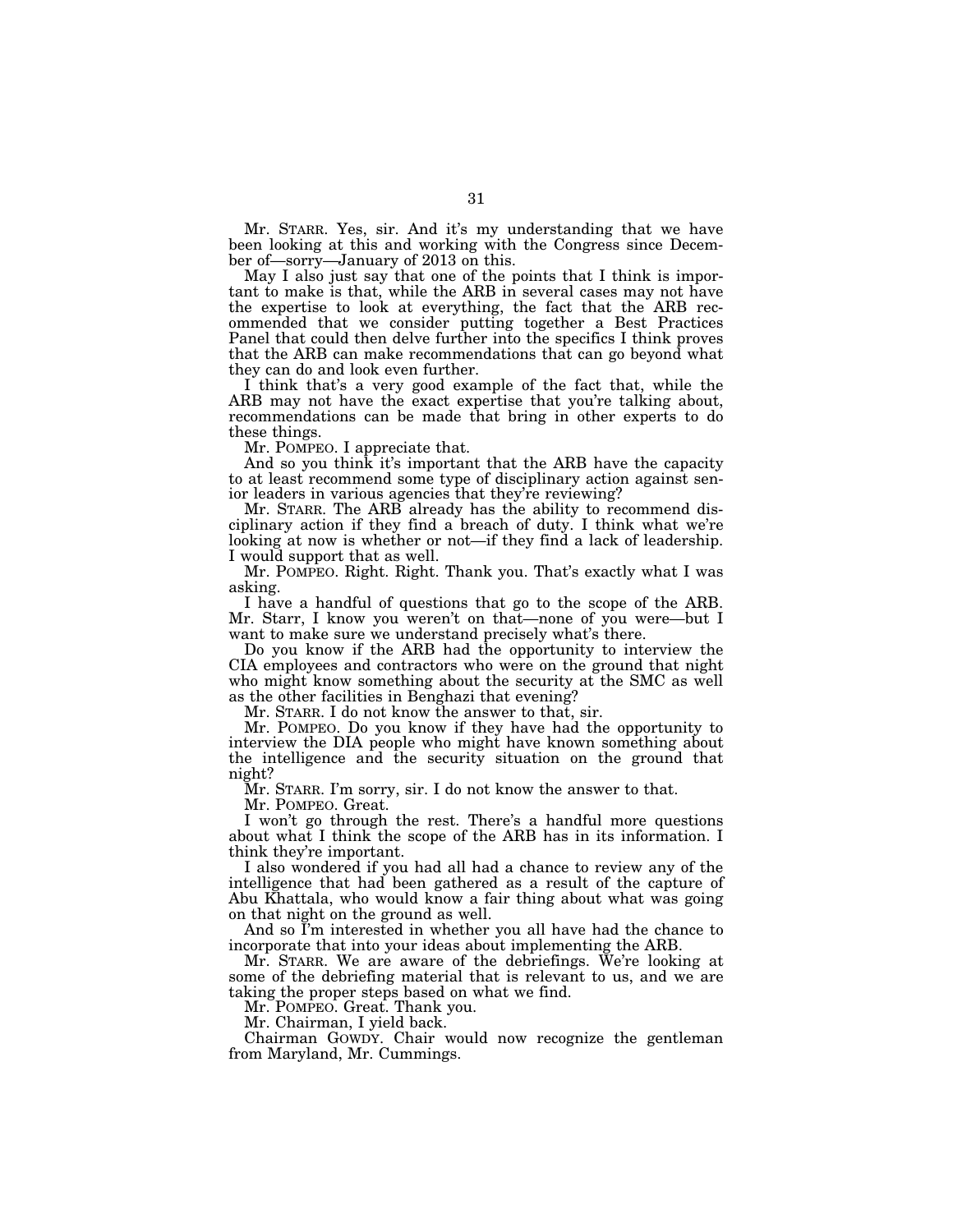Mr. STARR. Yes, sir. And it's my understanding that we have been looking at this and working with the Congress since December of—sorry—January of 2013 on this.

May I also just say that one of the points that I think is important to make is that, while the ARB in several cases may not have the expertise to look at everything, the fact that the ARB recommended that we consider putting together a Best Practices Panel that could then delve further into the specifics I think proves that the ARB can make recommendations that can go beyond what they can do and look even further.

I think that's a very good example of the fact that, while the ARB may not have the exact expertise that you're talking about, recommendations can be made that bring in other experts to do these things.

Mr. POMPEO. I appreciate that.

And so you think it's important that the ARB have the capacity to at least recommend some type of disciplinary action against senior leaders in various agencies that they're reviewing?

Mr. STARR. The ARB already has the ability to recommend disciplinary action if they find a breach of duty. I think what we're looking at now is whether or not—if they find a lack of leadership. I would support that as well.

Mr. POMPEO. Right. Right. Thank you. That's exactly what I was asking.

I have a handful of questions that go to the scope of the ARB. Mr. Starr, I know you weren't on that—none of you were—but I want to make sure we understand precisely what's there.

Do you know if the ARB had the opportunity to interview the CIA employees and contractors who were on the ground that night who might know something about the security at the SMC as well as the other facilities in Benghazi that evening?

Mr. STARR. I do not know the answer to that, sir.

Mr. POMPEO. Do you know if they have had the opportunity to interview the DIA people who might have known something about the intelligence and the security situation on the ground that night?

Mr. STARR. I'm sorry, sir. I do not know the answer to that.

Mr. POMPEO. Great.

I won't go through the rest. There's a handful more questions about what I think the scope of the ARB has in its information. I think they're important.

I also wondered if you had all had a chance to review any of the intelligence that had been gathered as a result of the capture of Abu Khattala, who would know a fair thing about what was going on that night on the ground as well.

And so I'm interested in whether you all have had the chance to incorporate that into your ideas about implementing the ARB.

Mr. STARR. We are aware of the debriefings. We're looking at some of the debriefing material that is relevant to us, and we are taking the proper steps based on what we find.

Mr. POMPEO. Great. Thank you.

Mr. Chairman, I yield back.

Chairman GOWDY. Chair would now recognize the gentleman from Maryland, Mr. Cummings.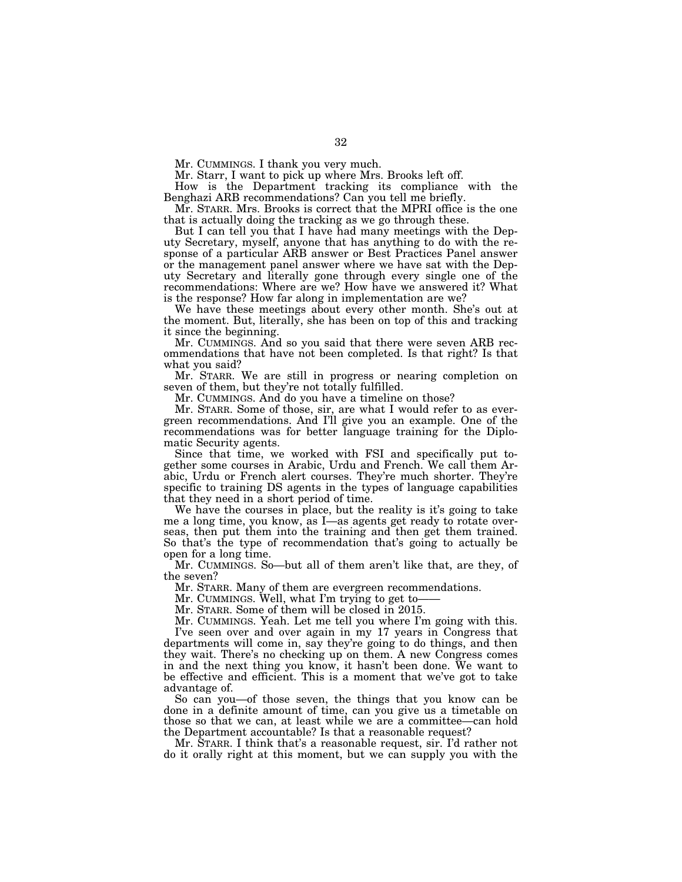Mr. CUMMINGS. I thank you very much.

Mr. Starr, I want to pick up where Mrs. Brooks left off.

How is the Department tracking its compliance with the Benghazi ARB recommendations? Can you tell me briefly.

Mr. STARR. Mrs. Brooks is correct that the MPRI office is the one that is actually doing the tracking as we go through these.

But I can tell you that I have had many meetings with the Deputy Secretary, myself, anyone that has anything to do with the response of a particular ARB answer or Best Practices Panel answer or the management panel answer where we have sat with the Deputy Secretary and literally gone through every single one of the recommendations: Where are we? How have we answered it? What is the response? How far along in implementation are we?

We have these meetings about every other month. She's out at the moment. But, literally, she has been on top of this and tracking it since the beginning.

Mr. CUMMINGS. And so you said that there were seven ARB recommendations that have not been completed. Is that right? Is that what you said?

Mr. STARR. We are still in progress or nearing completion on seven of them, but they're not totally fulfilled.

Mr. CUMMINGS. And do you have a timeline on those?

Mr. STARR. Some of those, sir, are what I would refer to as evergreen recommendations. And I'll give you an example. One of the recommendations was for better language training for the Diplomatic Security agents.

Since that time, we worked with FSI and specifically put together some courses in Arabic, Urdu and French. We call them Arabic, Urdu or French alert courses. They're much shorter. They're specific to training DS agents in the types of language capabilities that they need in a short period of time.

We have the courses in place, but the reality is it's going to take me a long time, you know, as I—as agents get ready to rotate overseas, then put them into the training and then get them trained. So that's the type of recommendation that's going to actually be open for a long time.

Mr. CUMMINGS. So—but all of them aren't like that, are they, of the seven?

Mr. STARR. Many of them are evergreen recommendations.

Mr. CUMMINGS. Well, what I'm trying to get to——

Mr. STARR. Some of them will be closed in 2015.

Mr. CUMMINGS. Yeah. Let me tell you where I'm going with this. I've seen over and over again in my 17 years in Congress that departments will come in, say they're going to do things, and then they wait. There's no checking up on them. A new Congress comes in and the next thing you know, it hasn't been done. We want to be effective and efficient. This is a moment that we've got to take advantage of.

So can you—of those seven, the things that you know can be done in a definite amount of time, can you give us a timetable on those so that we can, at least while we are a committee—can hold the Department accountable? Is that a reasonable request?

Mr. STARR. I think that's a reasonable request, sir. I'd rather not do it orally right at this moment, but we can supply you with the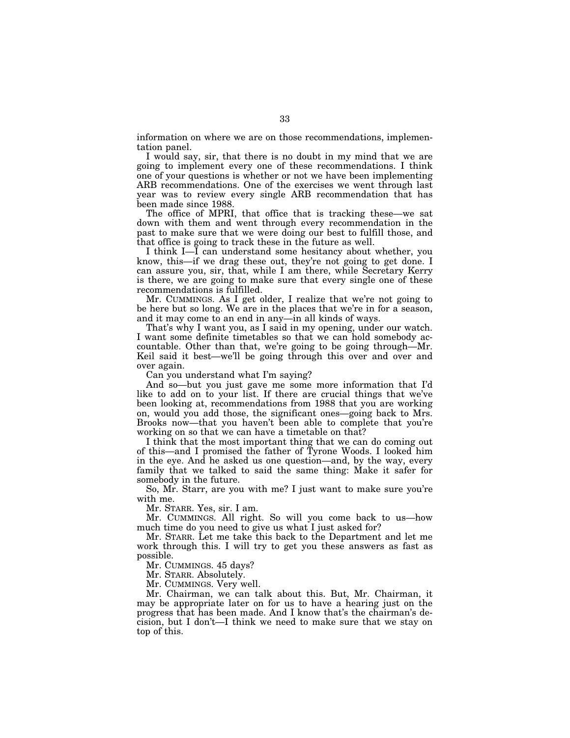information on where we are on those recommendations, implementation panel.

I would say, sir, that there is no doubt in my mind that we are going to implement every one of these recommendations. I think one of your questions is whether or not we have been implementing ARB recommendations. One of the exercises we went through last year was to review every single ARB recommendation that has been made since 1988.

The office of MPRI, that office that is tracking these—we sat down with them and went through every recommendation in the past to make sure that we were doing our best to fulfill those, and that office is going to track these in the future as well.

I think I—I can understand some hesitancy about whether, you know, this—if we drag these out, they're not going to get done. I can assure you, sir, that, while I am there, while Secretary Kerry is there, we are going to make sure that every single one of these recommendations is fulfilled.

Mr. CUMMINGS. As I get older, I realize that we're not going to be here but so long. We are in the places that we're in for a season, and it may come to an end in any—in all kinds of ways.

That's why I want you, as I said in my opening, under our watch. I want some definite timetables so that we can hold somebody accountable. Other than that, we're going to be going through—Mr. Keil said it best—we'll be going through this over and over and over again.

Can you understand what I'm saying?

And so—but you just gave me some more information that I'd like to add on to your list. If there are crucial things that we've been looking at, recommendations from 1988 that you are working on, would you add those, the significant ones—going back to Mrs. Brooks now—that you haven't been able to complete that you're working on so that we can have a timetable on that?

I think that the most important thing that we can do coming out of this—and I promised the father of Tyrone Woods. I looked him in the eye. And he asked us one question—and, by the way, every family that we talked to said the same thing: Make it safer for somebody in the future.

So, Mr. Starr, are you with me? I just want to make sure you're with me.

Mr. STARR. Yes, sir. I am.

Mr. CUMMINGS. All right. So will you come back to us—how much time do you need to give us what I just asked for?

Mr. STARR. Let me take this back to the Department and let me work through this. I will try to get you these answers as fast as possible.

Mr. CUMMINGS. 45 days?

Mr. STARR. Absolutely.

Mr. CUMMINGS. Very well.

Mr. Chairman, we can talk about this. But, Mr. Chairman, it may be appropriate later on for us to have a hearing just on the progress that has been made. And I know that's the chairman's decision, but I don't—I think we need to make sure that we stay on top of this.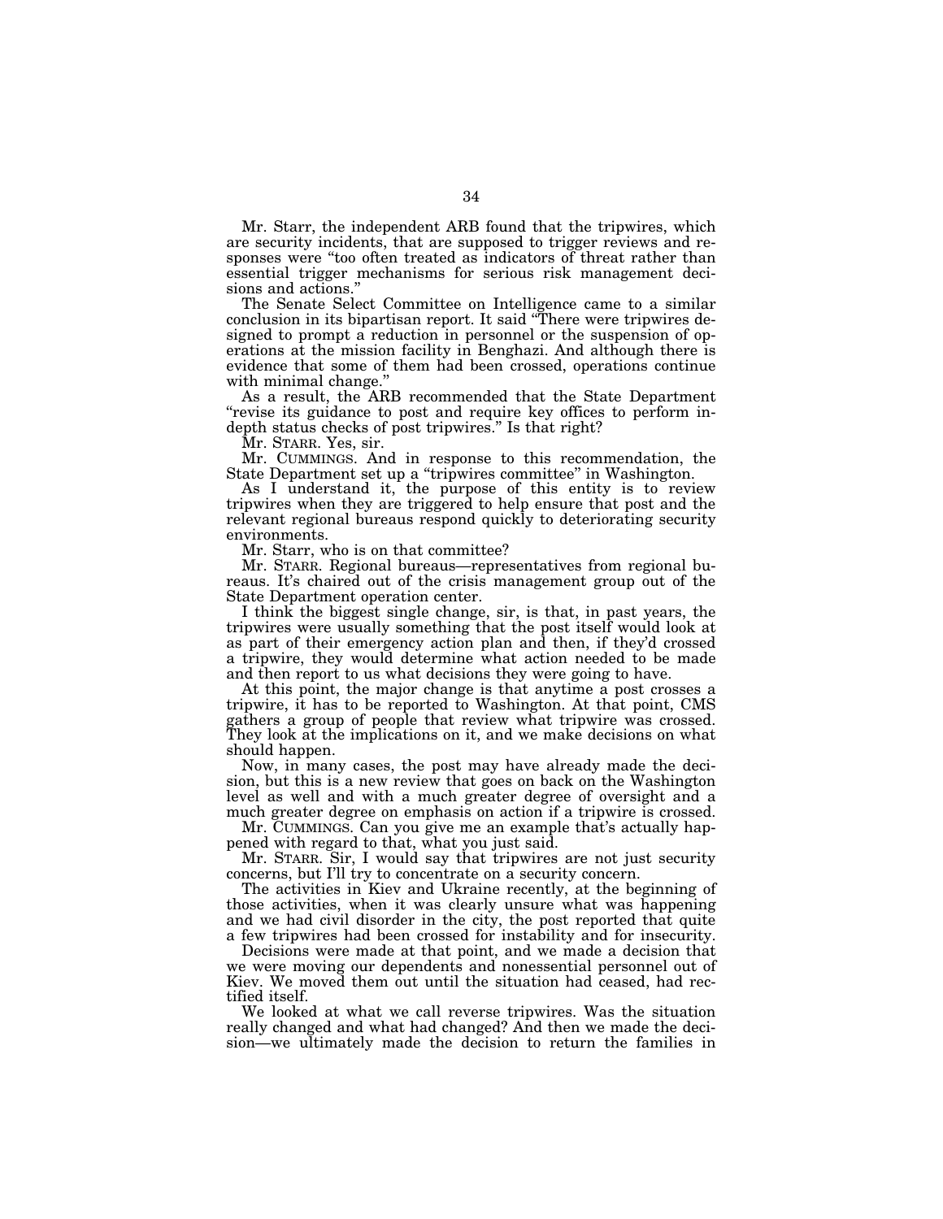Mr. Starr, the independent ARB found that the tripwires, which are security incidents, that are supposed to trigger reviews and responses were "too often treated as indicators of threat rather than essential trigger mechanisms for serious risk management decisions and actions."

The Senate Select Committee on Intelligence came to a similar conclusion in its bipartisan report. It said "There were tripwires designed to prompt a reduction in personnel or the suspension of operations at the mission facility in Benghazi. And although there is evidence that some of them had been crossed, operations continue with minimal change."

As a result, the ARB recommended that the State Department "revise its guidance to post and require key offices to perform in-depth status checks of post tripwires." Is that right?

Mr. STARR. Yes, sir.

Mr. CUMMINGS. And in response to this recommendation, the State Department set up a "tripwires committee" in Washington.

As I understand it, the purpose of this entity is to review tripwires when they are triggered to help ensure that post and the relevant regional bureaus respond quickly to deteriorating security environments.

Mr. Starr, who is on that committee?

Mr. STARR. Regional bureaus—representatives from regional bureaus. It's chaired out of the crisis management group out of the State Department operation center.

I think the biggest single change, sir, is that, in past years, the tripwires were usually something that the post itself would look at as part of their emergency action plan and then, if they'd crossed a tripwire, they would determine what action needed to be made and then report to us what decisions they were going to have.

At this point, the major change is that anytime a post crosses a tripwire, it has to be reported to Washington. At that point, CMS gathers a group of people that review what tripwire was crossed. They look at the implications on it, and we make decisions on what should happen.

Now, in many cases, the post may have already made the decision, but this is a new review that goes on back on the Washington level as well and with a much greater degree of oversight and a much greater degree on emphasis on action if a tripwire is crossed.

Mr. CUMMINGS. Can you give me an example that's actually happened with regard to that, what you just said.

Mr. STARR. Sir, I would say that tripwires are not just security concerns, but I'll try to concentrate on a security concern.

The activities in Kiev and Ukraine recently, at the beginning of those activities, when it was clearly unsure what was happening and we had civil disorder in the city, the post reported that quite a few tripwires had been crossed for instability and for insecurity.

Decisions were made at that point, and we made a decision that we were moving our dependents and nonessential personnel out of Kiev. We moved them out until the situation had ceased, had rectified itself.

We looked at what we call reverse tripwires. Was the situation really changed and what had changed? And then we made the decision—we ultimately made the decision to return the families in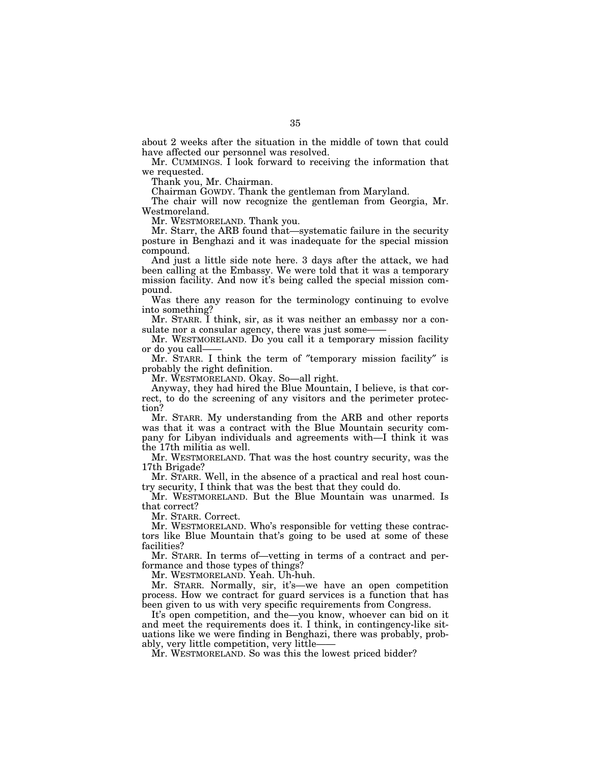about 2 weeks after the situation in the middle of town that could have affected our personnel was resolved.

Mr. CUMMINGS. I look forward to receiving the information that we requested.

Thank you, Mr. Chairman.

Chairman GOWDY. Thank the gentleman from Maryland.

The chair will now recognize the gentleman from Georgia, Mr. Westmoreland.

Mr. WESTMORELAND. Thank you.

Mr. Starr, the ARB found that—systematic failure in the security posture in Benghazi and it was inadequate for the special mission compound.

And just a little side note here. 3 days after the attack, we had been calling at the Embassy. We were told that it was a temporary mission facility. And now it's being called the special mission compound.

Was there any reason for the terminology continuing to evolve into something?

Mr. STARR. I think, sir, as it was neither an embassy nor a consulate nor a consular agency, there was just some——

Mr. WESTMORELAND. Do you call it a temporary mission facility or do you call——

Mr. STARR. I think the term of "temporary mission facility" is probably the right definition.

Mr. WESTMORELAND. Okay. So—all right.

Anyway, they had hired the Blue Mountain, I believe, is that correct, to do the screening of any visitors and the perimeter protection?

Mr. STARR. My understanding from the ARB and other reports was that it was a contract with the Blue Mountain security company for Libyan individuals and agreements with—I think it was the 17th militia as well.

Mr. WESTMORELAND. That was the host country security, was the 17th Brigade?

Mr. STARR. Well, in the absence of a practical and real host country security, I think that was the best that they could do.

Mr. WESTMORELAND. But the Blue Mountain was unarmed. Is that correct?

Mr. STARR. Correct.

Mr. WESTMORELAND. Who's responsible for vetting these contractors like Blue Mountain that's going to be used at some of these facilities?

Mr. STARR. In terms of—vetting in terms of a contract and performance and those types of things?

Mr. WESTMORELAND. Yeah. Uh-huh.

Mr. STARR. Normally, sir, it's—we have an open competition process. How we contract for guard services is a function that has been given to us with very specific requirements from Congress.

It's open competition, and the—you know, whoever can bid on it and meet the requirements does it. I think, in contingency-like situations like we were finding in Benghazi, there was probably, probably, very little competition, very little——

Mr. WESTMORELAND. So was this the lowest priced bidder?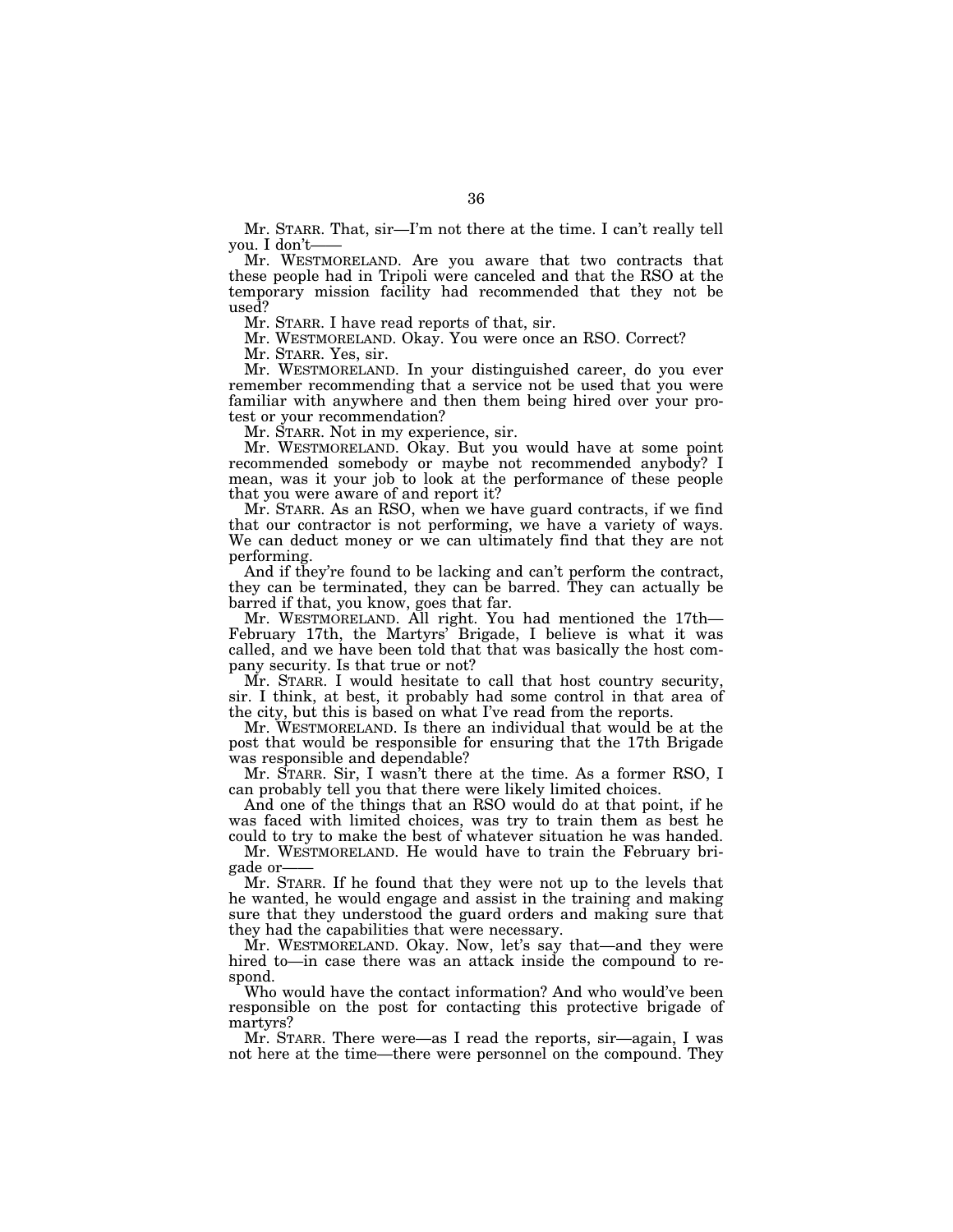Mr. STARR. That, sir—I'm not there at the time. I can't really tell you. I don't——

Mr. WESTMORELAND. Are you aware that two contracts that these people had in Tripoli were canceled and that the RSO at the temporary mission facility had recommended that they not be used?

Mr. STARR. I have read reports of that, sir.

Mr. WESTMORELAND. Okay. You were once an RSO. Correct?

Mr. STARR. Yes, sir.

Mr. WESTMORELAND. In your distinguished career, do you ever remember recommending that a service not be used that you were familiar with anywhere and then them being hired over your protest or your recommendation?

Mr. STARR. Not in my experience, sir.

Mr. WESTMORELAND. Okay. But you would have at some point recommended somebody or maybe not recommended anybody? I mean, was it your job to look at the performance of these people that you were aware of and report it?

Mr. STARR. As an RSO, when we have guard contracts, if we find that our contractor is not performing, we have a variety of ways. We can deduct money or we can ultimately find that they are not performing.

And if they're found to be lacking and can't perform the contract, they can be terminated, they can be barred. They can actually be barred if that, you know, goes that far.

Mr. WESTMORELAND. All right. You had mentioned the 17th—February 17th, the Martyrs' Brigade, I believe is what it was called, and we have been told that that was basically the host company security. Is that true or not?

Mr. STARR. I would hesitate to call that host country security, sir. I think, at best, it probably had some control in that area of the city, but this is based on what I've read from the reports.

Mr. WESTMORELAND. Is there an individual that would be at the post that would be responsible for ensuring that the 17th Brigade was responsible and dependable?

Mr. STARR. Sir, I wasn't there at the time. As a former RSO, I can probably tell you that there were likely limited choices.

And one of the things that an RSO would do at that point, if he was faced with limited choices, was try to train them as best he could to try to make the best of whatever situation he was handed.

Mr. WESTMORELAND. He would have to train the February brigade or——

Mr. STARR. If he found that they were not up to the levels that he wanted, he would engage and assist in the training and making sure that they understood the guard orders and making sure that they had the capabilities that were necessary.

Mr. WESTMORELAND. Okay. Now, let's say that—and they were hired to—in case there was an attack inside the compound to respond.

Who would have the contact information? And who would've been responsible on the post for contacting this protective brigade of martyrs?

Mr. STARR. There were—as I read the reports, sir—again, I was not here at the time—there were personnel on the compound. They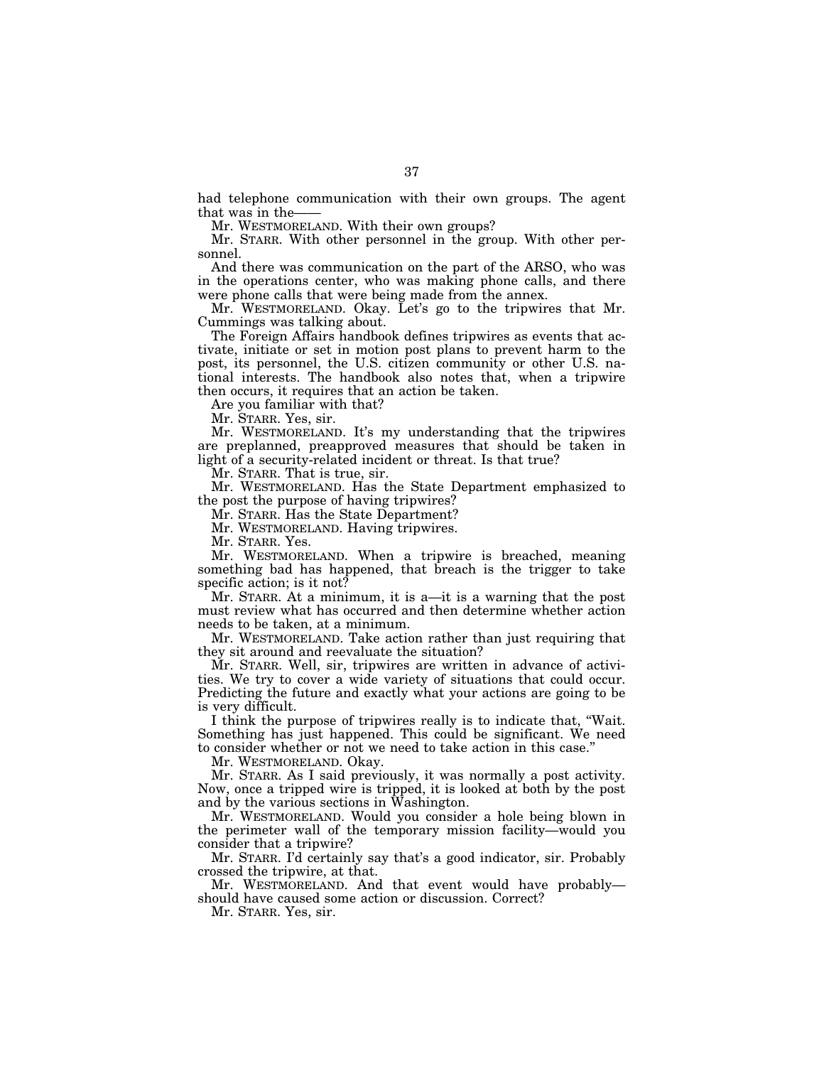had telephone communication with their own groups. The agent that was in the——

Mr. WESTMORELAND. With their own groups?

Mr. STARR. With other personnel in the group. With other personnel.

And there was communication on the part of the ARSO, who was in the operations center, who was making phone calls, and there were phone calls that were being made from the annex.

Mr. WESTMORELAND. Okay. Let's go to the tripwires that Mr. Cummings was talking about.

The Foreign Affairs handbook defines tripwires as events that activate, initiate or set in motion post plans to prevent harm to the post, its personnel, the U.S. citizen community or other U.S. national interests. The handbook also notes that, when a tripwire then occurs, it requires that an action be taken.

Are you familiar with that?

Mr. STARR. Yes, sir.

Mr. WESTMORELAND. It's my understanding that the tripwires are preplanned, preapproved measures that should be taken in light of a security-related incident or threat. Is that true?

Mr. STARR. That is true, sir.

Mr. WESTMORELAND. Has the State Department emphasized to the post the purpose of having tripwires?

Mr. STARR. Has the State Department?

Mr. WESTMORELAND. Having tripwires.

Mr. STARR. Yes.

Mr. WESTMORELAND. When a tripwire is breached, meaning something bad has happened, that breach is the trigger to take specific action; is it not?

Mr. STARR. At a minimum, it is a—it is a warning that the post must review what has occurred and then determine whether action needs to be taken, at a minimum.

Mr. WESTMORELAND. Take action rather than just requiring that they sit around and reevaluate the situation?

Mr. STARR. Well, sir, tripwires are written in advance of activities. We try to cover a wide variety of situations that could occur. Predicting the future and exactly what your actions are going to be is very difficult.

I think the purpose of tripwires really is to indicate that, "Wait. Something has just happened. This could be significant. We need to consider whether or not we need to take action in this case."

Mr. WESTMORELAND. Okay.

Mr. STARR. As I said previously, it was normally a post activity. Now, once a tripped wire is tripped, it is looked at both by the post and by the various sections in Washington.

Mr. WESTMORELAND. Would you consider a hole being blown in the perimeter wall of the temporary mission facility—would you consider that a tripwire?

Mr. STARR. I'd certainly say that's a good indicator, sir. Probably crossed the tripwire, at that.

Mr. WESTMORELAND. And that event would have probably—should have caused some action or discussion. Correct?

Mr. STARR. Yes, sir.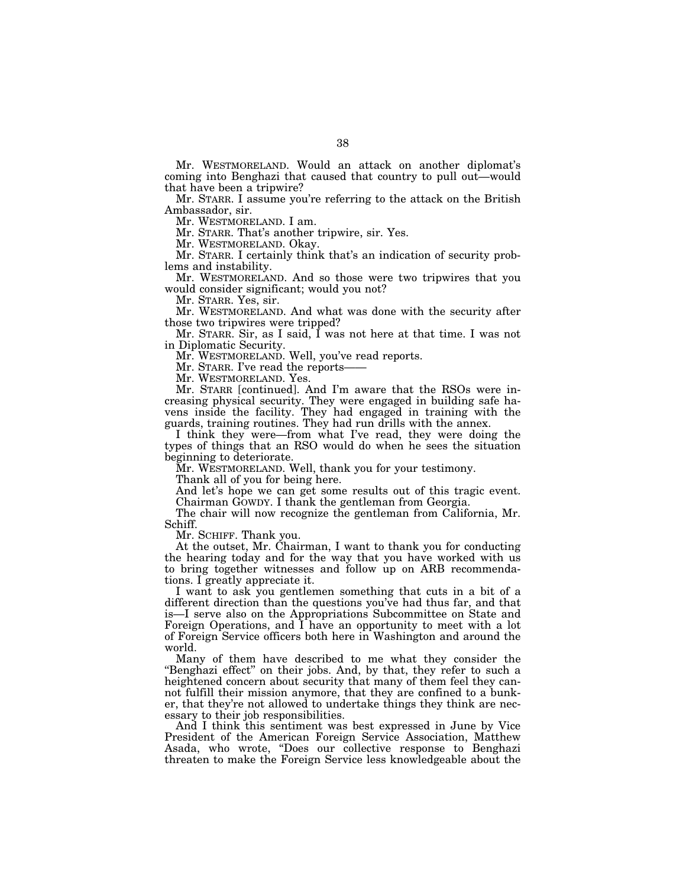Mr. WESTMORELAND. Would an attack on another diplomat's coming into Benghazi that caused that country to pull out—would that have been a tripwire?

Mr. STARR. I assume you're referring to the attack on the British Ambassador, sir.

Mr. WESTMORELAND. I am.

Mr. STARR. That's another tripwire, sir. Yes.

Mr. WESTMORELAND. Okay.

Mr. STARR. I certainly think that's an indication of security problems and instability.

Mr. WESTMORELAND. And so those were two tripwires that you would consider significant; would you not?

Mr. STARR. Yes, sir.

Mr. WESTMORELAND. And what was done with the security after those two tripwires were tripped?

Mr. STARR. Sir, as I said, I was not here at that time. I was not in Diplomatic Security.

Mr. WESTMORELAND. Well, you've read reports.

Mr. STARR. I've read the reports——

Mr. WESTMORELAND. Yes.

Mr. STARR [continued]. And I'm aware that the RSOs were increasing physical security. They were engaged in building safe havens inside the facility. They had engaged in training with the guards, training routines. They had run drills with the annex.

I think they were—from what I've read, they were doing the types of things that an RSO would do when he sees the situation beginning to deteriorate.

Mr. WESTMORELAND. Well, thank you for your testimony.

Thank all of you for being here.

And let's hope we can get some results out of this tragic event.

Chairman GOWDY. I thank the gentleman from Georgia.

The chair will now recognize the gentleman from California, Mr. Schiff.

Mr. SCHIFF. Thank you.

At the outset, Mr. Chairman, I want to thank you for conducting the hearing today and for the way that you have worked with us to bring together witnesses and follow up on ARB recommendations. I greatly appreciate it.

I want to ask you gentlemen something that cuts in a bit of a different direction than the questions you've had thus far, and that is—I serve also on the Appropriations Subcommittee on State and Foreign Operations, and I have an opportunity to meet with a lot of Foreign Service officers both here in Washington and around the world.

Many of them have described to me what they consider the "Benghazi effect" on their jobs. And, by that, they refer to such a heightened concern about security that many of them feel they cannot fulfill their mission anymore, that they are confined to a bunker, that they're not allowed to undertake things they think are necessary to their job responsibilities.

And I think this sentiment was best expressed in June by Vice President of the American Foreign Service Association, Matthew Asada, who wrote, "Does our collective response to Benghazi threaten to make the Foreign Service less knowledgeable about the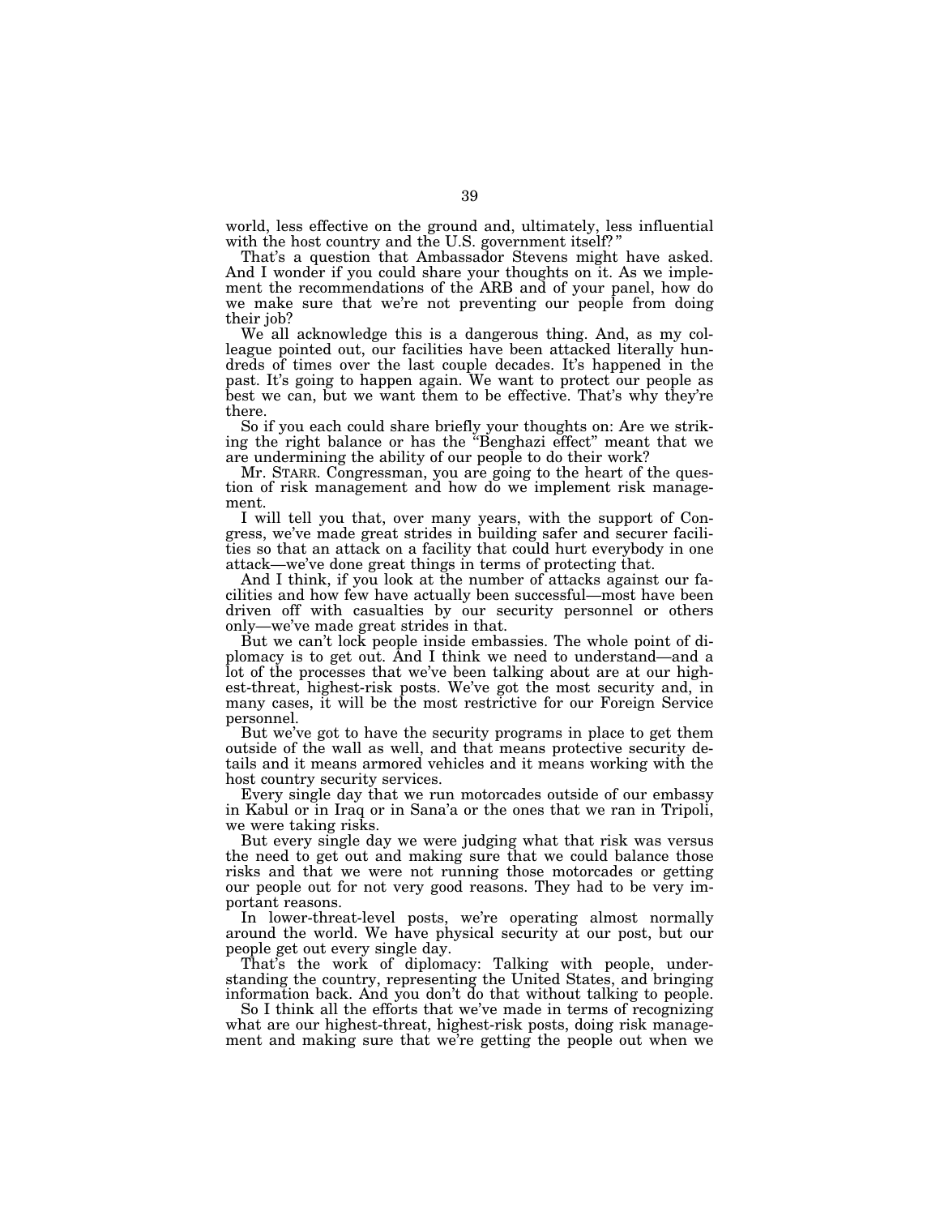world, less effective on the ground and, ultimately, less influential with the host country and the U.S. government itself?"

That's a question that Ambassador Stevens might have asked. And I wonder if you could share your thoughts on it. As we implement the recommendations of the ARB and of your panel, how do we make sure that we're not preventing our people from doing their job?

We all acknowledge this is a dangerous thing. And, as my colleague pointed out, our facilities have been attacked literally hundreds of times over the last couple decades. It's happened in the past. It's going to happen again. We want to protect our people as best we can, but we want them to be effective. That's why they're there.

So if you each could share briefly your thoughts on: Are we striking the right balance or has the "Benghazi effect" meant that we are undermining the ability of our people to do their work?

Mr. STARR. Congressman, you are going to the heart of the question of risk management and how do we implement risk management.

I will tell you that, over many years, with the support of Congress, we've made great strides in building safer and securer facilities so that an attack on a facility that could hurt everybody in one attack—we've done great things in terms of protecting that.

And I think, if you look at the number of attacks against our facilities and how few have actually been successful—most have been driven off with casualties by our security personnel or others only—we've made great strides in that.

But we can't lock people inside embassies. The whole point of diplomacy is to get out. And I think we need to understand—and a lot of the processes that we've been talking about are at our highest-threat, highest-risk posts. We've got the most security and, in many cases, it will be the most restrictive for our Foreign Service personnel.

But we've got to have the security programs in place to get them outside of the wall as well, and that means protective security details and it means armored vehicles and it means working with the host country security services.

Every single day that we run motorcades outside of our embassy in Kabul or in Iraq or in Sana'a or the ones that we ran in Tripoli, we were taking risks.

But every single day we were judging what that risk was versus the need to get out and making sure that we could balance those risks and that we were not running those motorcades or getting our people out for not very good reasons. They had to be very important reasons.

In lower-threat-level posts, we're operating almost normally around the world. We have physical security at our post, but our people get out every single day.

That's the work of diplomacy: Talking with people, understanding the country, representing the United States, and bringing information back. And you don't do that without talking to people.

So I think all the efforts that we've made in terms of recognizing what are our highest-threat, highest-risk posts, doing risk management and making sure that we're getting the people out when we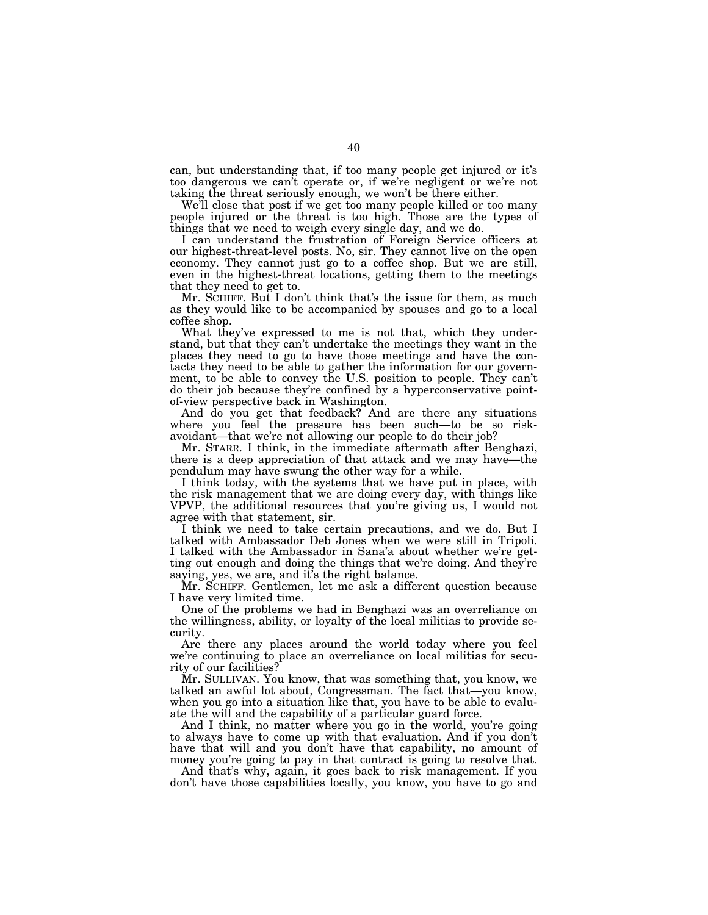can, but understanding that, if too many people get injured or it's too dangerous we can't operate or, if we're negligent or we're not taking the threat seriously enough, we won't be there either.

We'll close that post if we get too many people killed or too many people injured or the threat is too high. Those are the types of things that we need to weigh every single day, and we do.

I can understand the frustration of Foreign Service officers at our highest-threat-level posts. No, sir. They cannot live on the open economy. They cannot just go to a coffee shop. But we are still, even in the highest-threat locations, getting them to the meetings that they need to get to.

Mr. SCHIFF. But I don't think that's the issue for them, as much as they would like to be accompanied by spouses and go to a local coffee shop.

What they've expressed to me is not that, which they understand, but that they can't undertake the meetings they want in the places they need to go to have those meetings and have the contacts they need to be able to gather the information for our government, to be able to convey the U.S. position to people. They can't do their job because they're confined by a hyperconservative point-of-view perspective back in Washington.

And do you get that feedback? And are there any situations where you feel the pressure has been such—to be so risk-avoidant—that we're not allowing our people to do their job?

Mr. STARR. I think, in the immediate aftermath after Benghazi, there is a deep appreciation of that attack and we may have—the pendulum may have swung the other way for a while.

I think today, with the systems that we have put in place, with the risk management that we are doing every day, with things like VPVP, the additional resources that you're giving us, I would not agree with that statement, sir.

I think we need to take certain precautions, and we do. But I talked with Ambassador Deb Jones when we were still in Tripoli. I talked with the Ambassador in Sana'a about whether we're getting out enough and doing the things that we're doing. And they're saying, yes, we are, and it's the right balance.

Mr. SCHIFF. Gentlemen, let me ask a different question because I have very limited time.

One of the problems we had in Benghazi was an overreliance on the willingness, ability, or loyalty of the local militias to provide security.

Are there any places around the world today where you feel we're continuing to place an overreliance on local militias for security of our facilities?

Mr. SULLIVAN. You know, that was something that, you know, we talked an awful lot about, Congressman. The fact that—you know, when you go into a situation like that, you have to be able to evaluate the will and the capability of a particular guard force.

And I think, no matter where you go in the world, you're going to always have to come up with that evaluation. And if you don't have that will and you don't have that capability, no amount of money you're going to pay in that contract is going to resolve that.

And that's why, again, it goes back to risk management. If you don't have those capabilities locally, you know, you have to go and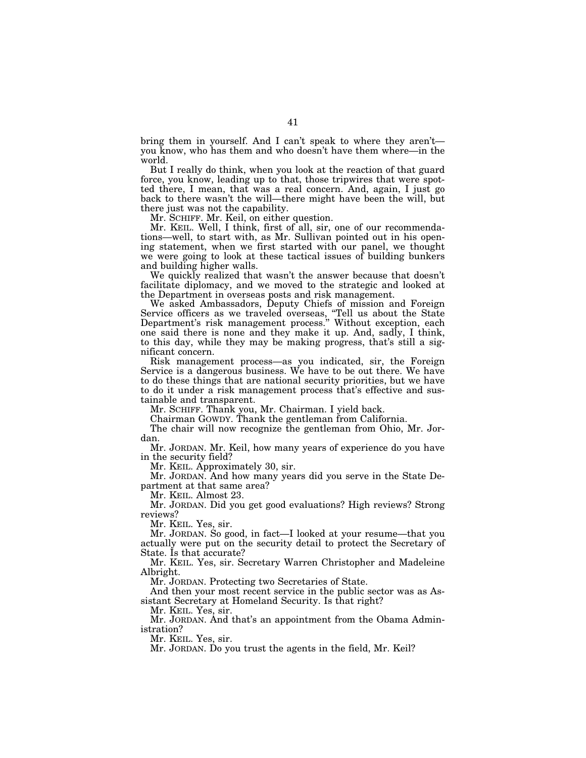bring them in yourself. And I can't speak to where they aren't—you know, who has them and who doesn't have them where—in the world.

But I really do think, when you look at the reaction of that guard force, you know, leading up to that, those tripwires that were spotted there, I mean, that was a real concern. And, again, I just go back to there wasn't the will—there might have been the will, but there just was not the capability.

Mr. SCHIFF. Mr. Keil, on either question.

Mr. KEIL. Well, I think, first of all, sir, one of our recommendations—well, to start with, as Mr. Sullivan pointed out in his opening statement, when we first started with our panel, we thought we were going to look at these tactical issues of building bunkers and building higher walls.

We quickly realized that wasn't the answer because that doesn't facilitate diplomacy, and we moved to the strategic and looked at the Department in overseas posts and risk management.

We asked Ambassadors, Deputy Chiefs of mission and Foreign Service officers as we traveled overseas, "Tell us about the State Department's risk management process." Without exception, each one said there is none and they make it up. And, sadly, I think, to this day, while they may be making progress, that's still a significant concern.

Risk management process—as you indicated, sir, the Foreign Service is a dangerous business. We have to be out there. We have to do these things that are national security priorities, but we have to do it under a risk management process that's effective and sustainable and transparent.

Mr. SCHIFF. Thank you, Mr. Chairman. I yield back.

Chairman GOWDY. Thank the gentleman from California.

The chair will now recognize the gentleman from Ohio, Mr. Jordan.

Mr. JORDAN. Mr. Keil, how many years of experience do you have in the security field?

Mr. KEIL. Approximately 30, sir.

Mr. JORDAN. And how many years did you serve in the State Department at that same area?

Mr. KEIL. Almost 23.

Mr. JORDAN. Did you get good evaluations? High reviews? Strong reviews?

Mr. KEIL. Yes, sir.

Mr. JORDAN. So good, in fact—I looked at your resume—that you actually were put on the security detail to protect the Secretary of State. Is that accurate?

Mr. KEIL. Yes, sir. Secretary Warren Christopher and Madeleine Albright.

Mr. JORDAN. Protecting two Secretaries of State.

And then your most recent service in the public sector was as Assistant Secretary at Homeland Security. Is that right?

Mr. KEIL. Yes, sir.

Mr. JORDAN. And that's an appointment from the Obama Administration?

Mr. KEIL. Yes, sir.

Mr. JORDAN. Do you trust the agents in the field, Mr. Keil?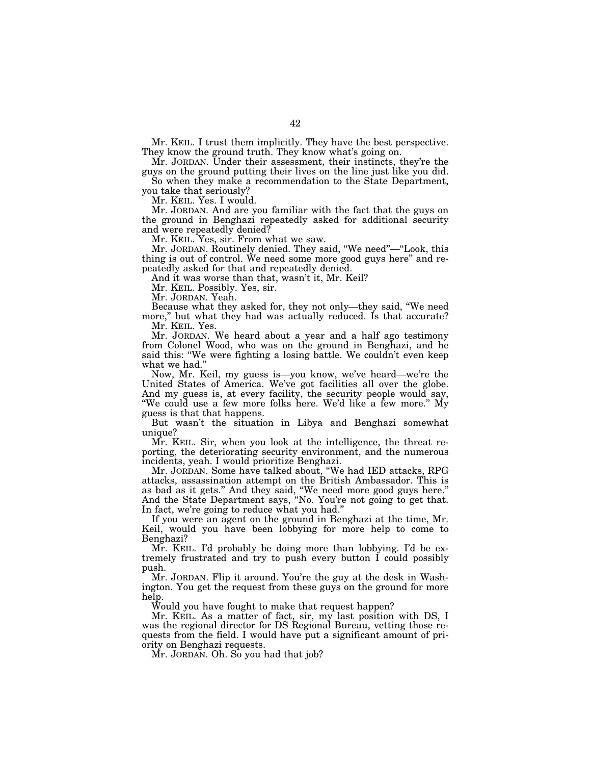Mr. KEIL. I trust them implicitly. They have the best perspective. They know the ground truth. They know what's going on.

Mr. JORDAN. Under their assessment, their instincts, they're the guys on the ground putting their lives on the line just like you did.

So when they make a recommendation to the State Department, you take that seriously?

Mr. KEIL. Yes. I would.

Mr. JORDAN. And are you familiar with the fact that the guys on the ground in Benghazi repeatedly asked for additional security and were repeatedly denied?

Mr. KEIL. Yes, sir. From what we saw.

Mr. JORDAN. Routinely denied. They said, "We need"—"Look, this thing is out of control. We need some more good guys here" and repeatedly asked for that and repeatedly denied.

And it was worse than that, wasn't it, Mr. Keil?

Mr. KEIL. Possibly. Yes, sir.

Mr. JORDAN. Yeah.

Because what they asked for, they not only—they said, "We need more," but what they had was actually reduced. Is that accurate?

Mr. KEIL. Yes.

Mr. JORDAN. We heard about a year and a half ago testimony from Colonel Wood, who was on the ground in Benghazi, and he said this: "We were fighting a losing battle. We couldn't even keep what we had."

Now, Mr. Keil, my guess is—you know, we've heard—we're the United States of America. We've got facilities all over the globe. And my guess is, at every facility, the security people would say, "We could use a few more folks here. We'd like a few more." My guess is that that happens.

But wasn't the situation in Libya and Benghazi somewhat unique?

Mr. KEIL. Sir, when you look at the intelligence, the threat reporting, the deteriorating security environment, and the numerous incidents, yeah. I would prioritize Benghazi.

Mr. JORDAN. Some have talked about, "We had IED attacks, RPG attacks, assassination attempt on the British Ambassador. This is as bad as it gets." And they said, "We need more good guys here." And the State Department says, "No. You're not going to get that. In fact, we're going to reduce what you had."

If you were an agent on the ground in Benghazi at the time, Mr. Keil, would you have been lobbying for more help to come to Benghazi?

Mr. KEIL. I'd probably be doing more than lobbying. I'd be extremely frustrated and try to push every button I could possibly push.

Mr. JORDAN. Flip it around. You're the guy at the desk in Washington. You get the request from these guys on the ground for more help.

Would you have fought to make that request happen?

Mr. KEIL. As a matter of fact, sir, my last position with DS, I was the regional director for DS Regional Bureau, vetting those requests from the field. I would have put a significant amount of priority on Benghazi requests.

Mr. JORDAN. Oh. So you had that job?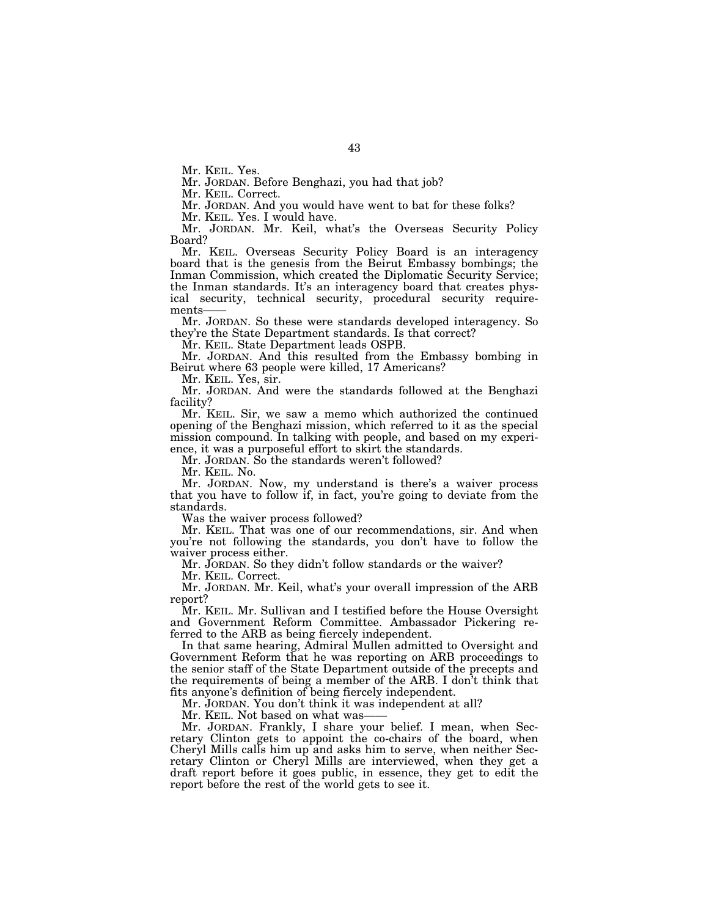Mr. KEIL. Yes.

Mr. JORDAN. Before Benghazi, you had that job?

Mr. KEIL. Correct.

Mr. JORDAN. And you would have went to bat for these folks?

Mr. KEIL. Yes. I would have.

Mr. JORDAN. Mr. Keil, what's the Overseas Security Policy Board?

Mr. KEIL. Overseas Security Policy Board is an interagency board that is the genesis from the Beirut Embassy bombings; the Inman Commission, which created the Diplomatic Security Service; the Inman standards. It's an interagency board that creates physical security, technical security, procedural security requirements——

Mr. JORDAN. So these were standards developed interagency. So they're the State Department standards. Is that correct?

Mr. KEIL. State Department leads OSPB.

Mr. JORDAN. And this resulted from the Embassy bombing in Beirut where 63 people were killed, 17 Americans?

Mr. KEIL. Yes, sir.

Mr. JORDAN. And were the standards followed at the Benghazi facility?

Mr. KEIL. Sir, we saw a memo which authorized the continued opening of the Benghazi mission, which referred to it as the special mission compound. In talking with people, and based on my experience, it was a purposeful effort to skirt the standards.

Mr. JORDAN. So the standards weren't followed?

Mr. KEIL. No.

Mr. JORDAN. Now, my understand is there's a waiver process that you have to follow if, in fact, you're going to deviate from the standards.

Was the waiver process followed?

Mr. KEIL. That was one of our recommendations, sir. And when you're not following the standards, you don't have to follow the waiver process either.

Mr. JORDAN. So they didn't follow standards or the waiver?

Mr. KEIL. Correct.

Mr. JORDAN. Mr. Keil, what's your overall impression of the ARB report?

Mr. KEIL. Mr. Sullivan and I testified before the House Oversight and Government Reform Committee. Ambassador Pickering referred to the ARB as being fiercely independent.

In that same hearing, Admiral Mullen admitted to Oversight and Government Reform that he was reporting on ARB proceedings to the senior staff of the State Department outside of the precepts and the requirements of being a member of the ARB. I don't think that fits anyone's definition of being fiercely independent.

Mr. JORDAN. You don't think it was independent at all?

Mr. KEIL. Not based on what was——

Mr. JORDAN. Frankly, I share your belief. I mean, when Secretary Clinton gets to appoint the co-chairs of the board, when Cheryl Mills calls him up and asks him to serve, when neither Secretary Clinton or Cheryl Mills are interviewed, when they get a draft report before it goes public, in essence, they get to edit the report before the rest of the world gets to see it.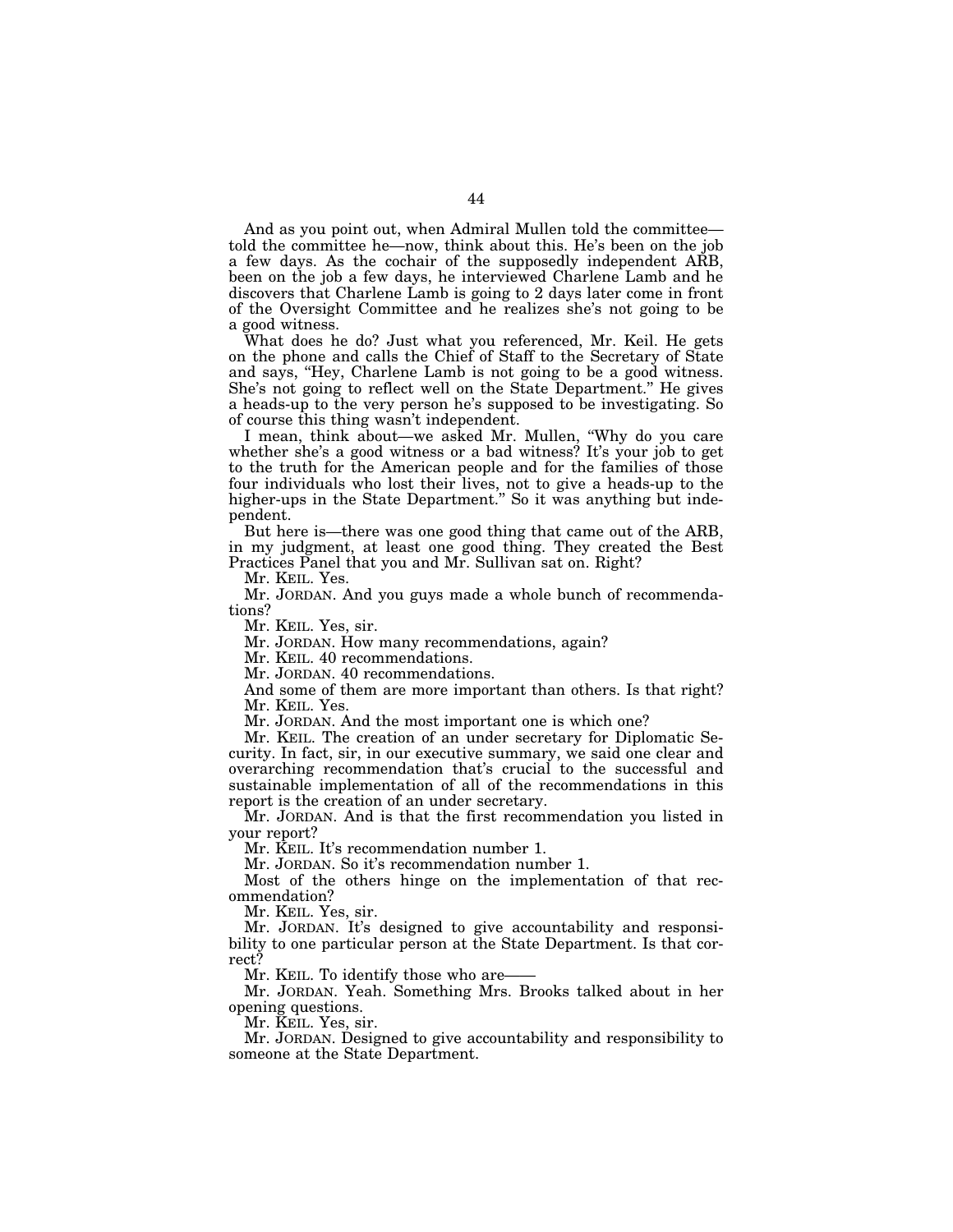And as you point out, when Admiral Mullen told the committee—told the committee he—now, think about this. He's been on the job a few days. As the cochair of the supposedly independent ARB, been on the job a few days, he interviewed Charlene Lamb and he discovers that Charlene Lamb is going to 2 days later come in front of the Oversight Committee and he realizes she's not going to be a good witness.

What does he do? Just what you referenced, Mr. Keil. He gets on the phone and calls the Chief of Staff to the Secretary of State and says, "Hey, Charlene Lamb is not going to be a good witness. She's not going to reflect well on the State Department." He gives a heads-up to the very person he's supposed to be investigating. So of course this thing wasn't independent.

I mean, think about—we asked Mr. Mullen, "Why do you care whether she's a good witness or a bad witness? It's your job to get to the truth for the American people and for the families of those four individuals who lost their lives, not to give a heads-up to the higher-ups in the State Department." So it was anything but independent.

But here is—there was one good thing that came out of the ARB, in my judgment, at least one good thing. They created the Best Practices Panel that you and Mr. Sullivan sat on. Right?

Mr. KEIL. Yes.

Mr. JORDAN. And you guys made a whole bunch of recommendations?

Mr. KEIL. Yes, sir.

Mr. JORDAN. How many recommendations, again?

Mr. KEIL. 40 recommendations.

Mr. JORDAN. 40 recommendations.

And some of them are more important than others. Is that right?

Mr. KEIL. Yes.

Mr. JORDAN. And the most important one is which one?

Mr. KEIL. The creation of an under secretary for Diplomatic Security. In fact, sir, in our executive summary, we said one clear and overarching recommendation that's crucial to the successful and sustainable implementation of all of the recommendations in this report is the creation of an under secretary.

Mr. JORDAN. And is that the first recommendation you listed in your report?

Mr. KEIL. It's recommendation number 1.

Mr. JORDAN. So it's recommendation number 1.

Most of the others hinge on the implementation of that recommendation?

Mr. KEIL. Yes, sir.

Mr. JORDAN. It's designed to give accountability and responsibility to one particular person at the State Department. Is that correct?

Mr. KEIL. To identify those who are——

Mr. JORDAN. Yeah. Something Mrs. Brooks talked about in her opening questions.

Mr. KEIL. Yes, sir.

Mr. JORDAN. Designed to give accountability and responsibility to someone at the State Department.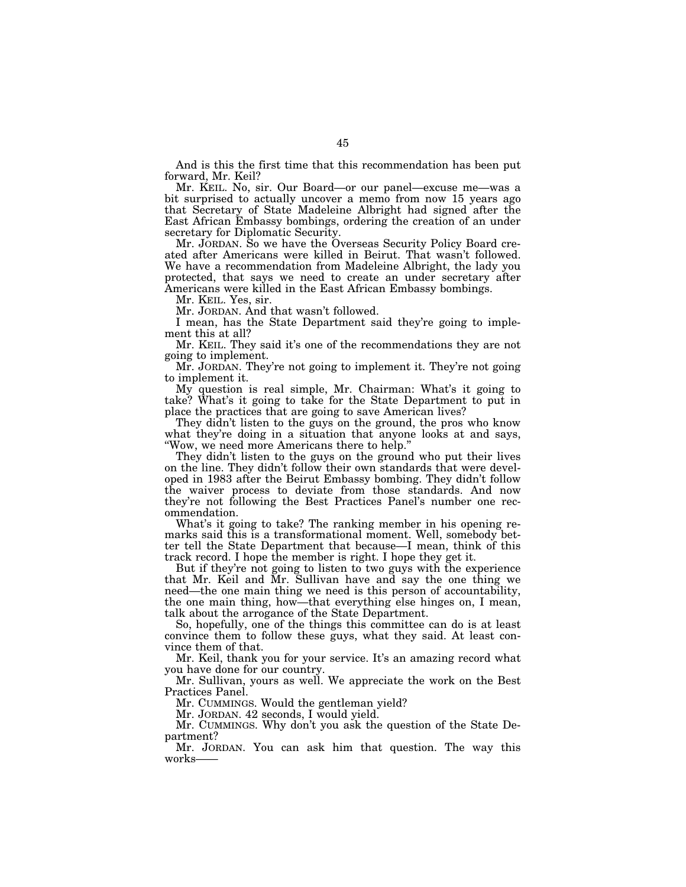And is this the first time that this recommendation has been put forward, Mr. Keil?

Mr. KEIL. No, sir. Our Board—or our panel—excuse me—was a bit surprised to actually uncover a memo from now 15 years ago that Secretary of State Madeleine Albright had signed after the East African Embassy bombings, ordering the creation of an under secretary for Diplomatic Security.

Mr. JORDAN. So we have the Overseas Security Policy Board created after Americans were killed in Beirut. That wasn't followed. We have a recommendation from Madeleine Albright, the lady you protected, that says we need to create an under secretary after Americans were killed in the East African Embassy bombings.

Mr. KEIL. Yes, sir.

Mr. JORDAN. And that wasn't followed.

I mean, has the State Department said they're going to implement this at all?

Mr. KEIL. They said it's one of the recommendations they are not going to implement.

Mr. JORDAN. They're not going to implement it. They're not going to implement it.

My question is real simple, Mr. Chairman: What's it going to take? What's it going to take for the State Department to put in place the practices that are going to save American lives?

They didn't listen to the guys on the ground, the pros who know what they're doing in a situation that anyone looks at and says, "Wow, we need more Americans there to help."

They didn't listen to the guys on the ground who put their lives on the line. They didn't follow their own standards that were developed in 1983 after the Beirut Embassy bombing. They didn't follow the waiver process to deviate from those standards. And now they're not following the Best Practices Panel's number one recommendation.

What's it going to take? The ranking member in his opening remarks said this is a transformational moment. Well, somebody better tell the State Department that because—I mean, think of this track record. I hope the member is right. I hope they get it.

But if they're not going to listen to two guys with the experience that Mr. Keil and Mr. Sullivan have and say the one thing we need—the one main thing we need is this person of accountability, the one main thing, how—that everything else hinges on, I mean, talk about the arrogance of the State Department.

So, hopefully, one of the things this committee can do is at least convince them to follow these guys, what they said. At least convince them of that.

Mr. Keil, thank you for your service. It's an amazing record what you have done for our country.

Mr. Sullivan, yours as well. We appreciate the work on the Best Practices Panel.

Mr. CUMMINGS. Would the gentleman yield?

Mr. JORDAN. 42 seconds, I would yield.

Mr. CUMMINGS. Why don't you ask the question of the State Department?

Mr. JORDAN. You can ask him that question. The way this works——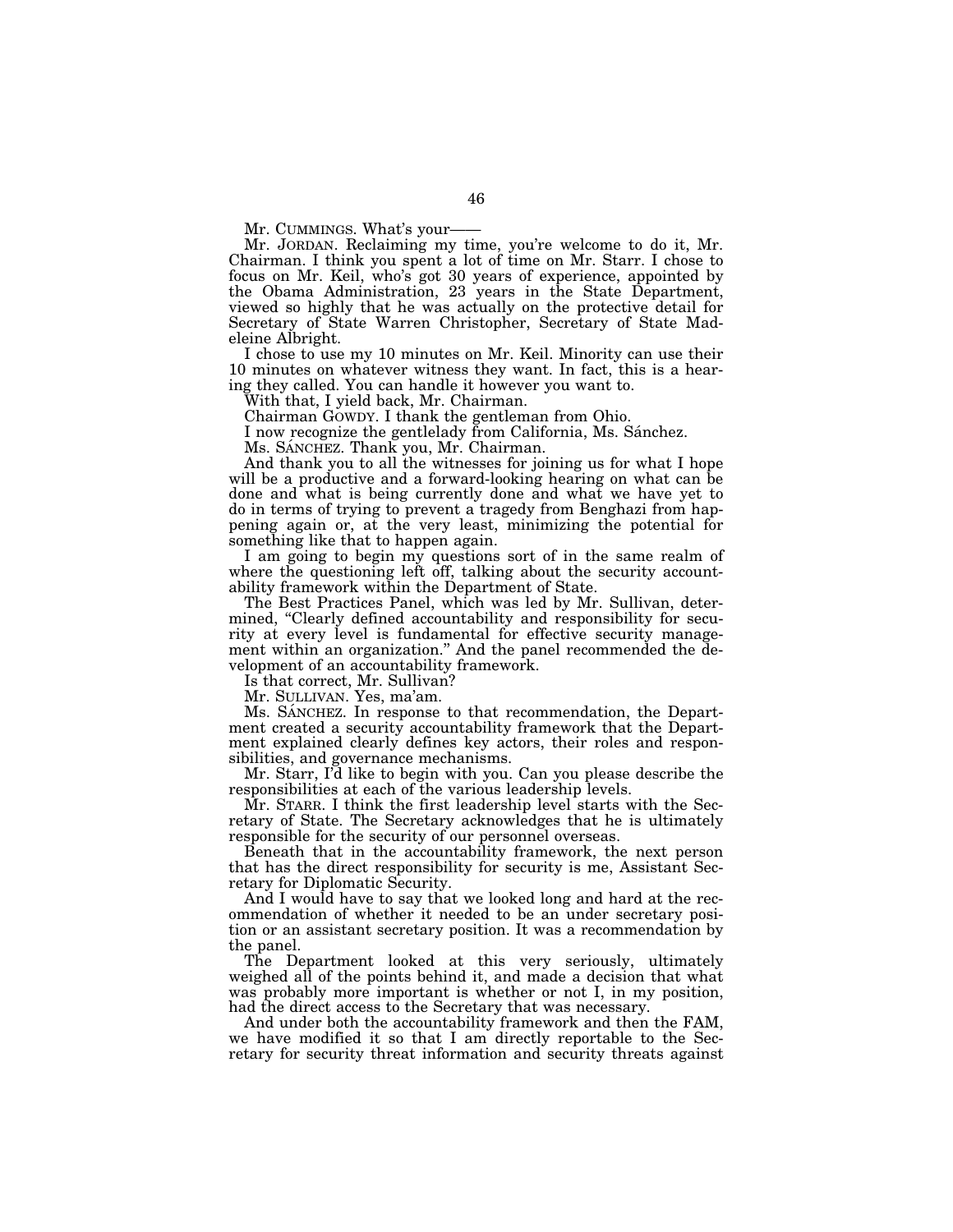Mr. CUMMINGS. What's your——

Mr. JORDAN. Reclaiming my time, you're welcome to do it, Mr. Chairman. I think you spent a lot of time on Mr. Starr. I chose to focus on Mr. Keil, who's got 30 years of experience, appointed by the Obama Administration, 23 years in the State Department, viewed so highly that he was actually on the protective detail for Secretary of State Warren Christopher, Secretary of State Madeleine Albright.

I chose to use my 10 minutes on Mr. Keil. Minority can use their 10 minutes on whatever witness they want. In fact, this is a hearing they called. You can handle it however you want to.

With that, I yield back, Mr. Chairman.

Chairman GOWDY. I thank the gentleman from Ohio.

I now recognize the gentlelady from California, Ms. Sánchez.

Ms. SÁNCHEZ. Thank you, Mr. Chairman.

And thank you to all the witnesses for joining us for what I hope will be a productive and a forward-looking hearing on what can be done and what is being currently done and what we have yet to do in terms of trying to prevent a tragedy from Benghazi from happening again or, at the very least, minimizing the potential for something like that to happen again.

I am going to begin my questions sort of in the same realm of where the questioning left off, talking about the security accountability framework within the Department of State.

The Best Practices Panel, which was led by Mr. Sullivan, determined, "Clearly defined accountability and responsibility for security at every level is fundamental for effective security management within an organization." And the panel recommended the development of an accountability framework.

Is that correct, Mr. Sullivan?

Mr. SULLIVAN. Yes, ma'am.

Ms. SÁNCHEZ. In response to that recommendation, the Department created a security accountability framework that the Department explained clearly defines key actors, their roles and responsibilities, and governance mechanisms.

Mr. Starr, I'd like to begin with you. Can you please describe the responsibilities at each of the various leadership levels.

Mr. STARR. I think the first leadership level starts with the Secretary of State. The Secretary acknowledges that he is ultimately responsible for the security of our personnel overseas.

Beneath that in the accountability framework, the next person that has the direct responsibility for security is me, Assistant Secretary for Diplomatic Security.

And I would have to say that we looked long and hard at the recommendation of whether it needed to be an under secretary position or an assistant secretary position. It was a recommendation by the panel.

The Department looked at this very seriously, ultimately weighed all of the points behind it, and made a decision that what was probably more important is whether or not I, in my position, had the direct access to the Secretary that was necessary.

And under both the accountability framework and then the FAM, we have modified it so that I am directly reportable to the Secretary for security threat information and security threats against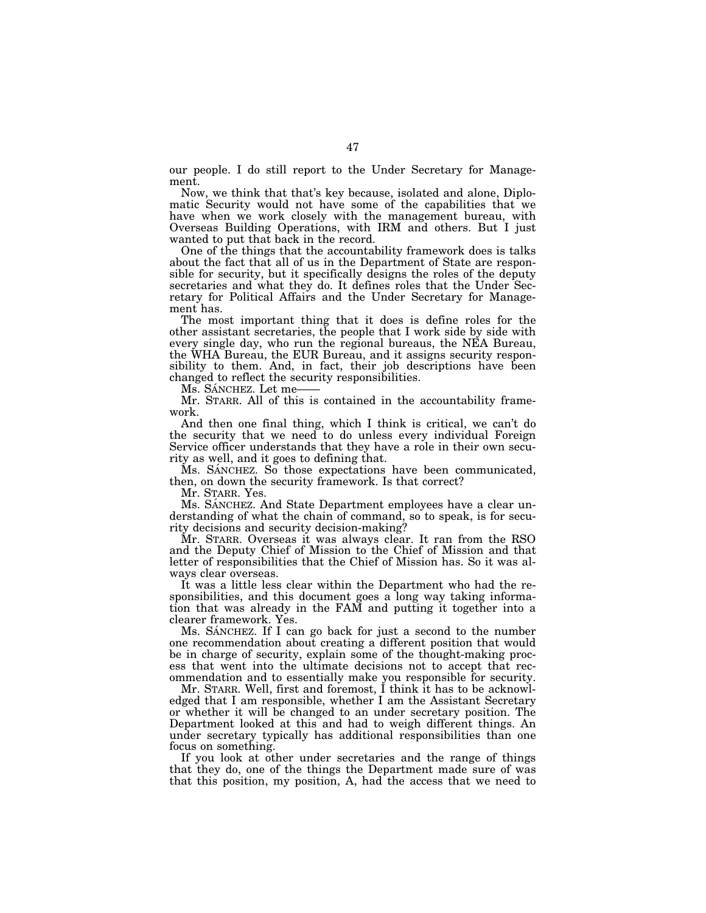our people. I do still report to the Under Secretary for Management.

Now, we think that that's key because, isolated and alone, Diplomatic Security would not have some of the capabilities that we have when we work closely with the management bureau, with Overseas Building Operations, with IRM and others. But I just wanted to put that back in the record.

One of the things that the accountability framework does is talks about the fact that all of us in the Department of State are responsible for security, but it specifically designs the roles of the deputy secretaries and what they do. It defines roles that the Under Secretary for Political Affairs and the Under Secretary for Management has.

The most important thing that it does is define roles for the other assistant secretaries, the people that I work side by side with every single day, who run the regional bureaus, the NEA Bureau, the WHA Bureau, the EUR Bureau, and it assigns security responsibility to them. And, in fact, their job descriptions have been changed to reflect the security responsibilities.

Ms. SÁNCHEZ. Let me——

Mr. STARR. All of this is contained in the accountability framework.

And then one final thing, which I think is critical, we can't do the security that we need to do unless every individual Foreign Service officer understands that they have a role in their own security as well, and it goes to defining that.

Ms. SÁNCHEZ. So those expectations have been communicated, then, on down the security framework. Is that correct?

Mr. STARR. Yes.

Ms. SÁNCHEZ. And State Department employees have a clear understanding of what the chain of command, so to speak, is for security decisions and security decision-making?

Mr. STARR. Overseas it was always clear. It ran from the RSO and the Deputy Chief of Mission to the Chief of Mission and that letter of responsibilities that the Chief of Mission has. So it was always clear overseas.

It was a little less clear within the Department who had the responsibilities, and this document goes a long way taking information that was already in the FAM and putting it together into a clearer framework. Yes.

Ms. SÁNCHEZ. If I can go back for just a second to the number one recommendation about creating a different position that would be in charge of security, explain some of the thought-making process that went into the ultimate decisions not to accept that recommendation and to essentially make you responsible for security.

Mr. STARR. Well, first and foremost, I think it has to be acknowledged that I am responsible, whether I am the Assistant Secretary or whether it will be changed to an under secretary position. The Department looked at this and had to weigh different things. An under secretary typically has additional responsibilities than one focus on something.

If you look at other under secretaries and the range of things that they do, one of the things the Department made sure of was that this position, my position, A, had the access that we need to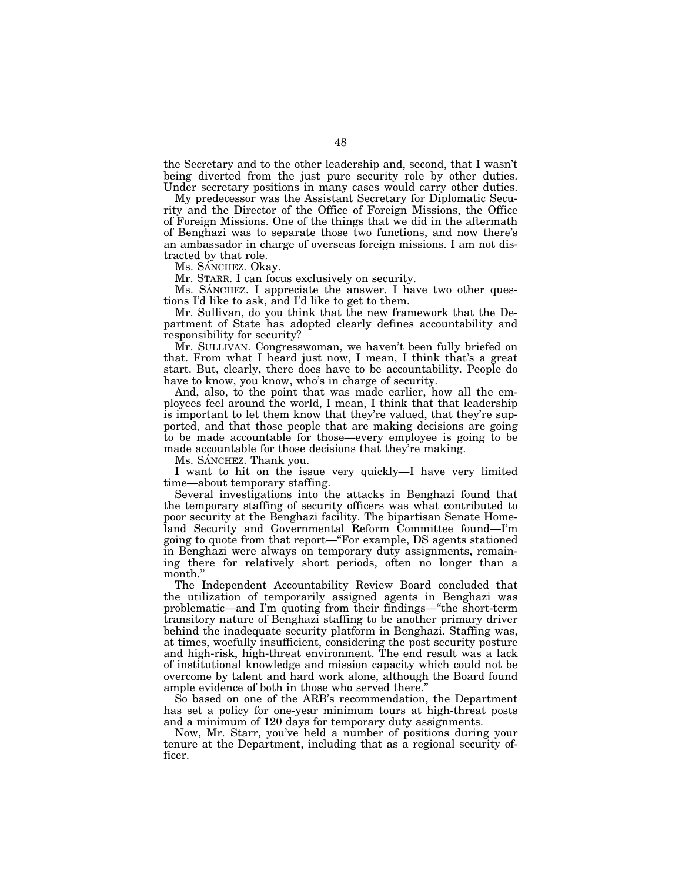the Secretary and to the other leadership and, second, that I wasn't being diverted from the just pure security role by other duties. Under secretary positions in many cases would carry other duties.

My predecessor was the Assistant Secretary for Diplomatic Security and the Director of the Office of Foreign Missions, the Office of Foreign Missions. One of the things that we did in the aftermath of Benghazi was to separate those two functions, and now there's an ambassador in charge of overseas foreign missions. I am not distracted by that role.

Ms. SÁNCHEZ. Okay.

Mr. STARR. I can focus exclusively on security.

Ms. SÁNCHEZ. I appreciate the answer. I have two other questions I'd like to ask, and I'd like to get to them.

Mr. Sullivan, do you think that the new framework that the Department of State has adopted clearly defines accountability and responsibility for security?

Mr. SULLIVAN. Congresswoman, we haven't been fully briefed on that. From what I heard just now, I mean, I think that's a great start. But, clearly, there does have to be accountability. People do have to know, you know, who's in charge of security.

And, also, to the point that was made earlier, how all the employees feel around the world, I mean, I think that that leadership is important to let them know that they're valued, that they're supported, and that those people that are making decisions are going to be made accountable for those—every employee is going to be made accountable for those decisions that they're making.

Ms. SÁNCHEZ. Thank you.

I want to hit on the issue very quickly—I have very limited time—about temporary staffing.

Several investigations into the attacks in Benghazi found that the temporary staffing of security officers was what contributed to poor security at the Benghazi facility. The bipartisan Senate Homeland Security and Governmental Reform Committee found—I'm going to quote from that report—"For example, DS agents stationed in Benghazi were always on temporary duty assignments, remaining there for relatively short periods, often no longer than a month."

The Independent Accountability Review Board concluded that the utilization of temporarily assigned agents in Benghazi was problematic—and I'm quoting from their findings—"the short-term transitory nature of Benghazi staffing to be another primary driver behind the inadequate security platform in Benghazi. Staffing was, at times, woefully insufficient, considering the post security posture and high-risk, high-threat environment. The end result was a lack of institutional knowledge and mission capacity which could not be overcome by talent and hard work alone, although the Board found ample evidence of both in those who served there."

So based on one of the ARB's recommendation, the Department has set a policy for one-year minimum tours at high-threat posts and a minimum of 120 days for temporary duty assignments.

Now, Mr. Starr, you've held a number of positions during your tenure at the Department, including that as a regional security officer.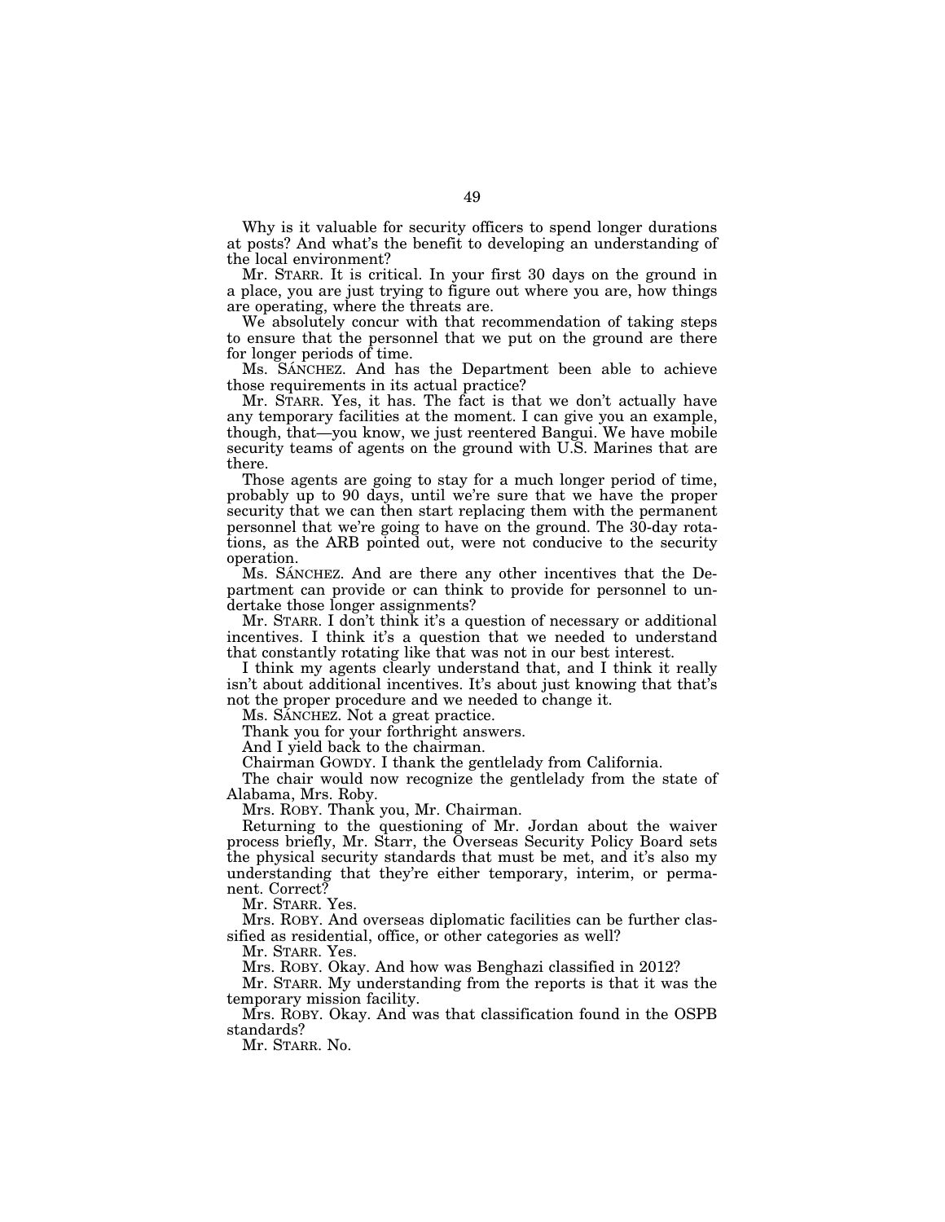Why is it valuable for security officers to spend longer durations at posts? And what's the benefit to developing an understanding of the local environment?

Mr. STARR. It is critical. In your first 30 days on the ground in a place, you are just trying to figure out where you are, how things are operating, where the threats are.

We absolutely concur with that recommendation of taking steps to ensure that the personnel that we put on the ground are there for longer periods of time.

Ms. SÁNCHEZ. And has the Department been able to achieve those requirements in its actual practice?

Mr. STARR. Yes, it has. The fact is that we don't actually have any temporary facilities at the moment. I can give you an example, though, that—you know, we just reentered Bangui. We have mobile security teams of agents on the ground with U.S. Marines that are there.

Those agents are going to stay for a much longer period of time, probably up to 90 days, until we're sure that we have the proper security that we can then start replacing them with the permanent personnel that we're going to have on the ground. The 30-day rotations, as the ARB pointed out, were not conducive to the security operation.

Ms. SÁNCHEZ. And are there any other incentives that the Department can provide or can think to provide for personnel to undertake those longer assignments?

Mr. STARR. I don't think it's a question of necessary or additional incentives. I think it's a question that we needed to understand that constantly rotating like that was not in our best interest.

I think my agents clearly understand that, and I think it really isn't about additional incentives. It's about just knowing that that's not the proper procedure and we needed to change it.

Ms. SÁNCHEZ. Not a great practice.

Thank you for your forthright answers.

And I yield back to the chairman.

Chairman GOWDY. I thank the gentlelady from California.

The chair would now recognize the gentlelady from the state of Alabama, Mrs. Roby.

Mrs. ROBY. Thank you, Mr. Chairman.

Returning to the questioning of Mr. Jordan about the waiver process briefly, Mr. Starr, the Overseas Security Policy Board sets the physical security standards that must be met, and it's also my understanding that they're either temporary, interim, or permanent. Correct?

Mr. STARR. Yes.

Mrs. ROBY. And overseas diplomatic facilities can be further classified as residential, office, or other categories as well?

Mr. STARR. Yes.

Mrs. ROBY. Okay. And how was Benghazi classified in 2012?

Mr. STARR. My understanding from the reports is that it was the temporary mission facility.

Mrs. ROBY. Okay. And was that classification found in the OSPB standards?

Mr. STARR. No.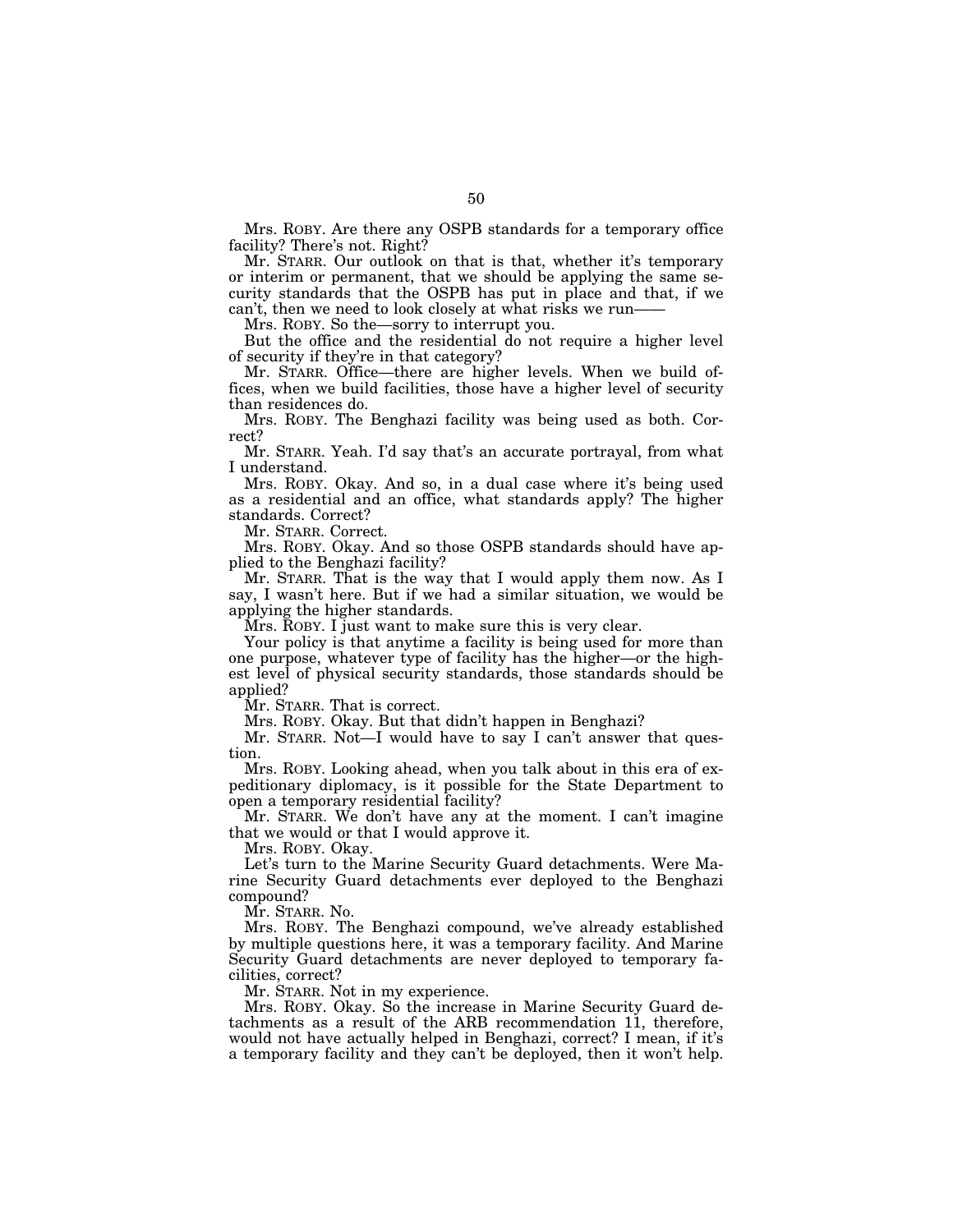Mrs. ROBY. Are there any OSPB standards for a temporary office facility? There's not. Right?

Mr. STARR. Our outlook on that is that, whether it's temporary or interim or permanent, that we should be applying the same security standards that the OSPB has put in place and that, if we can't, then we need to look closely at what risks we run——

Mrs. ROBY. So the—sorry to interrupt you.

But the office and the residential do not require a higher level of security if they're in that category?

Mr. STARR. Office—there are higher levels. When we build offices, when we build facilities, those have a higher level of security than residences do.

Mrs. ROBY. The Benghazi facility was being used as both. Correct?

Mr. STARR. Yeah. I'd say that's an accurate portrayal, from what I understand.

Mrs. ROBY. Okay. And so, in a dual case where it's being used as a residential and an office, what standards apply? The higher standards. Correct?

Mr. STARR. Correct.

Mrs. ROBY. Okay. And so those OSPB standards should have applied to the Benghazi facility?

Mr. STARR. That is the way that I would apply them now. As I say, I wasn't here. But if we had a similar situation, we would be applying the higher standards.

Mrs. ROBY. I just want to make sure this is very clear.

Your policy is that anytime a facility is being used for more than one purpose, whatever type of facility has the higher—or the highest level of physical security standards, those standards should be applied?

Mr. STARR. That is correct.

Mrs. ROBY. Okay. But that didn't happen in Benghazi?

Mr. STARR. Not—I would have to say I can't answer that question.

Mrs. ROBY. Looking ahead, when you talk about in this era of expeditionary diplomacy, is it possible for the State Department to open a temporary residential facility?

Mr. STARR. We don't have any at the moment. I can't imagine that we would or that I would approve it.

Mrs. ROBY. Okay.

Let's turn to the Marine Security Guard detachments. Were Marine Security Guard detachments ever deployed to the Benghazi compound?

Mr. STARR. No.

Mrs. ROBY. The Benghazi compound, we've already established by multiple questions here, it was a temporary facility. And Marine Security Guard detachments are never deployed to temporary facilities, correct?

Mr. STARR. Not in my experience.

Mrs. ROBY. Okay. So the increase in Marine Security Guard detachments as a result of the ARB recommendation 11, therefore, would not have actually helped in Benghazi, correct? I mean, if it's a temporary facility and they can't be deployed, then it won't help.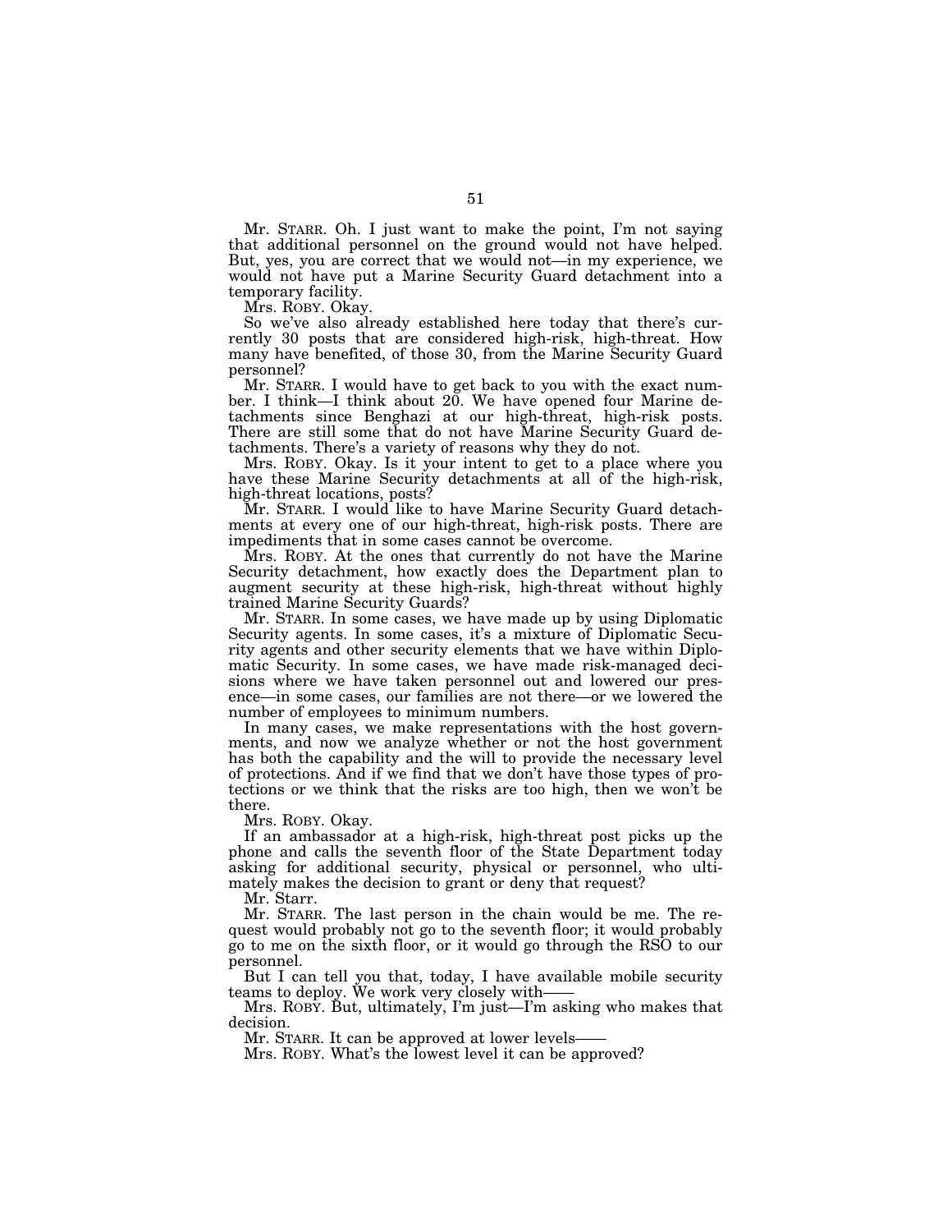Mr. STARR. Oh. I just want to make the point, I'm not saying that additional personnel on the ground would not have helped. But, yes, you are correct that we would not—in my experience, we would not have put a Marine Security Guard detachment into a temporary facility.

Mrs. ROBY. Okay.

So we've also already established here today that there's currently 30 posts that are considered high-risk, high-threat. How many have benefited, of those 30, from the Marine Security Guard personnel?

Mr. STARR. I would have to get back to you with the exact number. I think—I think about 20. We have opened four Marine detachments since Benghazi at our high-threat, high-risk posts. There are still some that do not have Marine Security Guard detachments. There's a variety of reasons why they do not.

Mrs. ROBY. Okay. Is it your intent to get to a place where you have these Marine Security detachments at all of the high-risk, high-threat locations, posts?

Mr. STARR. I would like to have Marine Security Guard detachments at every one of our high-threat, high-risk posts. There are impediments that in some cases cannot be overcome.

Mrs. ROBY. At the ones that currently do not have the Marine Security detachment, how exactly does the Department plan to augment security at these high-risk, high-threat without highly trained Marine Security Guards?

Mr. STARR. In some cases, we have made up by using Diplomatic Security agents. In some cases, it's a mixture of Diplomatic Security agents and other security elements that we have within Diplomatic Security. In some cases, we have made risk-managed decisions where we have taken personnel out and lowered our presence—in some cases, our families are not there—or we lowered the number of employees to minimum numbers.

In many cases, we make representations with the host governments, and now we analyze whether or not the host government has both the capability and the will to provide the necessary level of protections. And if we find that we don't have those types of protections or we think that the risks are too high, then we won't be there.

Mrs. ROBY. Okay.

If an ambassador at a high-risk, high-threat post picks up the phone and calls the seventh floor of the State Department today asking for additional security, physical or personnel, who ultimately makes the decision to grant or deny that request?

Mr. Starr.

Mr. STARR. The last person in the chain would be me. The request would probably not go to the seventh floor; it would probably go to me on the sixth floor, or it would go through the RSO to our personnel.

But I can tell you that, today, I have available mobile security teams to deploy. We work very closely with——

Mrs. ROBY. But, ultimately, I'm just—I'm asking who makes that decision.

Mr. STARR. It can be approved at lower levels——

Mrs. ROBY. What's the lowest level it can be approved?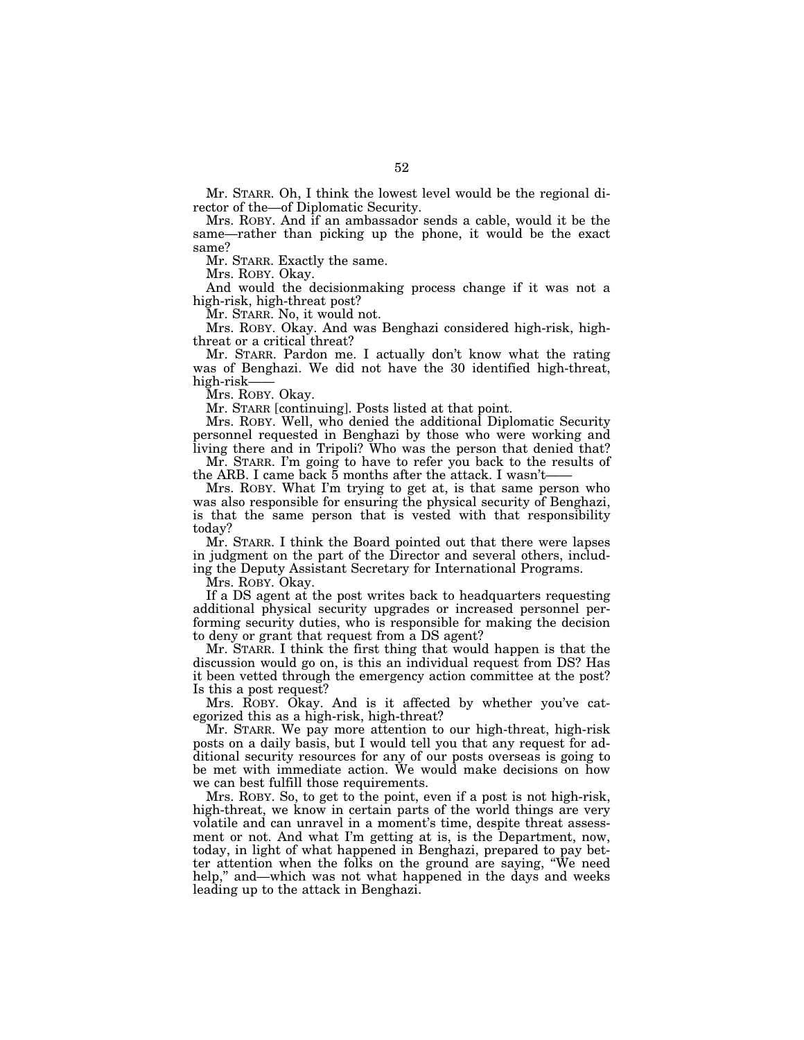Mr. STARR. Oh, I think the lowest level would be the regional director of the—of Diplomatic Security.

Mrs. ROBY. And if an ambassador sends a cable, would it be the same—rather than picking up the phone, it would be the exact same?

Mr. STARR. Exactly the same.

Mrs. ROBY. Okay.

And would the decisionmaking process change if it was not a high-risk, high-threat post?

Mr. STARR. No, it would not.

Mrs. ROBY. Okay. And was Benghazi considered high-risk, high-threat or a critical threat?

Mr. STARR. Pardon me. I actually don't know what the rating was of Benghazi. We did not have the 30 identified high-threat, high-risk——

Mrs. ROBY. Okay.

Mr. STARR [continuing]. Posts listed at that point.

Mrs. ROBY. Well, who denied the additional Diplomatic Security personnel requested in Benghazi by those who were working and living there and in Tripoli? Who was the person that denied that?

Mr. STARR. I'm going to have to refer you back to the results of the ARB. I came back 5 months after the attack. I wasn't——

Mrs. ROBY. What I'm trying to get at, is that same person who was also responsible for ensuring the physical security of Benghazi, is that the same person that is vested with that responsibility today?

Mr. STARR. I think the Board pointed out that there were lapses in judgment on the part of the Director and several others, including the Deputy Assistant Secretary for International Programs.

Mrs. ROBY. Okay.

If a DS agent at the post writes back to headquarters requesting additional physical security upgrades or increased personnel performing security duties, who is responsible for making the decision to deny or grant that request from a DS agent?

Mr. STARR. I think the first thing that would happen is that the discussion would go on, is this an individual request from DS? Has it been vetted through the emergency action committee at the post? Is this a post request?

Mrs. ROBY. Okay. And is it affected by whether you've categorized this as a high-risk, high-threat?

Mr. STARR. We pay more attention to our high-threat, high-risk posts on a daily basis, but I would tell you that any request for additional security resources for any of our posts overseas is going to be met with immediate action. We would make decisions on how we can best fulfill those requirements.

Mrs. ROBY. So, to get to the point, even if a post is not high-risk, high-threat, we know in certain parts of the world things are very volatile and can unravel in a moment's time, despite threat assessment or not. And what I'm getting at is, is the Department, now, today, in light of what happened in Benghazi, prepared to pay better attention when the folks on the ground are saying, "We need help," and—which was not what happened in the days and weeks leading up to the attack in Benghazi.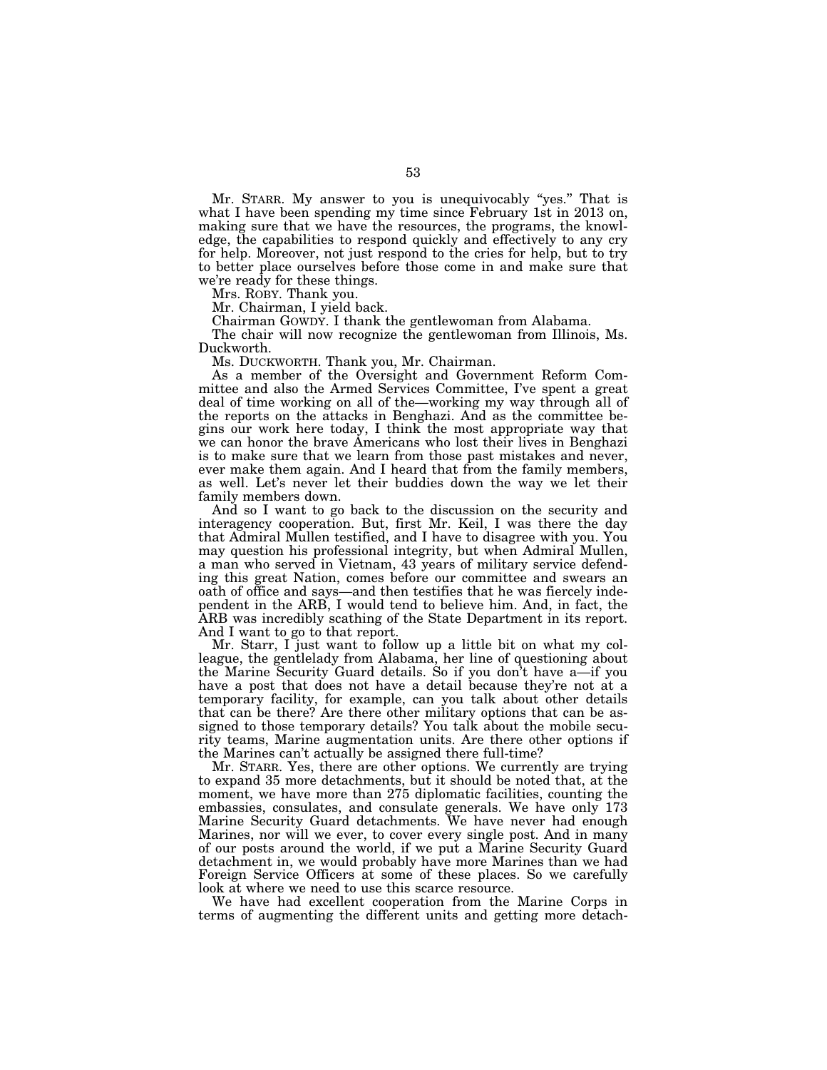Mr. STARR. My answer to you is unequivocably "yes." That is what I have been spending my time since February 1st in 2013 on, making sure that we have the resources, the programs, the knowledge, the capabilities to respond quickly and effectively to any cry for help. Moreover, not just respond to the cries for help, but to try to better place ourselves before those come in and make sure that we're ready for these things.

Mrs. ROBY. Thank you.

Mr. Chairman, I yield back.

Chairman GOWDY. I thank the gentlewoman from Alabama.

The chair will now recognize the gentlewoman from Illinois, Ms. Duckworth.

Ms. DUCKWORTH. Thank you, Mr. Chairman.

As a member of the Oversight and Government Reform Committee and also the Armed Services Committee, I've spent a great deal of time working on all of the—working my way through all of the reports on the attacks in Benghazi. And as the committee begins our work here today, I think the most appropriate way that we can honor the brave Americans who lost their lives in Benghazi is to make sure that we learn from those past mistakes and never, ever make them again. And I heard that from the family members, as well. Let's never let their buddies down the way we let their family members down.

And so I want to go back to the discussion on the security and interagency cooperation. But, first Mr. Keil, I was there the day that Admiral Mullen testified, and I have to disagree with you. You may question his professional integrity, but when Admiral Mullen, a man who served in Vietnam, 43 years of military service defending this great Nation, comes before our committee and swears an oath of office and says—and then testifies that he was fiercely independent in the ARB, I would tend to believe him. And, in fact, the ARB was incredibly scathing of the State Department in its report. And I want to go to that report.

Mr. Starr, I just want to follow up a little bit on what my colleague, the gentlelady from Alabama, her line of questioning about the Marine Security Guard details. So if you don't have a—if you have a post that does not have a detail because they're not at a temporary facility, for example, can you talk about other details that can be there? Are there other military options that can be assigned to those temporary details? You talk about the mobile security teams, Marine augmentation units. Are there other options if the Marines can't actually be assigned there full-time?

Mr. STARR. Yes, there are other options. We currently are trying to expand 35 more detachments, but it should be noted that, at the moment, we have more than 275 diplomatic facilities, counting the embassies, consulates, and consulate generals. We have only 173 Marine Security Guard detachments. We have never had enough Marines, nor will we ever, to cover every single post. And in many of our posts around the world, if we put a Marine Security Guard detachment in, we would probably have more Marines than we had Foreign Service Officers at some of these places. So we carefully look at where we need to use this scarce resource.

We have had excellent cooperation from the Marine Corps in terms of augmenting the different units and getting more detach-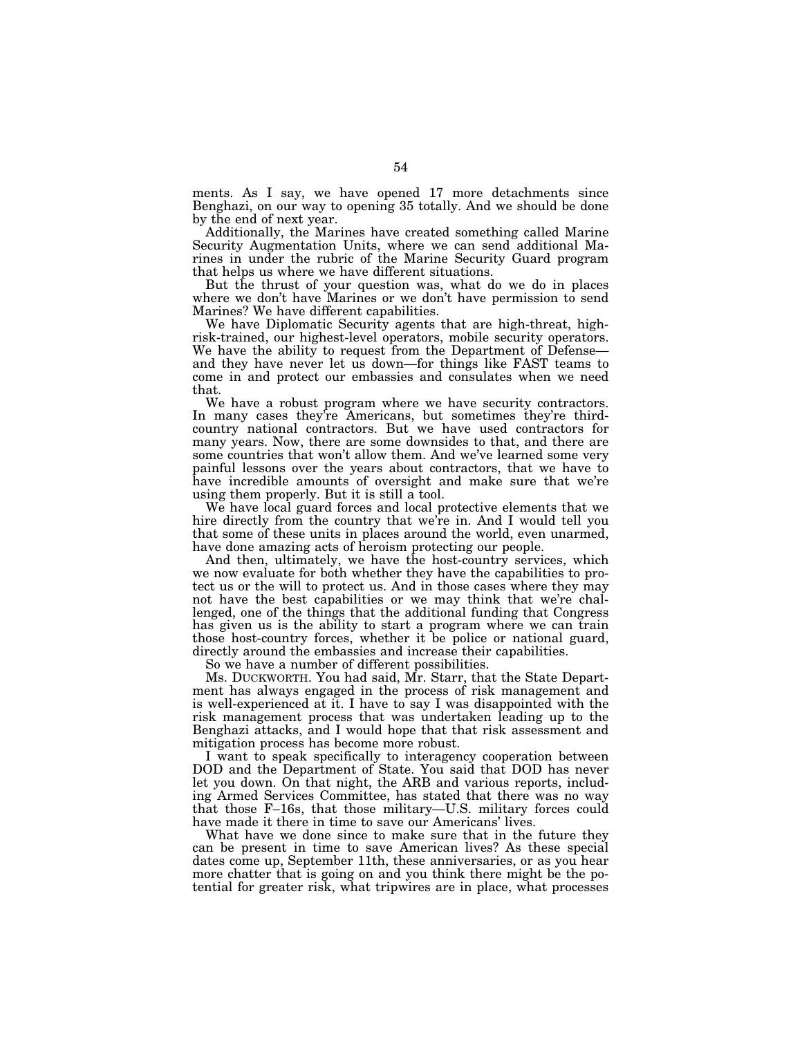ments. As I say, we have opened 17 more detachments since Benghazi, on our way to opening 35 totally. And we should be done by the end of next year.

Additionally, the Marines have created something called Marine Security Augmentation Units, where we can send additional Marines in under the rubric of the Marine Security Guard program that helps us where we have different situations.

But the thrust of your question was, what do we do in places where we don't have Marines or we don't have permission to send Marines? We have different capabilities.

We have Diplomatic Security agents that are high-threat, high-risk-trained, our highest-level operators, mobile security operators. We have the ability to request from the Department of Defense—and they have never let us down—for things like FAST teams to come in and protect our embassies and consulates when we need that.

We have a robust program where we have security contractors. In many cases they're Americans, but sometimes they're third-country national contractors. But we have used contractors for many years. Now, there are some downsides to that, and there are some countries that won't allow them. And we've learned some very painful lessons over the years about contractors, that we have to have incredible amounts of oversight and make sure that we're using them properly. But it is still a tool.

We have local guard forces and local protective elements that we hire directly from the country that we're in. And I would tell you that some of these units in places around the world, even unarmed, have done amazing acts of heroism protecting our people.

And then, ultimately, we have the host-country services, which we now evaluate for both whether they have the capabilities to protect us or the will to protect us. And in those cases where they may not have the best capabilities or we may think that we're challenged, one of the things that the additional funding that Congress has given us is the ability to start a program where we can train those host-country forces, whether it be police or national guard, directly around the embassies and increase their capabilities.

So we have a number of different possibilities.

Ms. DUCKWORTH. You had said, Mr. Starr, that the State Department has always engaged in the process of risk management and is well-experienced at it. I have to say I was disappointed with the risk management process that was undertaken leading up to the Benghazi attacks, and I would hope that that risk assessment and mitigation process has become more robust.

I want to speak specifically to interagency cooperation between DOD and the Department of State. You said that DOD has never let you down. On that night, the ARB and various reports, including Armed Services Committee, has stated that there was no way that those F–16s, that those military—U.S. military forces could have made it there in time to save our Americans' lives.

What have we done since to make sure that in the future they can be present in time to save American lives? As these special dates come up, September 11th, these anniversaries, or as you hear more chatter that is going on and you think there might be the potential for greater risk, what tripwires are in place, what processes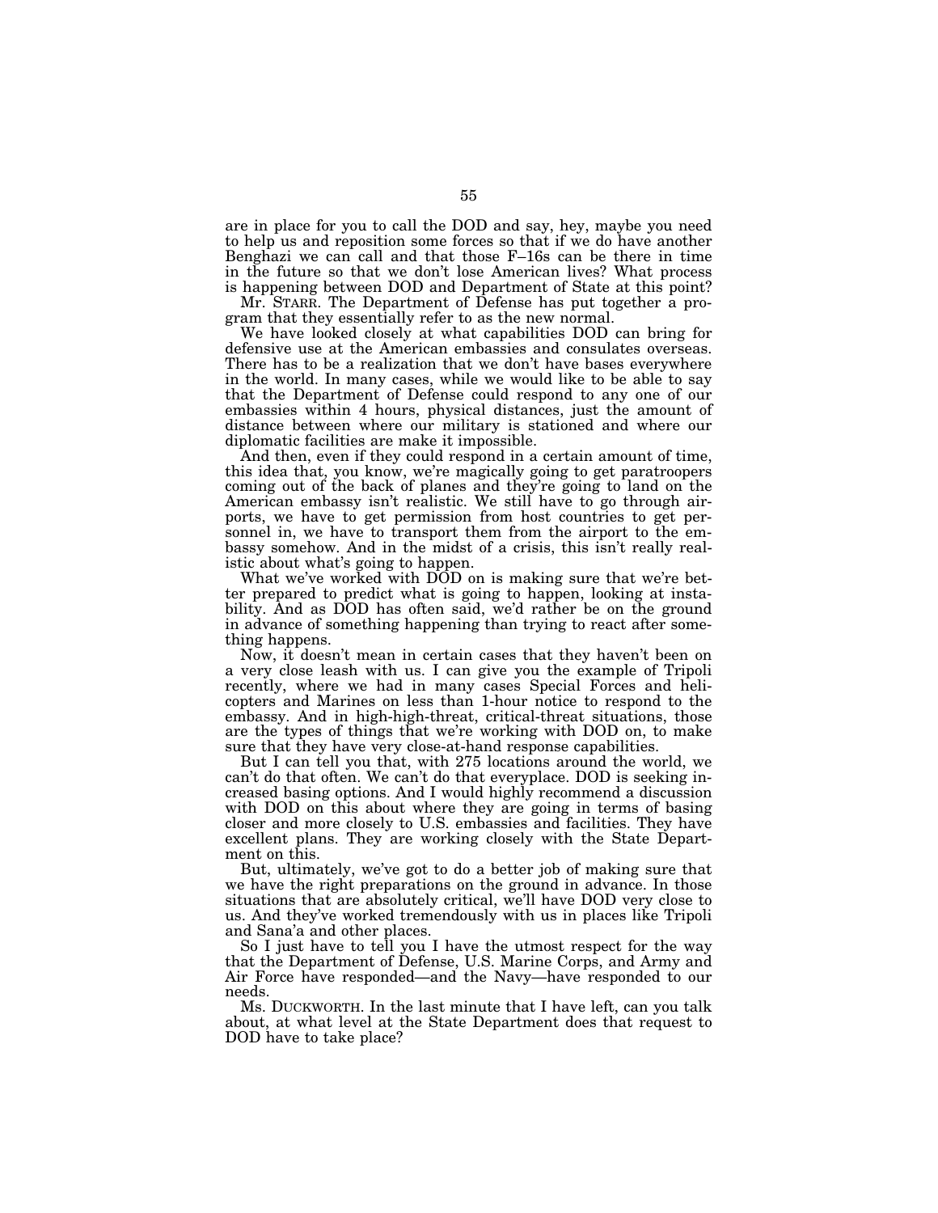are in place for you to call the DOD and say, hey, maybe you need to help us and reposition some forces so that if we do have another Benghazi we can call and that those F–16s can be there in time in the future so that we don't lose American lives? What process is happening between DOD and Department of State at this point?

Mr. STARR. The Department of Defense has put together a program that they essentially refer to as the new normal.

We have looked closely at what capabilities DOD can bring for defensive use at the American embassies and consulates overseas. There has to be a realization that we don't have bases everywhere in the world. In many cases, while we would like to be able to say that the Department of Defense could respond to any one of our embassies within 4 hours, physical distances, just the amount of distance between where our military is stationed and where our diplomatic facilities are make it impossible.

And then, even if they could respond in a certain amount of time, this idea that, you know, we're magically going to get paratroopers coming out of the back of planes and they're going to land on the American embassy isn't realistic. We still have to go through airports, we have to get permission from host countries to get personnel in, we have to transport them from the airport to the embassy somehow. And in the midst of a crisis, this isn't really realistic about what's going to happen.

What we've worked with DOD on is making sure that we're better prepared to predict what is going to happen, looking at instability. And as DOD has often said, we'd rather be on the ground in advance of something happening than trying to react after something happens.

Now, it doesn't mean in certain cases that they haven't been on a very close leash with us. I can give you the example of Tripoli recently, where we had in many cases Special Forces and helicopters and Marines on less than 1-hour notice to respond to the embassy. And in high-high-threat, critical-threat situations, those are the types of things that we're working with DOD on, to make sure that they have very close-at-hand response capabilities.

But I can tell you that, with 275 locations around the world, we can't do that often. We can't do that everyplace. DOD is seeking increased basing options. And I would highly recommend a discussion with DOD on this about where they are going in terms of basing closer and more closely to U.S. embassies and facilities. They have excellent plans. They are working closely with the State Department on this.

But, ultimately, we've got to do a better job of making sure that we have the right preparations on the ground in advance. In those situations that are absolutely critical, we'll have DOD very close to us. And they've worked tremendously with us in places like Tripoli and Sana'a and other places.

So I just have to tell you I have the utmost respect for the way that the Department of Defense, U.S. Marine Corps, and Army and Air Force have responded—and the Navy—have responded to our needs.

Ms. DUCKWORTH. In the last minute that I have left, can you talk about, at what level at the State Department does that request to DOD have to take place?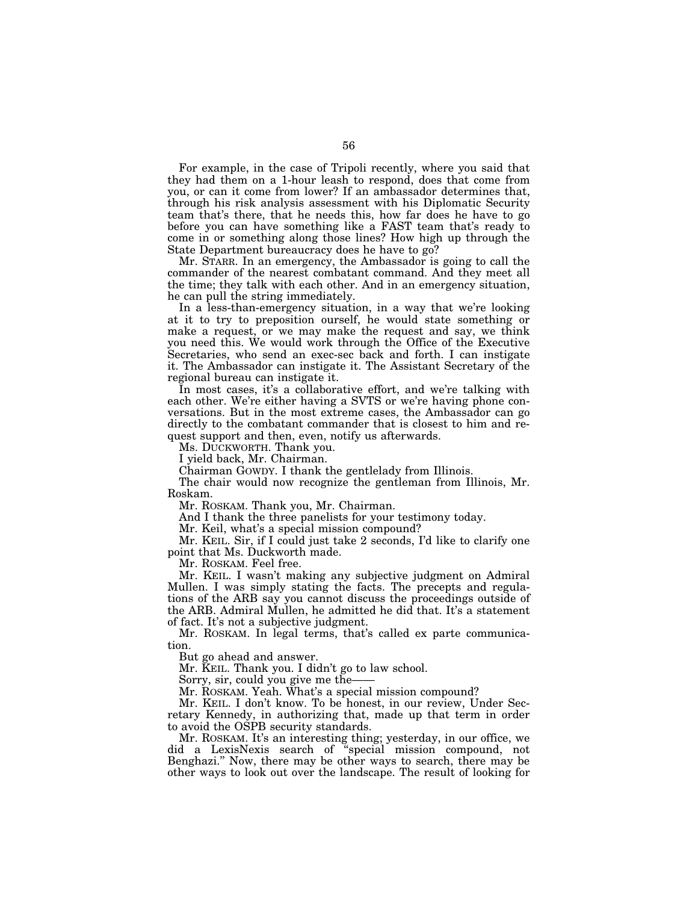For example, in the case of Tripoli recently, where you said that they had them on a 1-hour leash to respond, does that come from you, or can it come from lower? If an ambassador determines that, through his risk analysis assessment with his Diplomatic Security team that's there, that he needs this, how far does he have to go before you can have something like a FAST team that's ready to come in or something along those lines? How high up through the State Department bureaucracy does he have to go?

Mr. STARR. In an emergency, the Ambassador is going to call the commander of the nearest combatant command. And they meet all the time; they talk with each other. And in an emergency situation, he can pull the string immediately.

In a less-than-emergency situation, in a way that we're looking at it to try to preposition ourself, he would state something or make a request, or we may make the request and say, we think you need this. We would work through the Office of the Executive Secretaries, who send an exec-sec back and forth. I can instigate it. The Ambassador can instigate it. The Assistant Secretary of the regional bureau can instigate it.

In most cases, it's a collaborative effort, and we're talking with each other. We're either having a SVTS or we're having phone conversations. But in the most extreme cases, the Ambassador can go directly to the combatant commander that is closest to him and request support and then, even, notify us afterwards.

Ms. DUCKWORTH. Thank you.

I yield back, Mr. Chairman.

Chairman GOWDY. I thank the gentlelady from Illinois.

The chair would now recognize the gentleman from Illinois, Mr. Roskam.

Mr. ROSKAM. Thank you, Mr. Chairman.

And I thank the three panelists for your testimony today.

Mr. Keil, what's a special mission compound?

Mr. KEIL. Sir, if I could just take 2 seconds, I'd like to clarify one point that Ms. Duckworth made.

Mr. ROSKAM. Feel free.

Mr. KEIL. I wasn't making any subjective judgment on Admiral Mullen. I was simply stating the facts. The precepts and regulations of the ARB say you cannot discuss the proceedings outside of the ARB. Admiral Mullen, he admitted he did that. It's a statement of fact. It's not a subjective judgment.

Mr. ROSKAM. In legal terms, that's called ex parte communication.

But go ahead and answer.

Mr. KEIL. Thank you. I didn't go to law school.

Sorry, sir, could you give me the——

Mr. ROSKAM. Yeah. What's a special mission compound?

Mr. KEIL. I don't know. To be honest, in our review, Under Secretary Kennedy, in authorizing that, made up that term in order to avoid the OSPB security standards.

Mr. ROSKAM. It's an interesting thing; yesterday, in our office, we did a LexisNexis search of "special mission compound, not Benghazi." Now, there may be other ways to search, there may be other ways to look out over the landscape. The result of looking for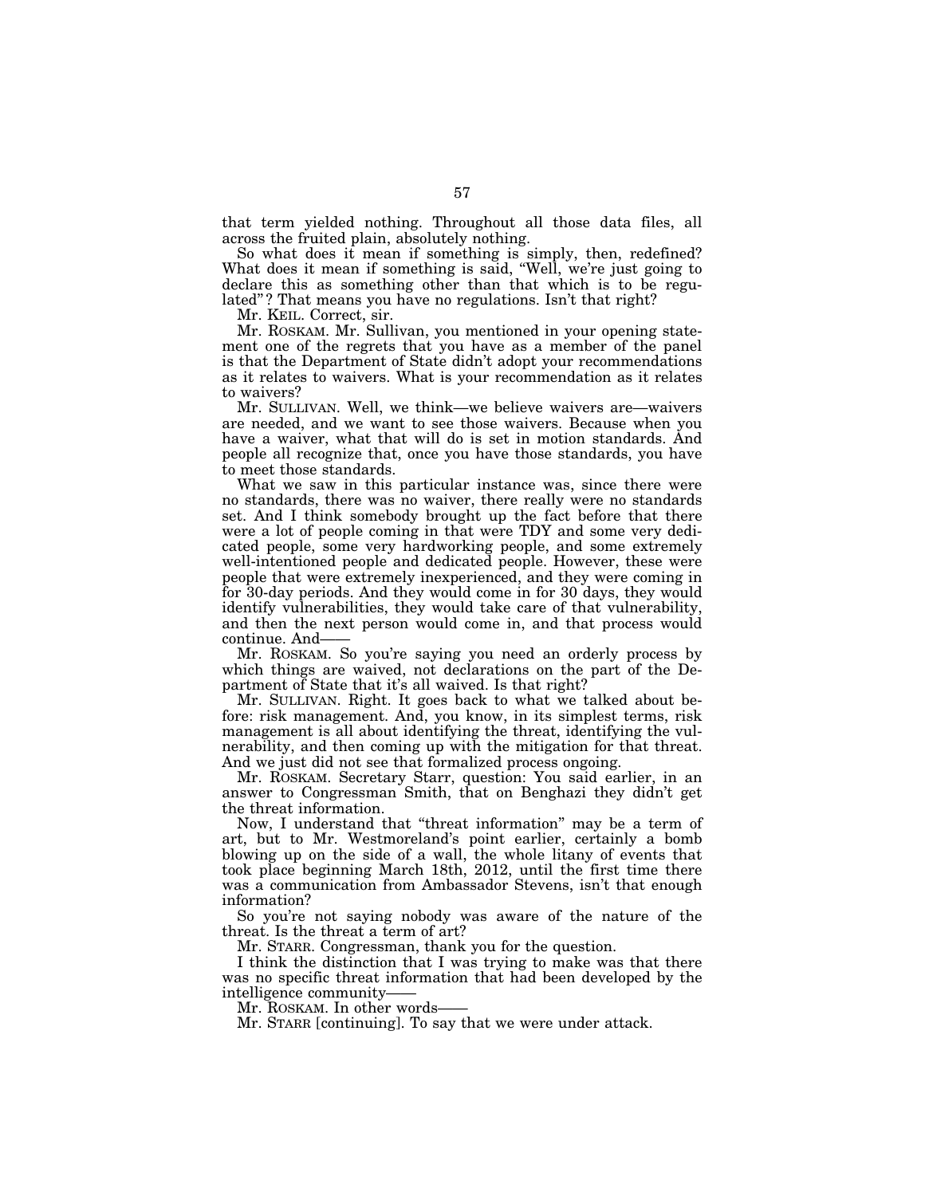that term yielded nothing. Throughout all those data files, all across the fruited plain, absolutely nothing.

So what does it mean if something is simply, then, redefined? What does it mean if something is said, "Well, we're just going to declare this as something other than that which is to be regulated"? That means you have no regulations. Isn't that right?

Mr. KEIL. Correct, sir.

Mr. ROSKAM. Mr. Sullivan, you mentioned in your opening statement one of the regrets that you have as a member of the panel is that the Department of State didn't adopt your recommendations as it relates to waivers. What is your recommendation as it relates to waivers?

Mr. SULLIVAN. Well, we think—we believe waivers are—waivers are needed, and we want to see those waivers. Because when you have a waiver, what that will do is set in motion standards. And people all recognize that, once you have those standards, you have to meet those standards.

What we saw in this particular instance was, since there were no standards, there was no waiver, there really were no standards set. And I think somebody brought up the fact before that there were a lot of people coming in that were TDY and some very dedicated people, some very hardworking people, and some extremely well-intentioned people and dedicated people. However, these were people that were extremely inexperienced, and they were coming in for 30-day periods. And they would come in for 30 days, they would identify vulnerabilities, they would take care of that vulnerability, and then the next person would come in, and that process would continue. And——

Mr. ROSKAM. So you're saying you need an orderly process by which things are waived, not declarations on the part of the Department of State that it's all waived. Is that right?

Mr. SULLIVAN. Right. It goes back to what we talked about before: risk management. And, you know, in its simplest terms, risk management is all about identifying the threat, identifying the vulnerability, and then coming up with the mitigation for that threat. And we just did not see that formalized process ongoing.

Mr. ROSKAM. Secretary Starr, question: You said earlier, in an answer to Congressman Smith, that on Benghazi they didn't get the threat information.

Now, I understand that "threat information" may be a term of art, but to Mr. Westmoreland's point earlier, certainly a bomb blowing up on the side of a wall, the whole litany of events that took place beginning March 18th, 2012, until the first time there was a communication from Ambassador Stevens, isn't that enough information?

So you're not saying nobody was aware of the nature of the threat. Is the threat a term of art?

Mr. STARR. Congressman, thank you for the question.

I think the distinction that I was trying to make was that there was no specific threat information that had been developed by the intelligence community——

Mr. ROSKAM. In other words——

Mr. STARR [continuing]. To say that we were under attack.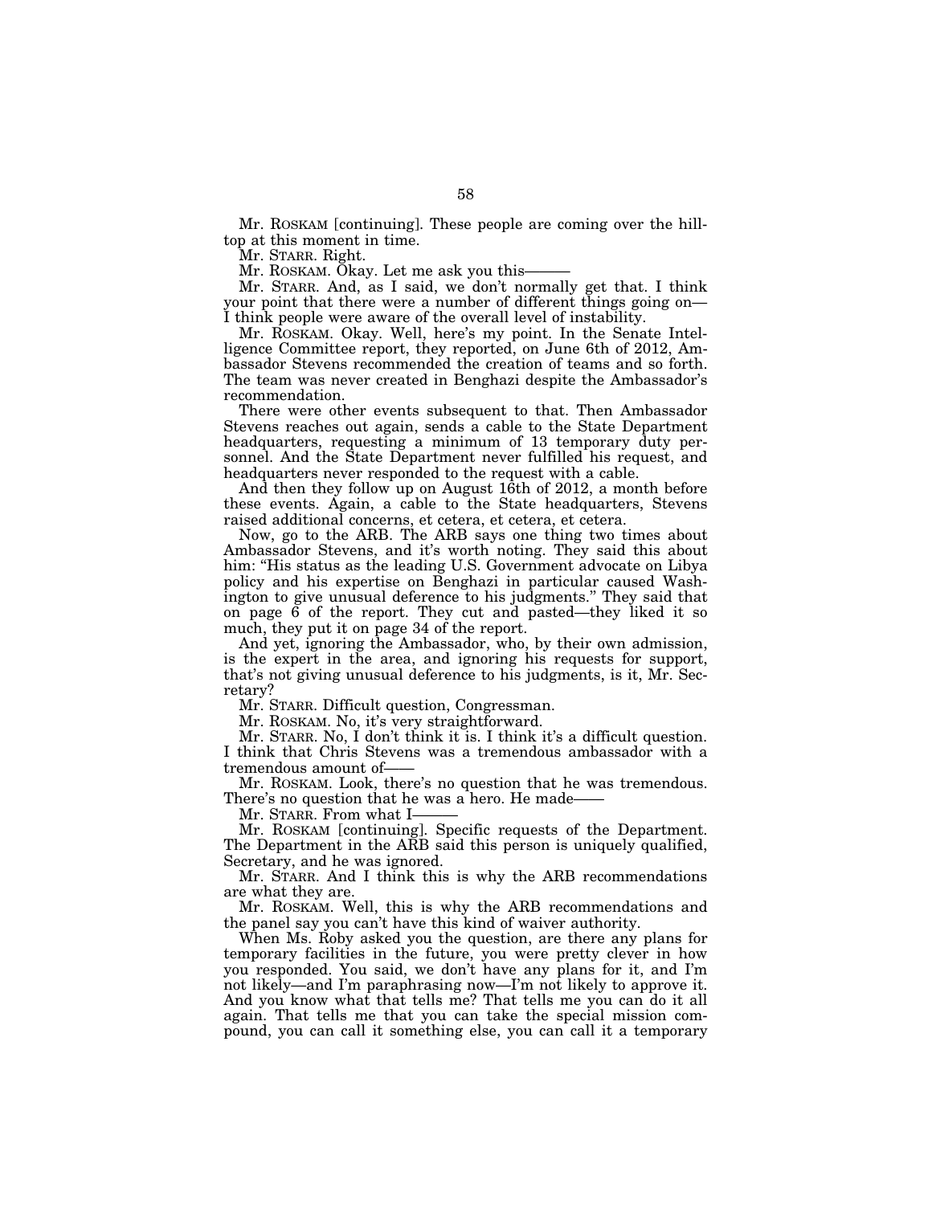Mr. ROSKAM [continuing]. These people are coming over the hilltop at this moment in time.

Mr. STARR. Right.

Mr. ROSKAM. Okay. Let me ask you this———

Mr. STARR. And, as I said, we don't normally get that. I think your point that there were a number of different things going on—I think people were aware of the overall level of instability.

Mr. ROSKAM. Okay. Well, here's my point. In the Senate Intelligence Committee report, they reported, on June 6th of 2012, Ambassador Stevens recommended the creation of teams and so forth. The team was never created in Benghazi despite the Ambassador's recommendation.

There were other events subsequent to that. Then Ambassador Stevens reaches out again, sends a cable to the State Department headquarters, requesting a minimum of 13 temporary duty personnel. And the State Department never fulfilled his request, and headquarters never responded to the request with a cable.

And then they follow up on August 16th of 2012, a month before these events. Again, a cable to the State headquarters, Stevens raised additional concerns, et cetera, et cetera, et cetera.

Now, go to the ARB. The ARB says one thing two times about Ambassador Stevens, and it's worth noting. They said this about him: "His status as the leading U.S. Government advocate on Libya policy and his expertise on Benghazi in particular caused Washington to give unusual deference to his judgments." They said that on page 6 of the report. They cut and pasted—they liked it so much, they put it on page 34 of the report.

And yet, ignoring the Ambassador, who, by their own admission, is the expert in the area, and ignoring his requests for support, that's not giving unusual deference to his judgments, is it, Mr. Secretary?

Mr. STARR. Difficult question, Congressman.

Mr. ROSKAM. No, it's very straightforward.

Mr. STARR. No, I don't think it is. I think it's a difficult question. I think that Chris Stevens was a tremendous ambassador with a tremendous amount of——

Mr. ROSKAM. Look, there's no question that he was tremendous. There's no question that he was a hero. He made——

Mr. STARR. From what I———

Mr. ROSKAM [continuing]. Specific requests of the Department. The Department in the ARB said this person is uniquely qualified, Secretary, and he was ignored.

Mr. STARR. And I think this is why the ARB recommendations are what they are.

Mr. ROSKAM. Well, this is why the ARB recommendations and the panel say you can't have this kind of waiver authority.

When Ms. Roby asked you the question, are there any plans for temporary facilities in the future, you were pretty clever in how you responded. You said, we don't have any plans for it, and I'm not likely—and I'm paraphrasing now—I'm not likely to approve it. And you know what that tells me? That tells me you can do it all again. That tells me that you can take the special mission compound, you can call it something else, you can call it a temporary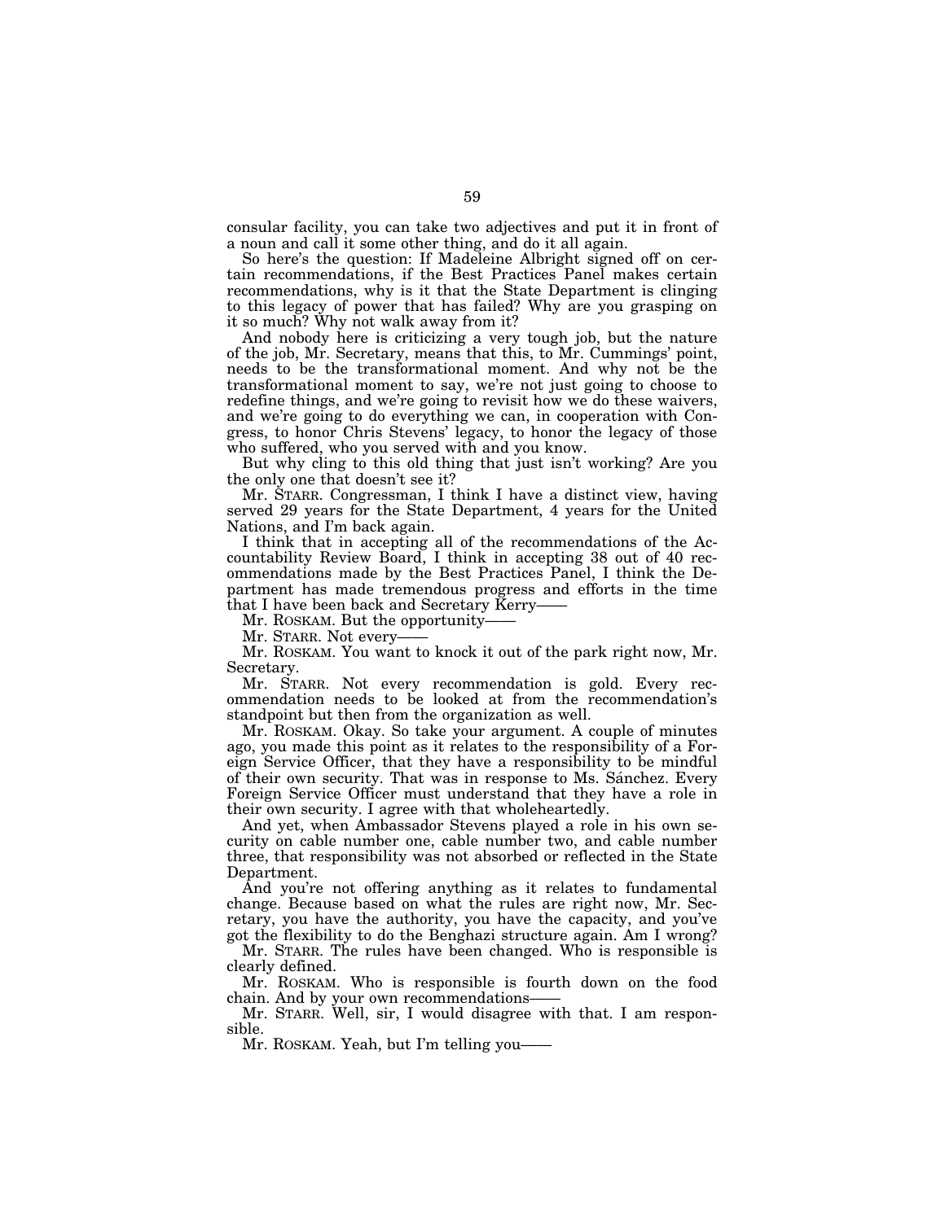consular facility, you can take two adjectives and put it in front of a noun and call it some other thing, and do it all again.

So here's the question: If Madeleine Albright signed off on certain recommendations, if the Best Practices Panel makes certain recommendations, why is it that the State Department is clinging to this legacy of power that has failed? Why are you grasping on it so much? Why not walk away from it?

And nobody here is criticizing a very tough job, but the nature of the job, Mr. Secretary, means that this, to Mr. Cummings' point, needs to be the transformational moment. And why not be the transformational moment to say, we're not just going to choose to redefine things, and we're going to revisit how we do these waivers, and we're going to do everything we can, in cooperation with Congress, to honor Chris Stevens' legacy, to honor the legacy of those who suffered, who you served with and you know.

But why cling to this old thing that just isn't working? Are you the only one that doesn't see it?

Mr. STARR. Congressman, I think I have a distinct view, having served 29 years for the State Department, 4 years for the United Nations, and I'm back again.

I think that in accepting all of the recommendations of the Accountability Review Board, I think in accepting 38 out of 40 recommendations made by the Best Practices Panel, I think the Department has made tremendous progress and efforts in the time that I have been back and Secretary Kerry——

Mr. ROSKAM. But the opportunity——

Mr. STARR. Not every——

Mr. ROSKAM. You want to knock it out of the park right now, Mr. Secretary.

Mr. STARR. Not every recommendation is gold. Every recommendation needs to be looked at from the recommendation's standpoint but then from the organization as well.

Mr. ROSKAM. Okay. So take your argument. A couple of minutes ago, you made this point as it relates to the responsibility of a Foreign Service Officer, that they have a responsibility to be mindful of their own security. That was in response to Ms. Sánchez. Every Foreign Service Officer must understand that they have a role in their own security. I agree with that wholeheartedly.

And yet, when Ambassador Stevens played a role in his own security on cable number one, cable number two, and cable number three, that responsibility was not absorbed or reflected in the State Department.

And you're not offering anything as it relates to fundamental change. Because based on what the rules are right now, Mr. Secretary, you have the authority, you have the capacity, and you've got the flexibility to do the Benghazi structure again. Am I wrong?

Mr. STARR. The rules have been changed. Who is responsible is clearly defined.

Mr. ROSKAM. Who is responsible is fourth down on the food chain. And by your own recommendations——

Mr. STARR. Well, sir, I would disagree with that. I am responsible.

Mr. ROSKAM. Yeah, but I'm telling you——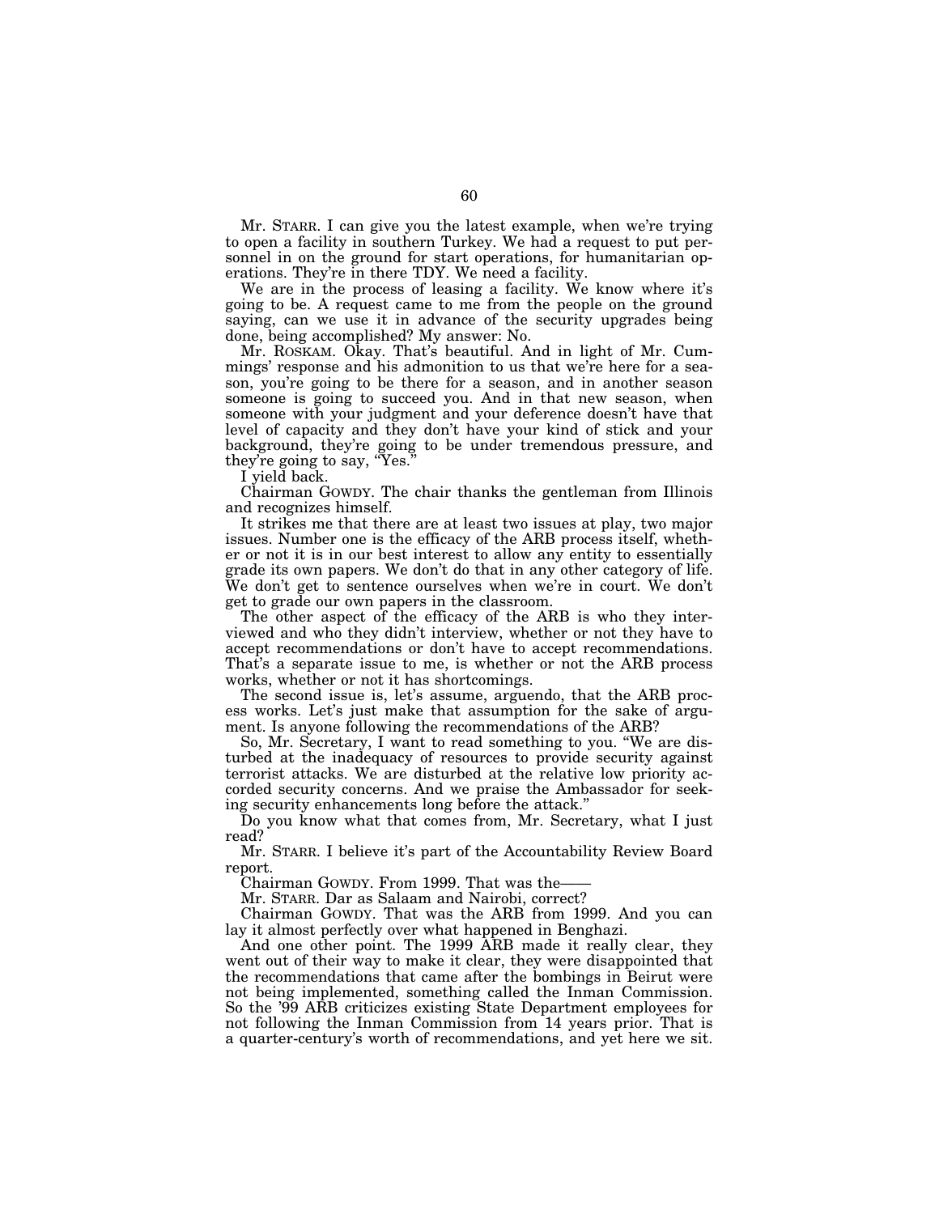Mr. STARR. I can give you the latest example, when we're trying to open a facility in southern Turkey. We had a request to put personnel in on the ground for start operations, for humanitarian operations. They're in there TDY. We need a facility.

We are in the process of leasing a facility. We know where it's going to be. A request came to me from the people on the ground saying, can we use it in advance of the security upgrades being done, being accomplished? My answer: No.

Mr. ROSKAM. Okay. That's beautiful. And in light of Mr. Cummings' response and his admonition to us that we're here for a season, you're going to be there for a season, and in another season someone is going to succeed you. And in that new season, when someone with your judgment and your deference doesn't have that level of capacity and they don't have your kind of stick and your background, they're going to be under tremendous pressure, and they're going to say, "Yes."

I yield back.

Chairman GOWDY. The chair thanks the gentleman from Illinois and recognizes himself.

It strikes me that there are at least two issues at play, two major issues. Number one is the efficacy of the ARB process itself, whether or not it is in our best interest to allow any entity to essentially grade its own papers. We don't do that in any other category of life. We don't get to sentence ourselves when we're in court. We don't get to grade our own papers in the classroom.

The other aspect of the efficacy of the ARB is who they interviewed and who they didn't interview, whether or not they have to accept recommendations or don't have to accept recommendations. That's a separate issue to me, is whether or not the ARB process works, whether or not it has shortcomings.

The second issue is, let's assume, arguendo, that the ARB process works. Let's just make that assumption for the sake of argument. Is anyone following the recommendations of the ARB?

So, Mr. Secretary, I want to read something to you. "We are disturbed at the inadequacy of resources to provide security against terrorist attacks. We are disturbed at the relative low priority accorded security concerns. And we praise the Ambassador for seeking security enhancements long before the attack."

Do you know what that comes from, Mr. Secretary, what I just read?

Mr. STARR. I believe it's part of the Accountability Review Board report.

Chairman GOWDY. From 1999. That was the——

Mr. STARR. Dar as Salaam and Nairobi, correct?

Chairman GOWDY. That was the ARB from 1999. And you can lay it almost perfectly over what happened in Benghazi.

And one other point. The 1999 ARB made it really clear, they went out of their way to make it clear, they were disappointed that the recommendations that came after the bombings in Beirut were not being implemented, something called the Inman Commission. So the '99 ARB criticizes existing State Department employees for not following the Inman Commission from 14 years prior. That is a quarter-century's worth of recommendations, and yet here we sit.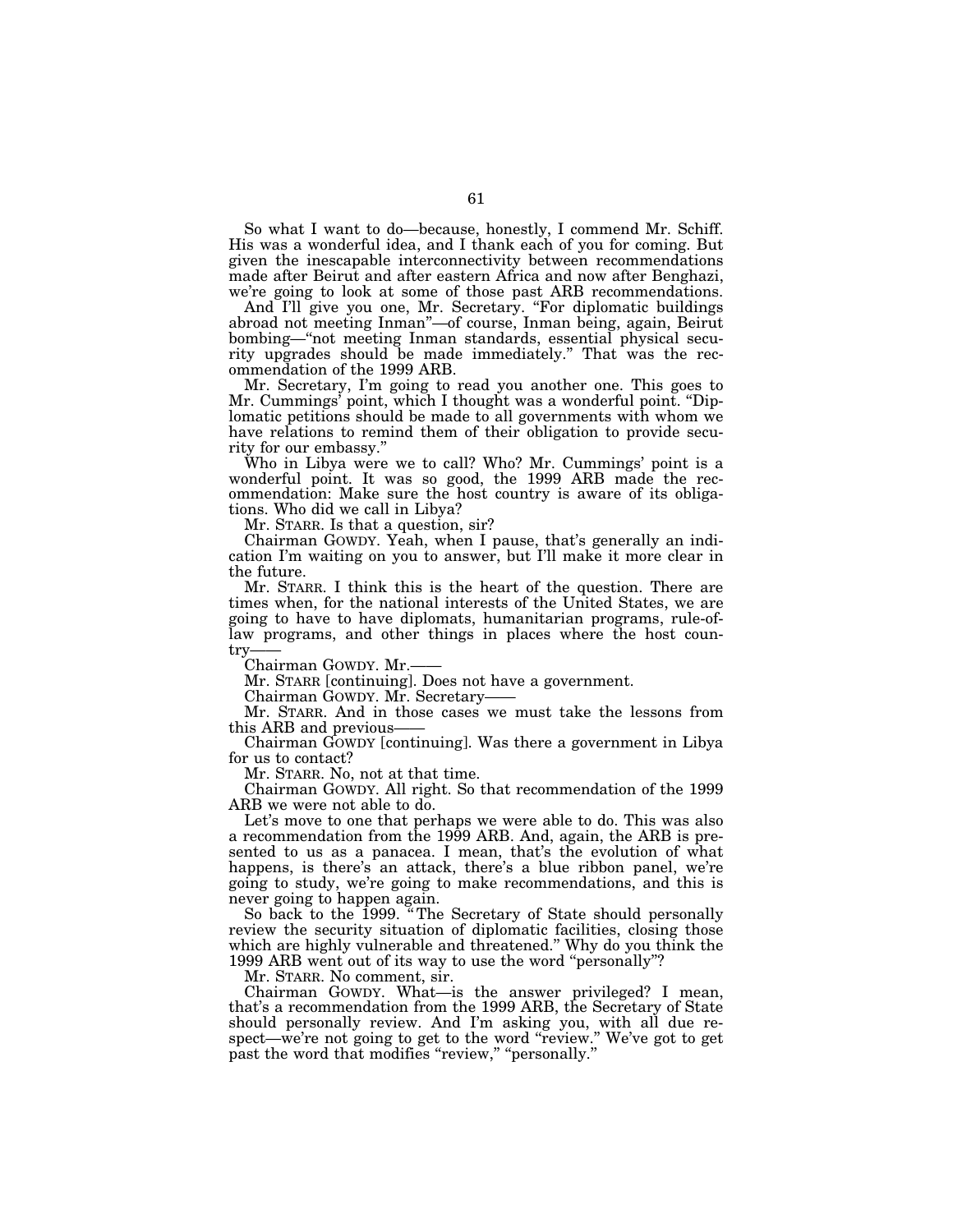So what I want to do—because, honestly, I commend Mr. Schiff. His was a wonderful idea, and I thank each of you for coming. But given the inescapable interconnectivity between recommendations made after Beirut and after eastern Africa and now after Benghazi, we're going to look at some of those past ARB recommendations.

And I'll give you one, Mr. Secretary. "For diplomatic buildings abroad not meeting Inman"—of course, Inman being, again, Beirut bombing—"not meeting Inman standards, essential physical security upgrades should be made immediately." That was the recommendation of the 1999 ARB.

Mr. Secretary, I'm going to read you another one. This goes to Mr. Cummings' point, which I thought was a wonderful point. "Diplomatic petitions should be made to all governments with whom we have relations to remind them of their obligation to provide security for our embassy."

Who in Libya were we to call? Who? Mr. Cummings' point is a wonderful point. It was so good, the 1999 ARB made the recommendation: Make sure the host country is aware of its obligations. Who did we call in Libya?

Mr. STARR. Is that a question, sir?

Chairman GOWDY. Yeah, when I pause, that's generally an indication I'm waiting on you to answer, but I'll make it more clear in the future.

Mr. STARR. I think this is the heart of the question. There are times when, for the national interests of the United States, we are going to have to have diplomats, humanitarian programs, rule-of-law programs, and other things in places where the host country——

Chairman GOWDY. Mr.——

Mr. STARR [continuing]. Does not have a government.

Chairman GOWDY. Mr. Secretary——

Mr. STARR. And in those cases we must take the lessons from this ARB and previous——

Chairman GOWDY [continuing]. Was there a government in Libya for us to contact?

Mr. STARR. No, not at that time.

Chairman GOWDY. All right. So that recommendation of the 1999 ARB we were not able to do.

Let's move to one that perhaps we were able to do. This was also a recommendation from the 1999 ARB. And, again, the ARB is presented to us as a panacea. I mean, that's the evolution of what happens, is there's an attack, there's a blue ribbon panel, we're going to study, we're going to make recommendations, and this is never going to happen again.

So back to the 1999. "The Secretary of State should personally review the security situation of diplomatic facilities, closing those which are highly vulnerable and threatened." Why do you think the 1999 ARB went out of its way to use the word "personally"?

Mr. STARR. No comment, sir.

Chairman GOWDY. What—is the answer privileged? I mean, that's a recommendation from the 1999 ARB, the Secretary of State should personally review. And I'm asking you, with all due respect—we're not going to get to the word "review." We've got to get past the word that modifies "review," "personally."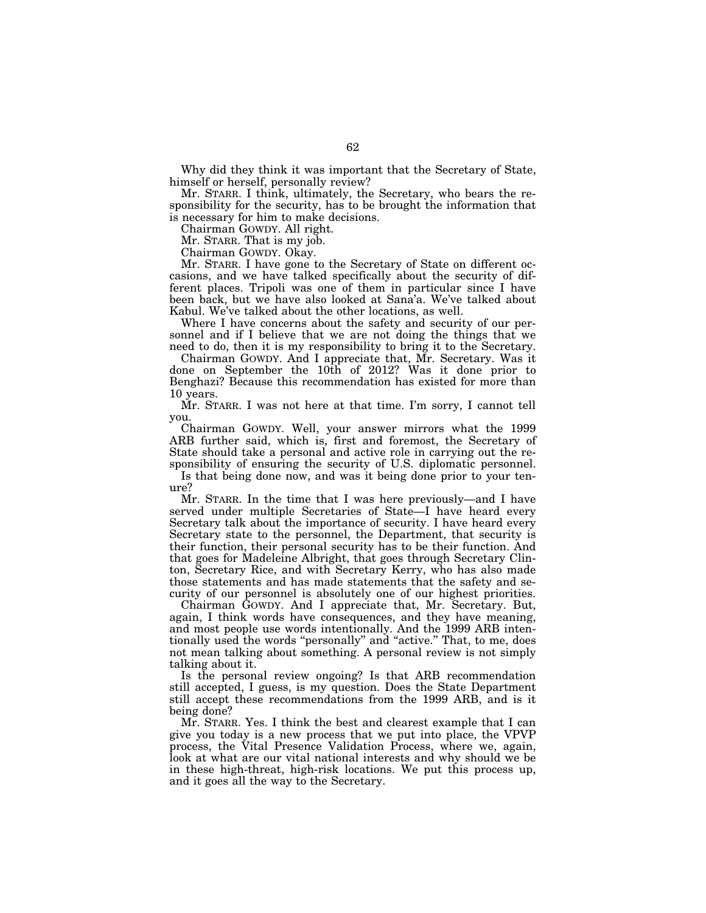Why did they think it was important that the Secretary of State, himself or herself, personally review?

Mr. STARR. I think, ultimately, the Secretary, who bears the responsibility for the security, has to be brought the information that is necessary for him to make decisions.

Chairman GOWDY. All right.

Mr. STARR. That is my job.

Chairman GOWDY. Okay.

Mr. STARR. I have gone to the Secretary of State on different occasions, and we have talked specifically about the security of different places. Tripoli was one of them in particular since I have been back, but we have also looked at Sana'a. We've talked about Kabul. We've talked about the other locations, as well.

Where I have concerns about the safety and security of our personnel and if I believe that we are not doing the things that we need to do, then it is my responsibility to bring it to the Secretary.

Chairman GOWDY. And I appreciate that, Mr. Secretary. Was it done on September the 10th of 2012? Was it done prior to Benghazi? Because this recommendation has existed for more than 10 years.

Mr. STARR. I was not here at that time. I'm sorry, I cannot tell you.

Chairman GOWDY. Well, your answer mirrors what the 1999 ARB further said, which is, first and foremost, the Secretary of State should take a personal and active role in carrying out the responsibility of ensuring the security of U.S. diplomatic personnel.

Is that being done now, and was it being done prior to your tenure?

Mr. STARR. In the time that I was here previously—and I have served under multiple Secretaries of State—I have heard every Secretary talk about the importance of security. I have heard every Secretary state to the personnel, the Department, that security is their function, their personal security has to be their function. And that goes for Madeleine Albright, that goes through Secretary Clinton, Secretary Rice, and with Secretary Kerry, who has also made those statements and has made statements that the safety and security of our personnel is absolutely one of our highest priorities.

Chairman GOWDY. And I appreciate that, Mr. Secretary. But, again, I think words have consequences, and they have meaning, and most people use words intentionally. And the 1999 ARB intentionally used the words "personally" and "active." That, to me, does not mean talking about something. A personal review is not simply talking about it.

Is the personal review ongoing? Is that ARB recommendation still accepted, I guess, is my question. Does the State Department still accept these recommendations from the 1999 ARB, and is it being done?

Mr. STARR. Yes. I think the best and clearest example that I can give you today is a new process that we put into place, the VPVP process, the Vital Presence Validation Process, where we, again, look at what are our vital national interests and why should we be in these high-threat, high-risk locations. We put this process up, and it goes all the way to the Secretary.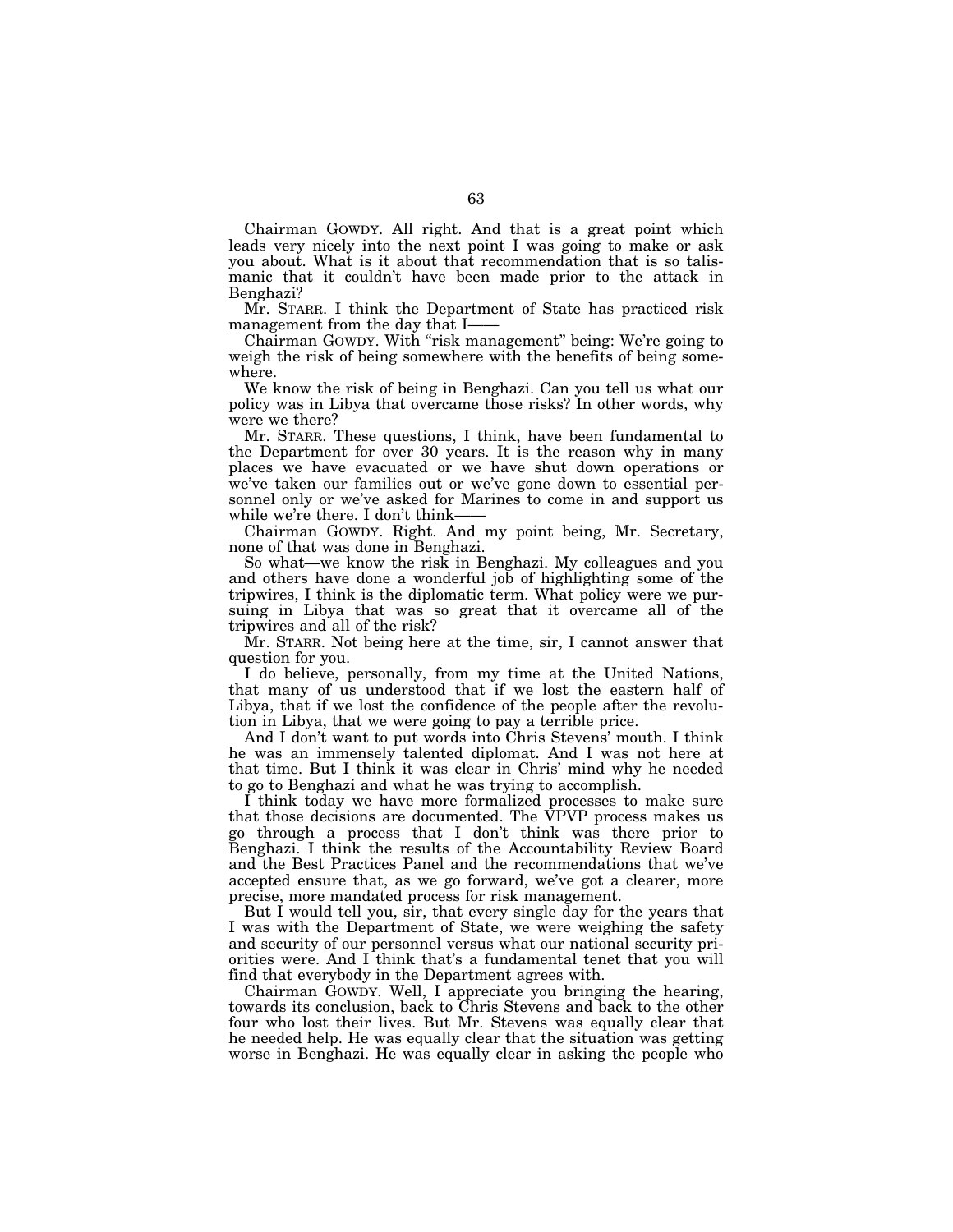Chairman GOWDY. All right. And that is a great point which leads very nicely into the next point I was going to make or ask you about. What is it about that recommendation that is so talismanic that it couldn't have been made prior to the attack in Benghazi?

Mr. STARR. I think the Department of State has practiced risk management from the day that I——

Chairman GOWDY. With "risk management" being: We're going to weigh the risk of being somewhere with the benefits of being somewhere.

We know the risk of being in Benghazi. Can you tell us what our policy was in Libya that overcame those risks? In other words, why were we there?

Mr. STARR. These questions, I think, have been fundamental to the Department for over 30 years. It is the reason why in many places we have evacuated or we have shut down operations or we've taken our families out or we've gone down to essential personnel only or we've asked for Marines to come in and support us while we're there. I don't think——

Chairman GOWDY. Right. And my point being, Mr. Secretary, none of that was done in Benghazi.

So what—we know the risk in Benghazi. My colleagues and you and others have done a wonderful job of highlighting some of the tripwires, I think is the diplomatic term. What policy were we pursuing in Libya that was so great that it overcame all of the tripwires and all of the risk?

Mr. STARR. Not being here at the time, sir, I cannot answer that question for you.

I do believe, personally, from my time at the United Nations, that many of us understood that if we lost the eastern half of Libya, that if we lost the confidence of the people after the revolution in Libya, that we were going to pay a terrible price.

And I don't want to put words into Chris Stevens' mouth. I think he was an immensely talented diplomat. And I was not here at that time. But I think it was clear in Chris' mind why he needed to go to Benghazi and what he was trying to accomplish.

I think today we have more formalized processes to make sure that those decisions are documented. The VPVP process makes us go through a process that I don't think was there prior to Benghazi. I think the results of the Accountability Review Board and the Best Practices Panel and the recommendations that we've accepted ensure that, as we go forward, we've got a clearer, more precise, more mandated process for risk management.

But I would tell you, sir, that every single day for the years that I was with the Department of State, we were weighing the safety and security of our personnel versus what our national security priorities were. And I think that's a fundamental tenet that you will find that everybody in the Department agrees with.

Chairman GOWDY. Well, I appreciate you bringing the hearing, towards its conclusion, back to Chris Stevens and back to the other four who lost their lives. But Mr. Stevens was equally clear that he needed help. He was equally clear that the situation was getting worse in Benghazi. He was equally clear in asking the people who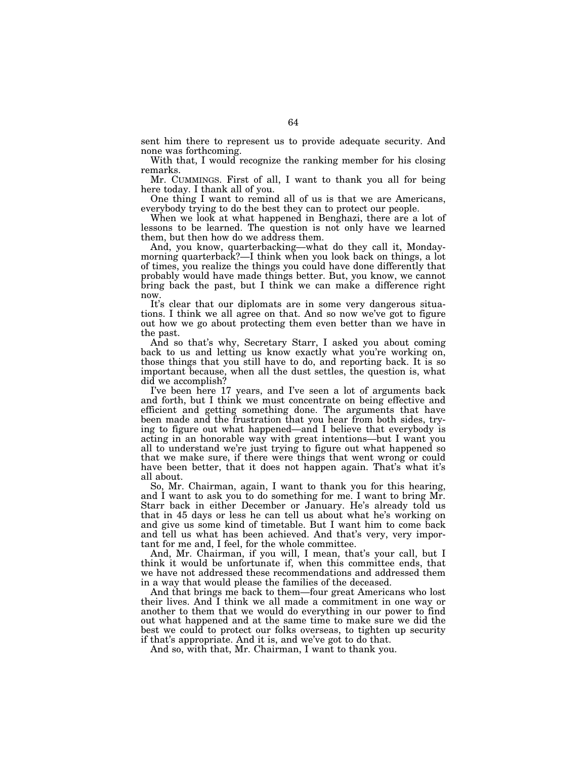sent him there to represent us to provide adequate security. And none was forthcoming.

With that, I would recognize the ranking member for his closing remarks.

Mr. CUMMINGS. First of all, I want to thank you all for being here today. I thank all of you.

One thing I want to remind all of us is that we are Americans, everybody trying to do the best they can to protect our people.

When we look at what happened in Benghazi, there are a lot of lessons to be learned. The question is not only have we learned them, but then how do we address them.

And, you know, quarterbacking—what do they call it, Monday-morning quarterback?—I think when you look back on things, a lot of times, you realize the things you could have done differently that probably would have made things better. But, you know, we cannot bring back the past, but I think we can make a difference right now.

It's clear that our diplomats are in some very dangerous situations. I think we all agree on that. And so now we've got to figure out how we go about protecting them even better than we have in the past.

And so that's why, Secretary Starr, I asked you about coming back to us and letting us know exactly what you're working on, those things that you still have to do, and reporting back. It is so important because, when all the dust settles, the question is, what did we accomplish?

I've been here 17 years, and I've seen a lot of arguments back and forth, but I think we must concentrate on being effective and efficient and getting something done. The arguments that have been made and the frustration that you hear from both sides, trying to figure out what happened—and I believe that everybody is acting in an honorable way with great intentions—but I want you all to understand we're just trying to figure out what happened so that we make sure, if there were things that went wrong or could have been better, that it does not happen again. That's what it's all about.

So, Mr. Chairman, again, I want to thank you for this hearing, and I want to ask you to do something for me. I want to bring Mr. Starr back in either December or January. He's already told us that in 45 days or less he can tell us about what he's working on and give us some kind of timetable. But I want him to come back and tell us what has been achieved. And that's very, very important for me and, I feel, for the whole committee.

And, Mr. Chairman, if you will, I mean, that's your call, but I think it would be unfortunate if, when this committee ends, that we have not addressed these recommendations and addressed them in a way that would please the families of the deceased.

And that brings me back to them—four great Americans who lost their lives. And I think we all made a commitment in one way or another to them that we would do everything in our power to find out what happened and at the same time to make sure we did the best we could to protect our folks overseas, to tighten up security if that's appropriate. And it is, and we've got to do that.

And so, with that, Mr. Chairman, I want to thank you.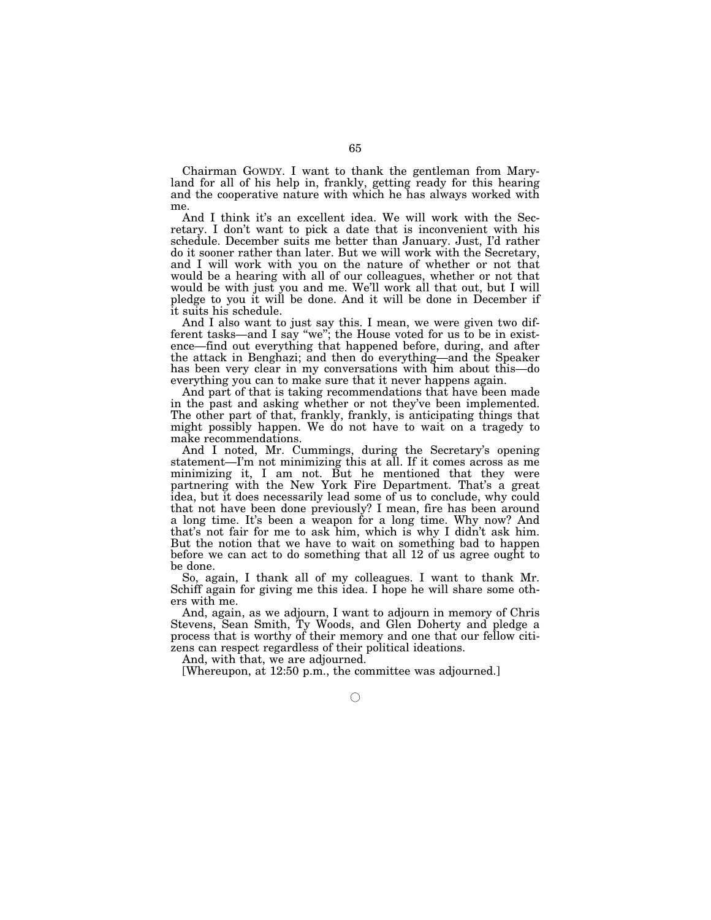Chairman GOWDY. I want to thank the gentleman from Maryland for all of his help in, frankly, getting ready for this hearing and the cooperative nature with which he has always worked with me.

And I think it's an excellent idea. We will work with the Secretary. I don't want to pick a date that is inconvenient with his schedule. December suits me better than January. Just, I'd rather do it sooner rather than later. But we will work with the Secretary, and I will work with you on the nature of whether or not that would be a hearing with all of our colleagues, whether or not that would be with just you and me. We'll work all that out, but I will pledge to you it will be done. And it will be done in December if it suits his schedule.

And I also want to just say this. I mean, we were given two different tasks—and I say "we"; the House voted for us to be in existence—find out everything that happened before, during, and after the attack in Benghazi; and then do everything—and the Speaker has been very clear in my conversations with him about this—do everything you can to make sure that it never happens again.

And part of that is taking recommendations that have been made in the past and asking whether or not they've been implemented. The other part of that, frankly, frankly, is anticipating things that might possibly happen. We do not have to wait on a tragedy to make recommendations.

And I noted, Mr. Cummings, during the Secretary's opening statement—I'm not minimizing this at all. If it comes across as me minimizing it, I am not. But he mentioned that they were partnering with the New York Fire Department. That's a great idea, but it does necessarily lead some of us to conclude, why could that not have been done previously? I mean, fire has been around a long time. It's been a weapon for a long time. Why now? And that's not fair for me to ask him, which is why I didn't ask him. But the notion that we have to wait on something bad to happen before we can act to do something that all 12 of us agree ought to be done.

So, again, I thank all of my colleagues. I want to thank Mr. Schiff again for giving me this idea. I hope he will share some others with me.

And, again, as we adjourn, I want to adjourn in memory of Chris Stevens, Sean Smith, Ty Woods, and Glen Doherty and pledge a process that is worthy of their memory and one that our fellow citizens can respect regardless of their political ideations.

And, with that, we are adjourned.

[Whereupon, at 12:50 p.m., the committee was adjourned.]